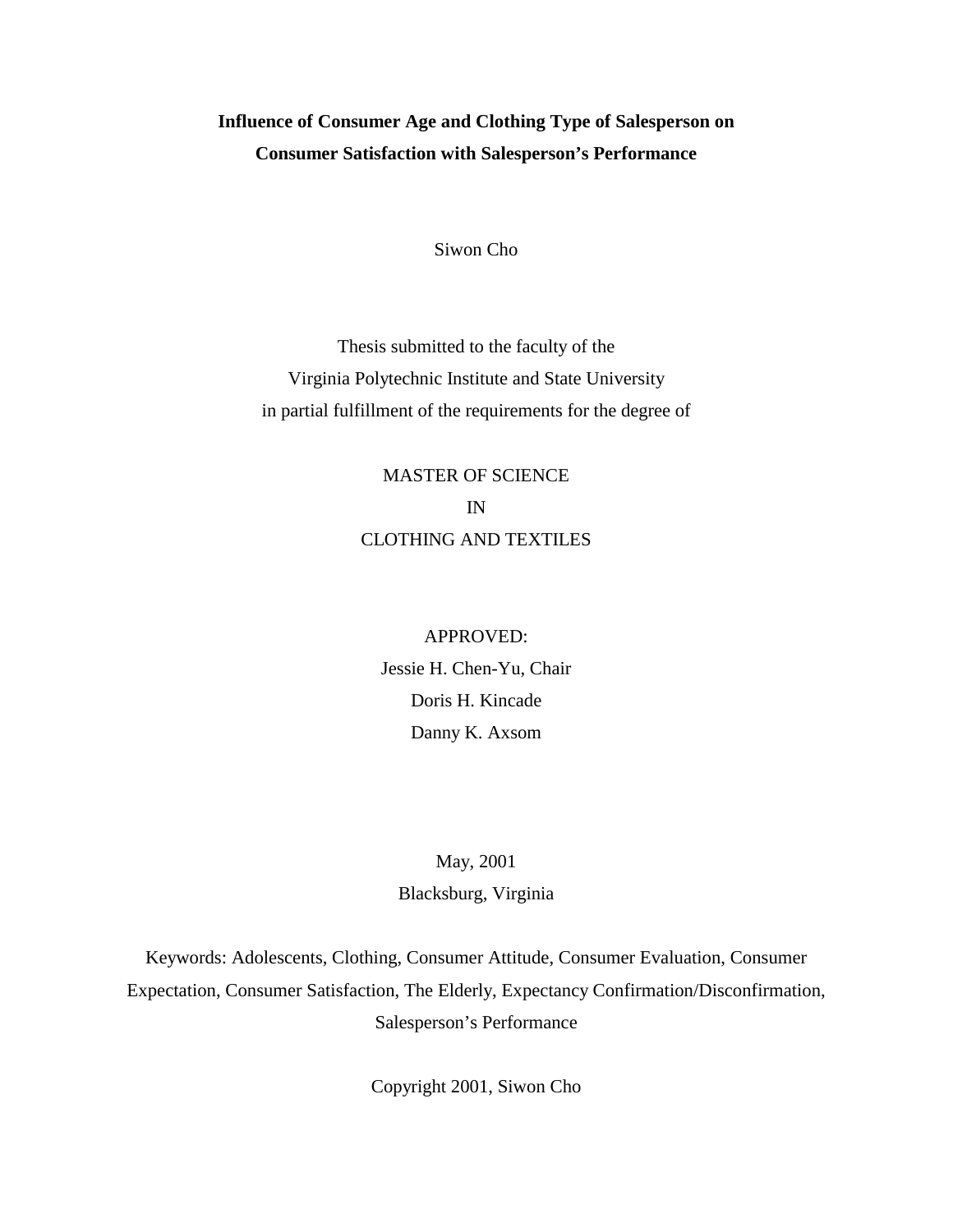# Influence of Consumer Age and Clothing Type of Salesperson on Consumer Satisfaction with Salesperson's Performance

Siwon Cho

Thesis submitted to the faculty of the
Virginia Polytechnic Institute and State University
in partial fulfillment of the requirements for the degree of

MASTER OF SCIENCE
IN
CLOTHING AND TEXTILES

APPROVED:
Jessie H. Chen-Yu, Chair
Doris H. Kincade
Danny K. Axsom

May, 2001
Blacksburg, Virginia

Keywords: Adolescents, Clothing, Consumer Attitude, Consumer Evaluation, Consumer Expectation, Consumer Satisfaction, The Elderly, Expectancy Confirmation/Disconfirmation, Salesperson's Performance

Copyright 2001, Siwon Cho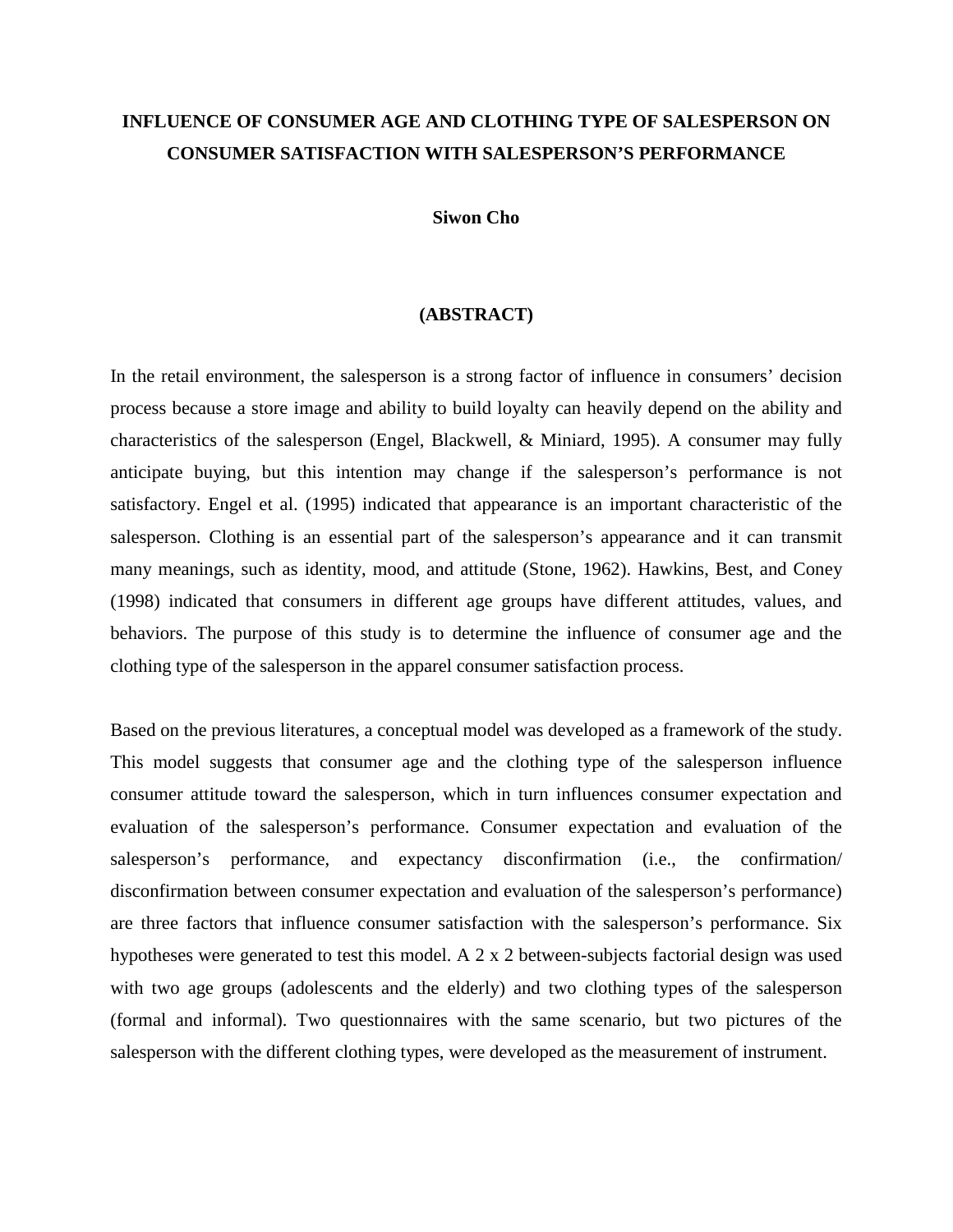# INFLUENCE OF CONSUMER AGE AND CLOTHING TYPE OF SALESPERSON ON CONSUMER SATISFACTION WITH SALESPERSON'S PERFORMANCE

**Siwon Cho**

## (ABSTRACT)

In the retail environment, the salesperson is a strong factor of influence in consumers' decision process because a store image and ability to build loyalty can heavily depend on the ability and characteristics of the salesperson (Engel, Blackwell, & Miniard, 1995). A consumer may fully anticipate buying, but this intention may change if the salesperson's performance is not satisfactory. Engel et al. (1995) indicated that appearance is an important characteristic of the salesperson. Clothing is an essential part of the salesperson's appearance and it can transmit many meanings, such as identity, mood, and attitude (Stone, 1962). Hawkins, Best, and Coney (1998) indicated that consumers in different age groups have different attitudes, values, and behaviors. The purpose of this study is to determine the influence of consumer age and the clothing type of the salesperson in the apparel consumer satisfaction process.

Based on the previous literatures, a conceptual model was developed as a framework of the study. This model suggests that consumer age and the clothing type of the salesperson influence consumer attitude toward the salesperson, which in turn influences consumer expectation and evaluation of the salesperson's performance. Consumer expectation and evaluation of the salesperson's performance, and expectancy disconfirmation (i.e., the confirmation/ disconfirmation between consumer expectation and evaluation of the salesperson's performance) are three factors that influence consumer satisfaction with the salesperson's performance. Six hypotheses were generated to test this model. A 2 x 2 between-subjects factorial design was used with two age groups (adolescents and the elderly) and two clothing types of the salesperson (formal and informal). Two questionnaires with the same scenario, but two pictures of the salesperson with the different clothing types, were developed as the measurement of instrument.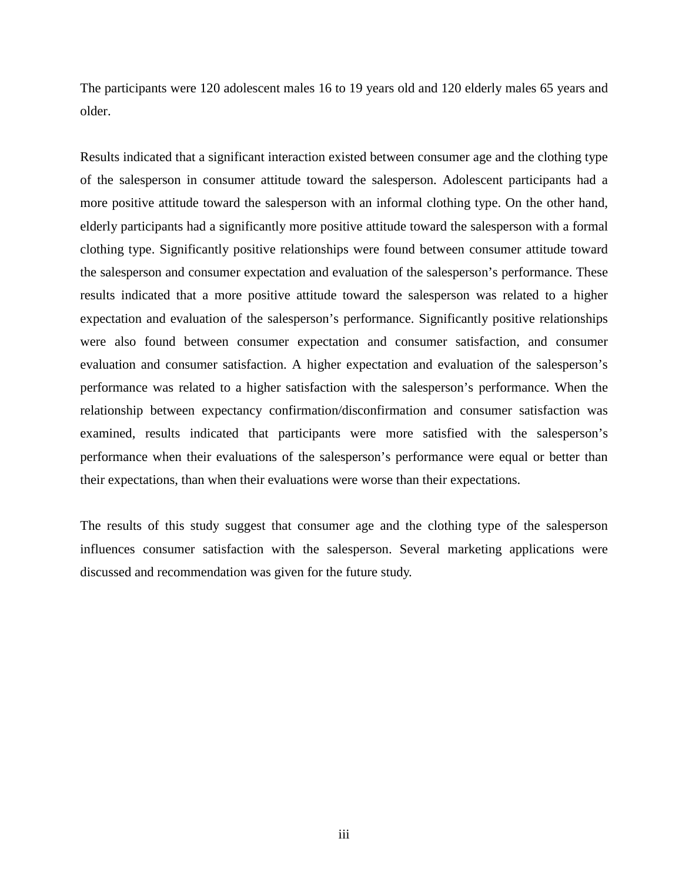The participants were 120 adolescent males 16 to 19 years old and 120 elderly males 65 years and older.

Results indicated that a significant interaction existed between consumer age and the clothing type of the salesperson in consumer attitude toward the salesperson. Adolescent participants had a more positive attitude toward the salesperson with an informal clothing type. On the other hand, elderly participants had a significantly more positive attitude toward the salesperson with a formal clothing type. Significantly positive relationships were found between consumer attitude toward the salesperson and consumer expectation and evaluation of the salesperson's performance. These results indicated that a more positive attitude toward the salesperson was related to a higher expectation and evaluation of the salesperson's performance. Significantly positive relationships were also found between consumer expectation and consumer satisfaction, and consumer evaluation and consumer satisfaction. A higher expectation and evaluation of the salesperson's performance was related to a higher satisfaction with the salesperson's performance. When the relationship between expectancy confirmation/disconfirmation and consumer satisfaction was examined, results indicated that participants were more satisfied with the salesperson's performance when their evaluations of the salesperson's performance were equal or better than their expectations, than when their evaluations were worse than their expectations.

The results of this study suggest that consumer age and the clothing type of the salesperson influences consumer satisfaction with the salesperson. Several marketing applications were discussed and recommendation was given for the future study.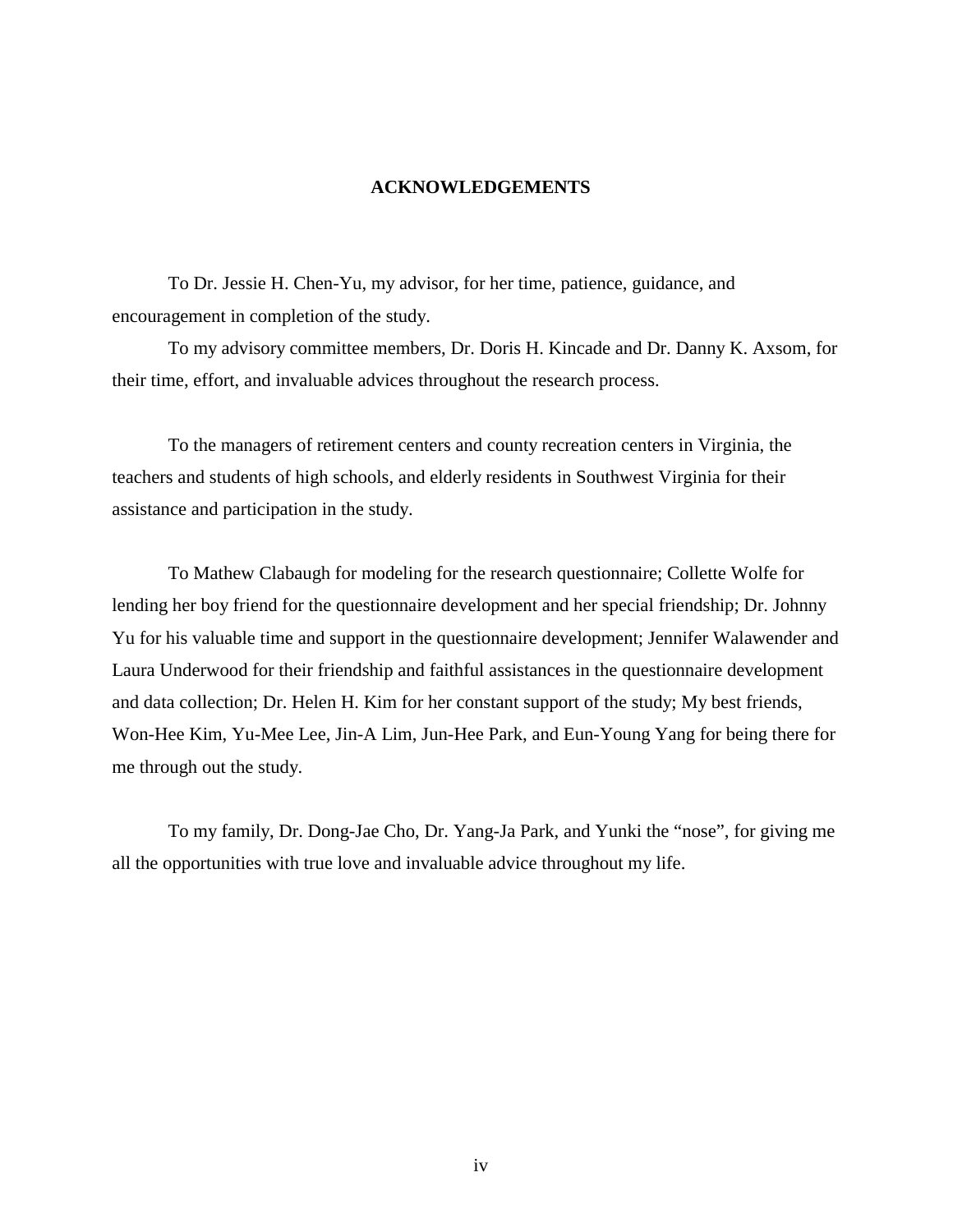# ACKNOWLEDGEMENTS

To Dr. Jessie H. Chen-Yu, my advisor, for her time, patience, guidance, and encouragement in completion of the study.

To my advisory committee members, Dr. Doris H. Kincade and Dr. Danny K. Axsom, for their time, effort, and invaluable advices throughout the research process.

To the managers of retirement centers and county recreation centers in Virginia, the teachers and students of high schools, and elderly residents in Southwest Virginia for their assistance and participation in the study.

To Mathew Clabaugh for modeling for the research questionnaire; Collette Wolfe for lending her boy friend for the questionnaire development and her special friendship; Dr. Johnny Yu for his valuable time and support in the questionnaire development; Jennifer Walawender and Laura Underwood for their friendship and faithful assistances in the questionnaire development and data collection; Dr. Helen H. Kim for her constant support of the study; My best friends, Won-Hee Kim, Yu-Mee Lee, Jin-A Lim, Jun-Hee Park, and Eun-Young Yang for being there for me through out the study.

To my family, Dr. Dong-Jae Cho, Dr. Yang-Ja Park, and Yunki the “nose”, for giving me all the opportunities with true love and invaluable advice throughout my life.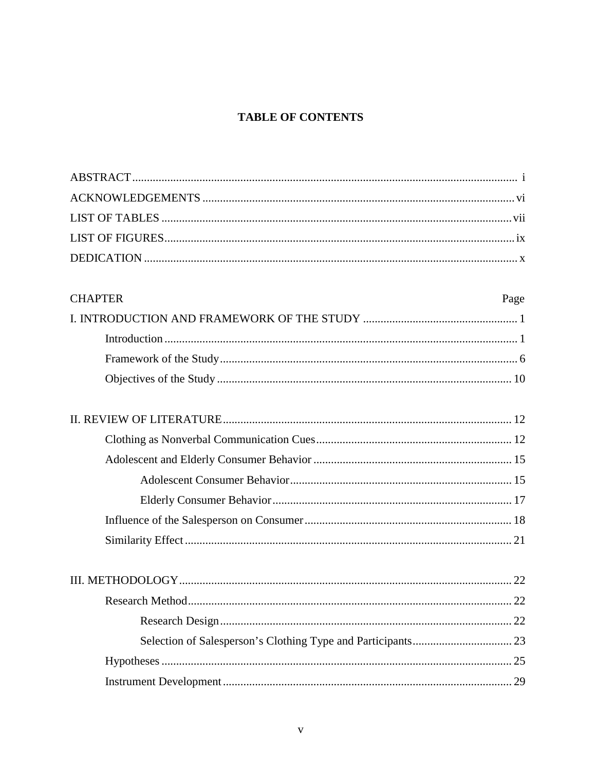# TABLE OF CONTENTS

ABSTRACT .................................................................................................................... i

ACKNOWLEDGEMENTS ............................................................................................ vi

LIST OF TABLES ........................................................................................................ vii

LIST OF FIGURES ....................................................................................................... ix

DEDICATION ................................................................................................................ x

CHAPTER Page

I. INTRODUCTION AND FRAMEWORK OF THE STUDY ..................................... 1

- Introduction ........................................................................................................ 1
- Framework of the Study ..................................................................................... 6
- Objectives of the Study ..................................................................................... 10

II. REVIEW OF LITERATURE .................................................................................. 12

- Clothing as Nonverbal Communication Cues .................................................. 12
- Adolescent and Elderly Consumer Behavior .................................................... 15
  - Adolescent Consumer Behavior ............................................................ 15
  - Elderly Consumer Behavior .................................................................. 17
- Influence of the Salesperson on Consumer ...................................................... 18
- Similarity Effect ............................................................................................... 21

III. METHODOLOGY ................................................................................................. 22

- Research Method .............................................................................................. 22
  - Research Design .................................................................................... 22
  - Selection of Salesperson's Clothing Type and Participants .................. 23
- Hypotheses ....................................................................................................... 25
- Instrument Development .................................................................................. 29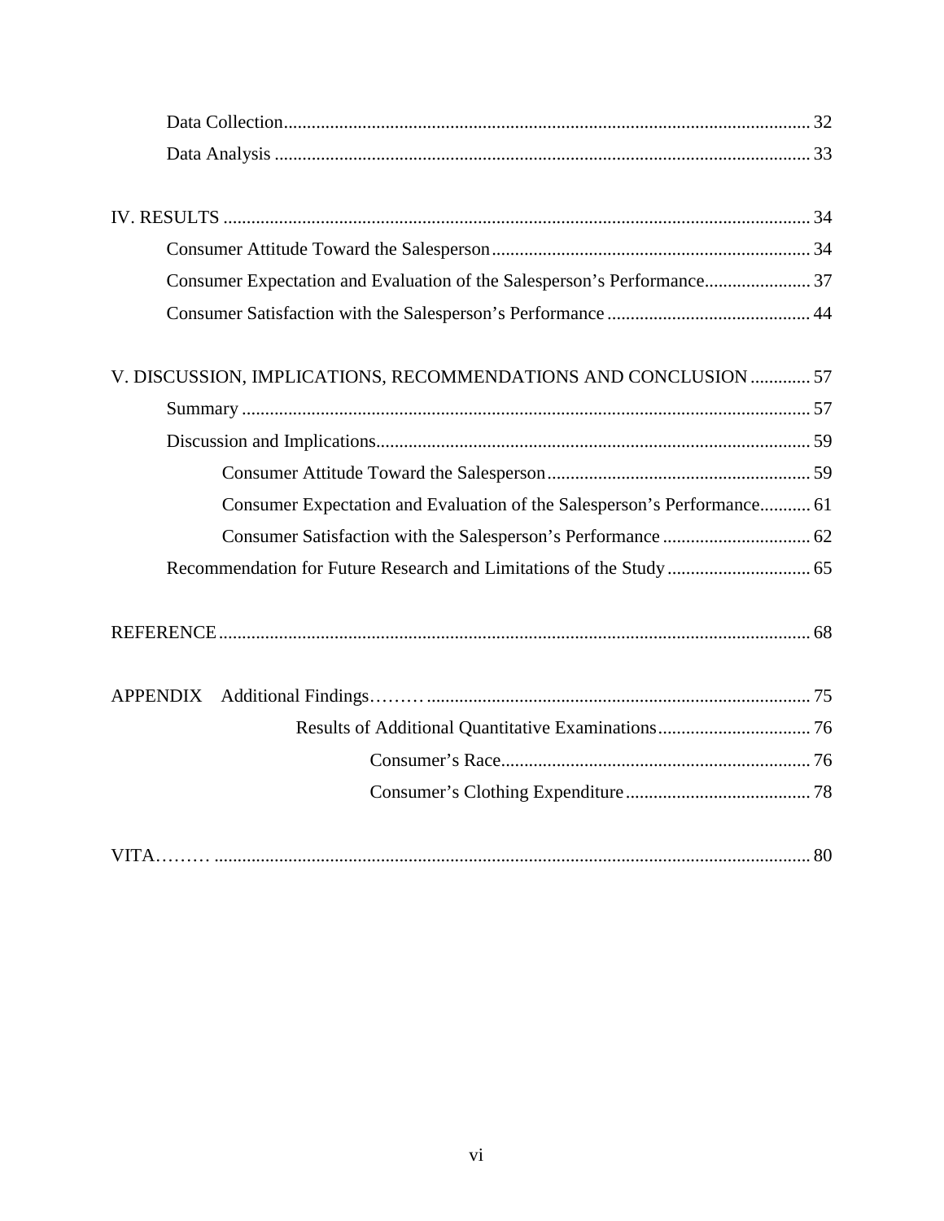Data Collection ........................................................................................................ 32

Data Analysis ........................................................................................................... 33

IV. RESULTS ................................................................................................................ 34

Consumer Attitude Toward the Salesperson ........................................................... 34

Consumer Expectation and Evaluation of the Salesperson's Performance ................. 37

Consumer Satisfaction with the Salesperson's Performance ..................................... 44

V. DISCUSSION, IMPLICATIONS, RECOMMENDATIONS AND CONCLUSION ............. 57

Summary ................................................................................................................. 57

Discussion and Implications ..................................................................................... 59

Consumer Attitude Toward the Salesperson ....................................................... 59

Consumer Expectation and Evaluation of the Salesperson's Performance ........... 61

Consumer Satisfaction with the Salesperson's Performance ................................ 62

Recommendation for Future Research and Limitations of the Study ....................... 65

REFERENCE ................................................................................................................ 68

APPENDIX Additional Findings……… ........................................................................ 75

Results of Additional Quantitative Examinations .......................................... 76

Consumer's Race ................................................................................. 76

Consumer's Clothing Expenditure ........................................................ 78

VITA……… ................................................................................................................. 80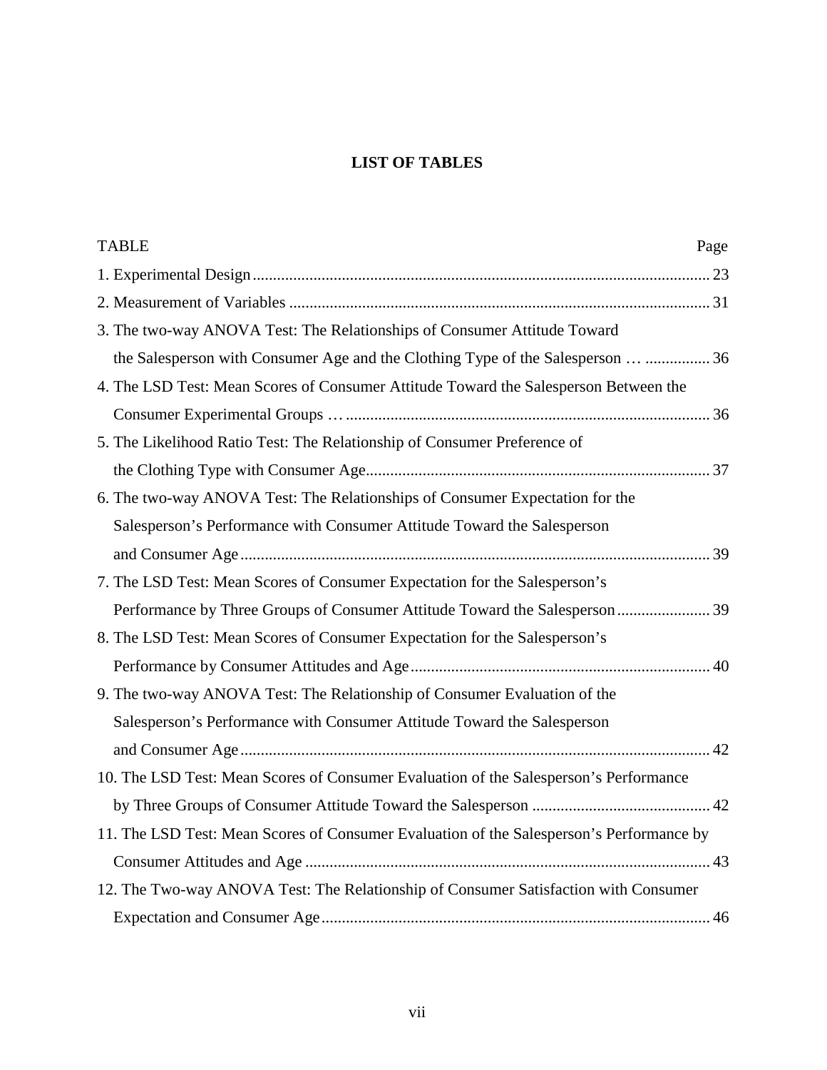# LIST OF TABLES

| TABLE | Page |
|---|---|
| 1. Experimental Design | 23 |
| 2. Measurement of Variables | 31 |
| 3. The two-way ANOVA Test: The Relationships of Consumer Attitude Toward the Salesperson with Consumer Age and the Clothing Type of the Salesperson … | 36 |
| 4. The LSD Test: Mean Scores of Consumer Attitude Toward the Salesperson Between the Consumer Experimental Groups … | 36 |
| 5. The Likelihood Ratio Test: The Relationship of Consumer Preference of the Clothing Type with Consumer Age | 37 |
| 6. The two-way ANOVA Test: The Relationships of Consumer Expectation for the Salesperson's Performance with Consumer Attitude Toward the Salesperson and Consumer Age | 39 |
| 7. The LSD Test: Mean Scores of Consumer Expectation for the Salesperson's Performance by Three Groups of Consumer Attitude Toward the Salesperson | 39 |
| 8. The LSD Test: Mean Scores of Consumer Expectation for the Salesperson's Performance by Consumer Attitudes and Age | 40 |
| 9. The two-way ANOVA Test: The Relationship of Consumer Evaluation of the Salesperson's Performance with Consumer Attitude Toward the Salesperson and Consumer Age | 42 |
| 10. The LSD Test: Mean Scores of Consumer Evaluation of the Salesperson's Performance by Three Groups of Consumer Attitude Toward the Salesperson | 42 |
| 11. The LSD Test: Mean Scores of Consumer Evaluation of the Salesperson's Performance by Consumer Attitudes and Age | 43 |
| 12. The Two-way ANOVA Test: The Relationship of Consumer Satisfaction with Consumer Expectation and Consumer Age | 46 |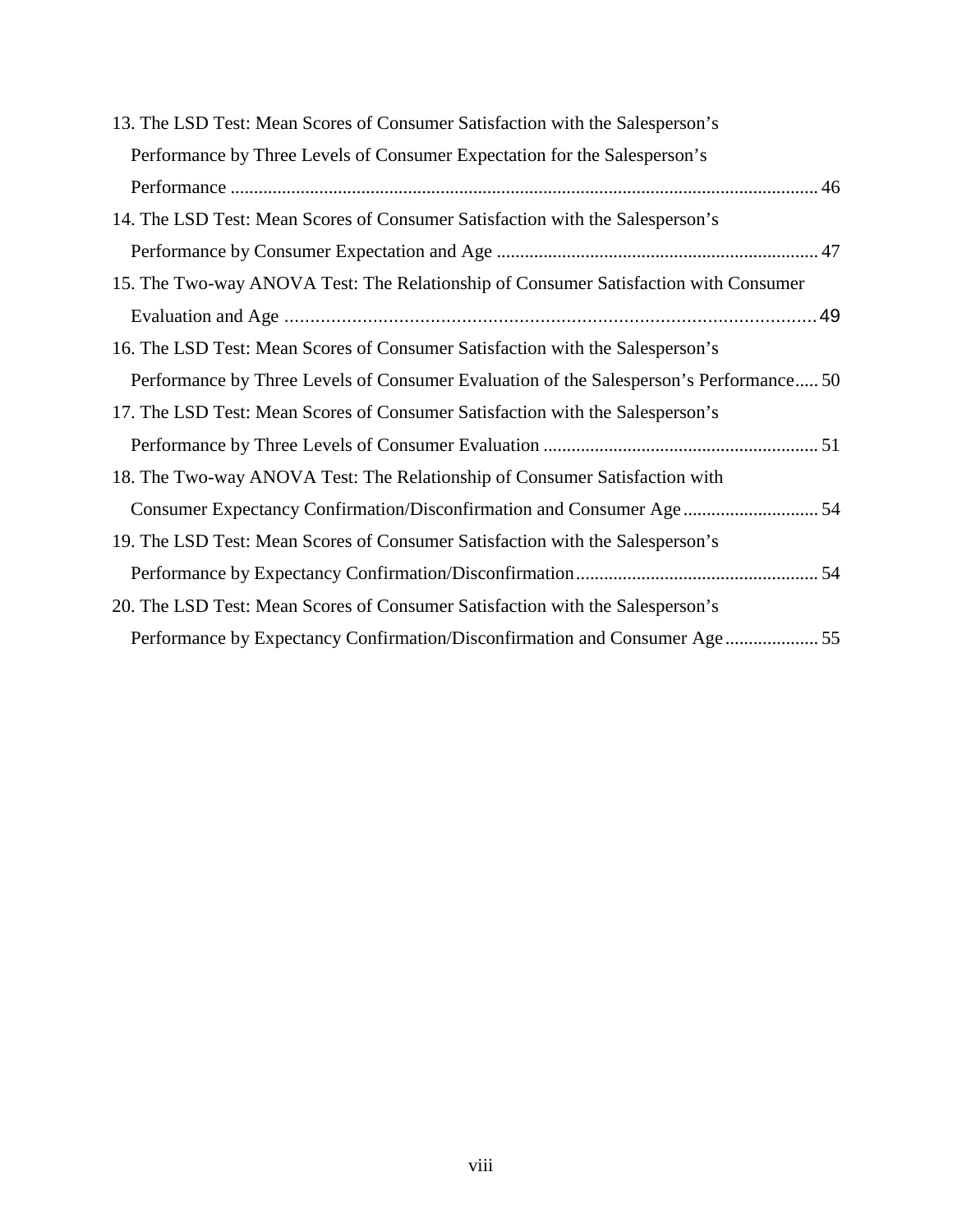13. The LSD Test: Mean Scores of Consumer Satisfaction with the Salesperson's Performance by Three Levels of Consumer Expectation for the Salesperson's Performance ............................................................................................................. 46

14. The LSD Test: Mean Scores of Consumer Satisfaction with the Salesperson's Performance by Consumer Expectation and Age ..................................................................... 47

15. The Two-way ANOVA Test: The Relationship of Consumer Satisfaction with Consumer Evaluation and Age ......................................................................................... 49

16. The LSD Test: Mean Scores of Consumer Satisfaction with the Salesperson's Performance by Three Levels of Consumer Evaluation of the Salesperson's Performance..... 50

17. The LSD Test: Mean Scores of Consumer Satisfaction with the Salesperson's Performance by Three Levels of Consumer Evaluation ........................................................... 51

18. The Two-way ANOVA Test: The Relationship of Consumer Satisfaction with Consumer Expectancy Confirmation/Disconfirmation and Consumer Age ............................. 54

19. The LSD Test: Mean Scores of Consumer Satisfaction with the Salesperson's Performance by Expectancy Confirmation/Disconfirmation.................................................... 54

20. The LSD Test: Mean Scores of Consumer Satisfaction with the Salesperson's Performance by Expectancy Confirmation/Disconfirmation and Consumer Age .................... 55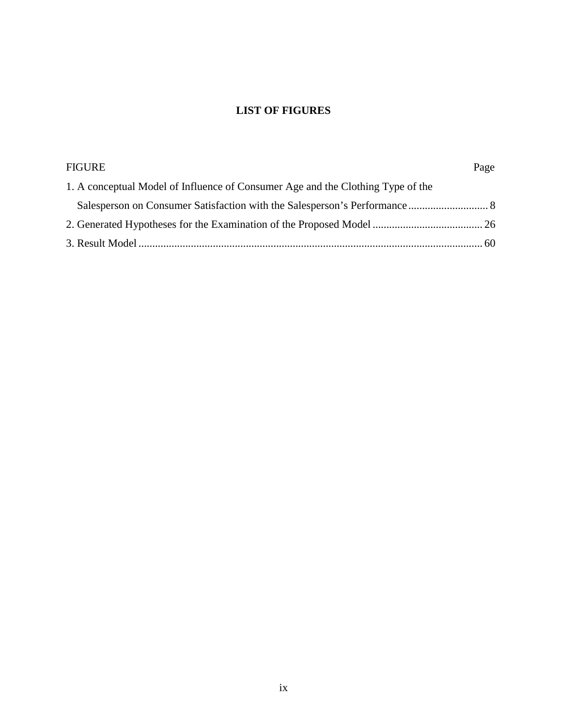# LIST OF FIGURES

| FIGURE | Page |
|---|---|
| 1. A conceptual Model of Influence of Consumer Age and the Clothing Type of the Salesperson on Consumer Satisfaction with the Salesperson's Performance | 8 |
| 2. Generated Hypotheses for the Examination of the Proposed Model | 26 |
| 3. Result Model | 60 |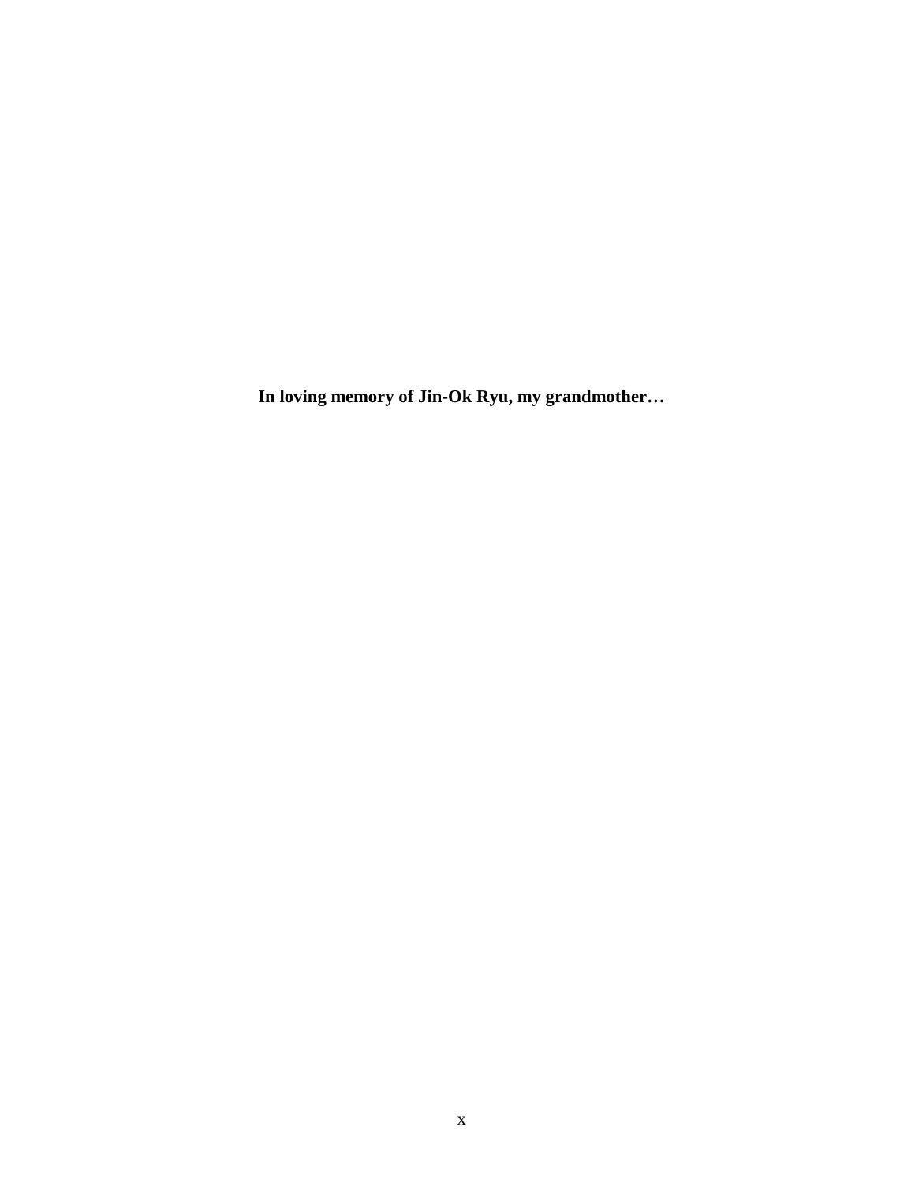**In loving memory of Jin-Ok Ryu, my grandmother…**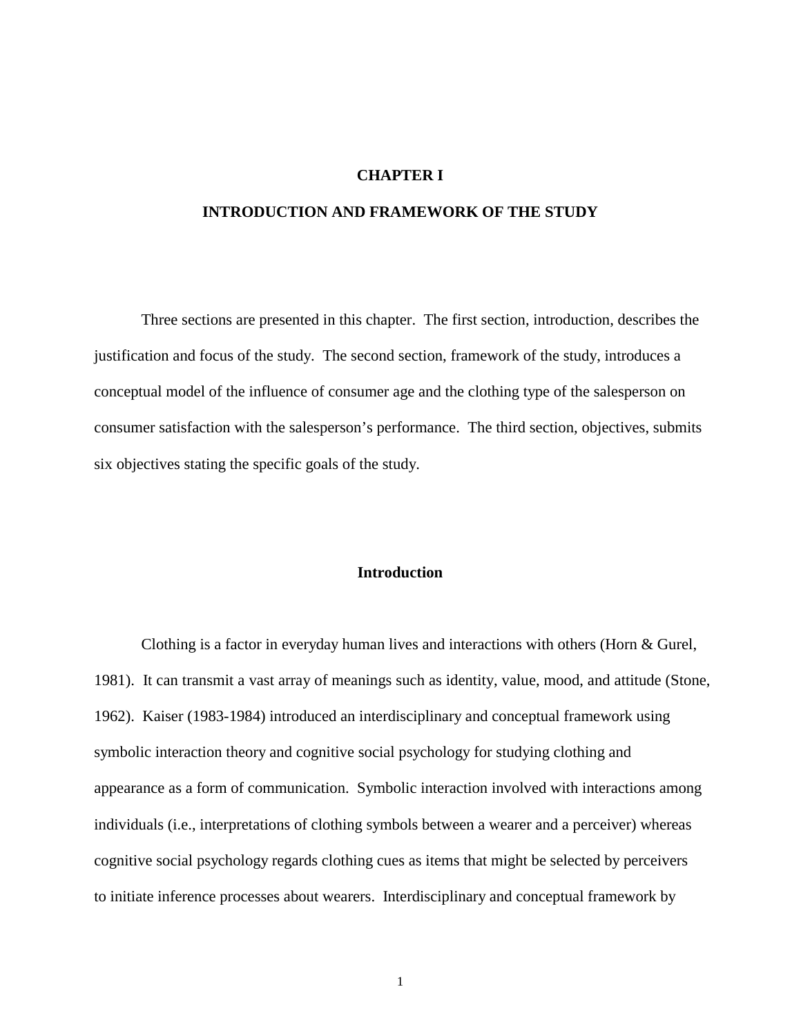# CHAPTER I

# INTRODUCTION AND FRAMEWORK OF THE STUDY

Three sections are presented in this chapter. The first section, introduction, describes the justification and focus of the study. The second section, framework of the study, introduces a conceptual model of the influence of consumer age and the clothing type of the salesperson on consumer satisfaction with the salesperson's performance. The third section, objectives, submits six objectives stating the specific goals of the study.

## Introduction

Clothing is a factor in everyday human lives and interactions with others (Horn & Gurel, 1981). It can transmit a vast array of meanings such as identity, value, mood, and attitude (Stone, 1962). Kaiser (1983-1984) introduced an interdisciplinary and conceptual framework using symbolic interaction theory and cognitive social psychology for studying clothing and appearance as a form of communication. Symbolic interaction involved with interactions among individuals (i.e., interpretations of clothing symbols between a wearer and a perceiver) whereas cognitive social psychology regards clothing cues as items that might be selected by perceivers to initiate inference processes about wearers. Interdisciplinary and conceptual framework by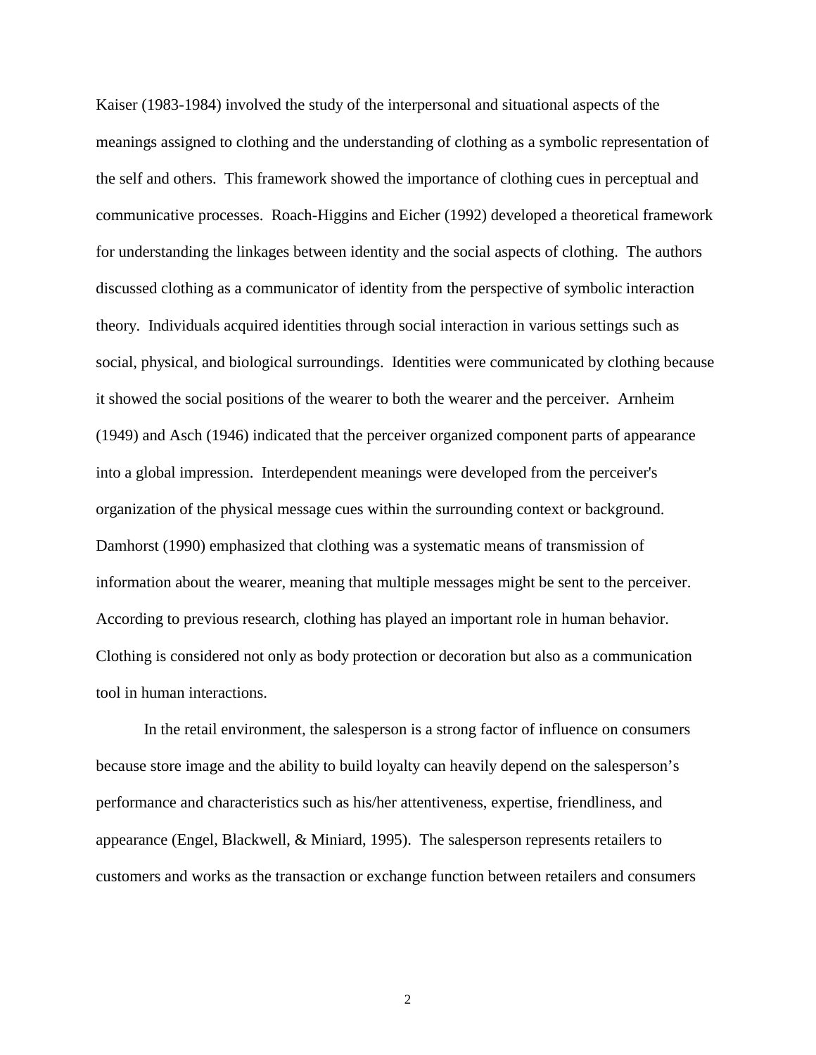Kaiser (1983-1984) involved the study of the interpersonal and situational aspects of the meanings assigned to clothing and the understanding of clothing as a symbolic representation of the self and others. This framework showed the importance of clothing cues in perceptual and communicative processes. Roach-Higgins and Eicher (1992) developed a theoretical framework for understanding the linkages between identity and the social aspects of clothing. The authors discussed clothing as a communicator of identity from the perspective of symbolic interaction theory. Individuals acquired identities through social interaction in various settings such as social, physical, and biological surroundings. Identities were communicated by clothing because it showed the social positions of the wearer to both the wearer and the perceiver. Arnheim (1949) and Asch (1946) indicated that the perceiver organized component parts of appearance into a global impression. Interdependent meanings were developed from the perceiver's organization of the physical message cues within the surrounding context or background. Damhorst (1990) emphasized that clothing was a systematic means of transmission of information about the wearer, meaning that multiple messages might be sent to the perceiver. According to previous research, clothing has played an important role in human behavior. Clothing is considered not only as body protection or decoration but also as a communication tool in human interactions.

In the retail environment, the salesperson is a strong factor of influence on consumers because store image and the ability to build loyalty can heavily depend on the salesperson's performance and characteristics such as his/her attentiveness, expertise, friendliness, and appearance (Engel, Blackwell, & Miniard, 1995). The salesperson represents retailers to customers and works as the transaction or exchange function between retailers and consumers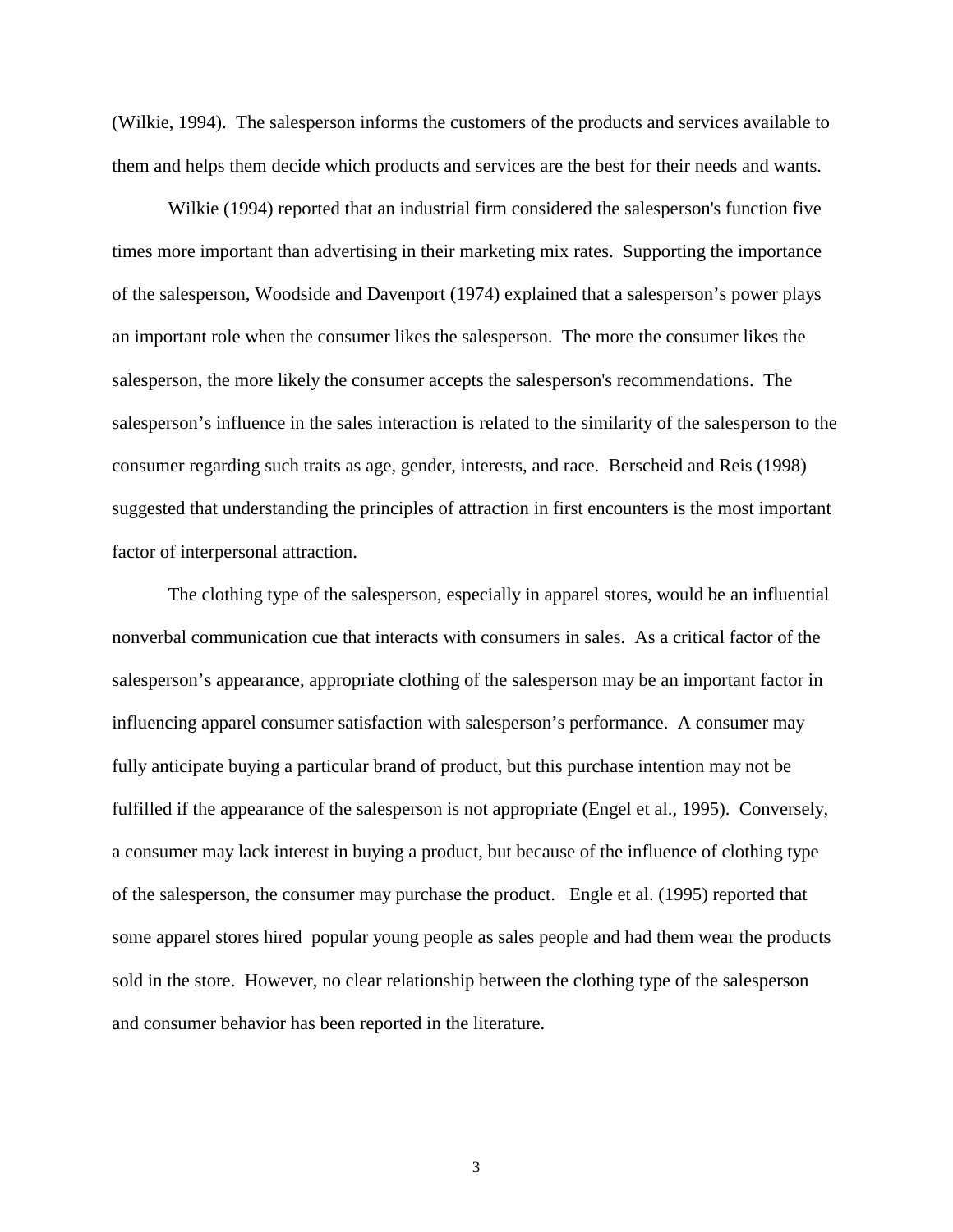(Wilkie, 1994). The salesperson informs the customers of the products and services available to them and helps them decide which products and services are the best for their needs and wants.

Wilkie (1994) reported that an industrial firm considered the salesperson's function five times more important than advertising in their marketing mix rates. Supporting the importance of the salesperson, Woodside and Davenport (1974) explained that a salesperson's power plays an important role when the consumer likes the salesperson. The more the consumer likes the salesperson, the more likely the consumer accepts the salesperson's recommendations. The salesperson's influence in the sales interaction is related to the similarity of the salesperson to the consumer regarding such traits as age, gender, interests, and race. Berscheid and Reis (1998) suggested that understanding the principles of attraction in first encounters is the most important factor of interpersonal attraction.

The clothing type of the salesperson, especially in apparel stores, would be an influential nonverbal communication cue that interacts with consumers in sales. As a critical factor of the salesperson's appearance, appropriate clothing of the salesperson may be an important factor in influencing apparel consumer satisfaction with salesperson's performance. A consumer may fully anticipate buying a particular brand of product, but this purchase intention may not be fulfilled if the appearance of the salesperson is not appropriate (Engel et al., 1995). Conversely, a consumer may lack interest in buying a product, but because of the influence of clothing type of the salesperson, the consumer may purchase the product. Engle et al. (1995) reported that some apparel stores hired popular young people as sales people and had them wear the products sold in the store. However, no clear relationship between the clothing type of the salesperson and consumer behavior has been reported in the literature.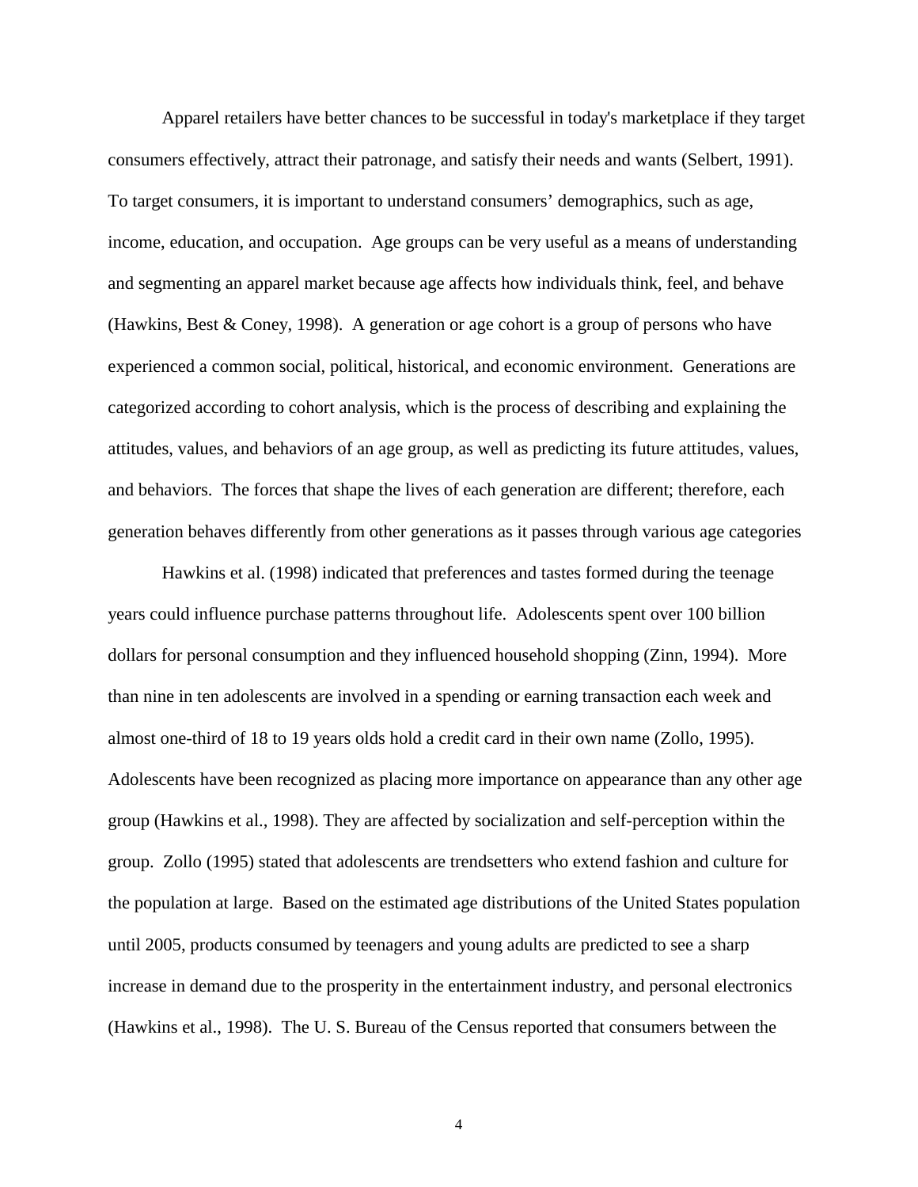Apparel retailers have better chances to be successful in today's marketplace if they target consumers effectively, attract their patronage, and satisfy their needs and wants (Selbert, 1991). To target consumers, it is important to understand consumers' demographics, such as age, income, education, and occupation. Age groups can be very useful as a means of understanding and segmenting an apparel market because age affects how individuals think, feel, and behave (Hawkins, Best & Coney, 1998). A generation or age cohort is a group of persons who have experienced a common social, political, historical, and economic environment. Generations are categorized according to cohort analysis, which is the process of describing and explaining the attitudes, values, and behaviors of an age group, as well as predicting its future attitudes, values, and behaviors. The forces that shape the lives of each generation are different; therefore, each generation behaves differently from other generations as it passes through various age categories

Hawkins et al. (1998) indicated that preferences and tastes formed during the teenage years could influence purchase patterns throughout life. Adolescents spent over 100 billion dollars for personal consumption and they influenced household shopping (Zinn, 1994). More than nine in ten adolescents are involved in a spending or earning transaction each week and almost one-third of 18 to 19 years olds hold a credit card in their own name (Zollo, 1995). Adolescents have been recognized as placing more importance on appearance than any other age group (Hawkins et al., 1998). They are affected by socialization and self-perception within the group. Zollo (1995) stated that adolescents are trendsetters who extend fashion and culture for the population at large. Based on the estimated age distributions of the United States population until 2005, products consumed by teenagers and young adults are predicted to see a sharp increase in demand due to the prosperity in the entertainment industry, and personal electronics (Hawkins et al., 1998). The U. S. Bureau of the Census reported that consumers between the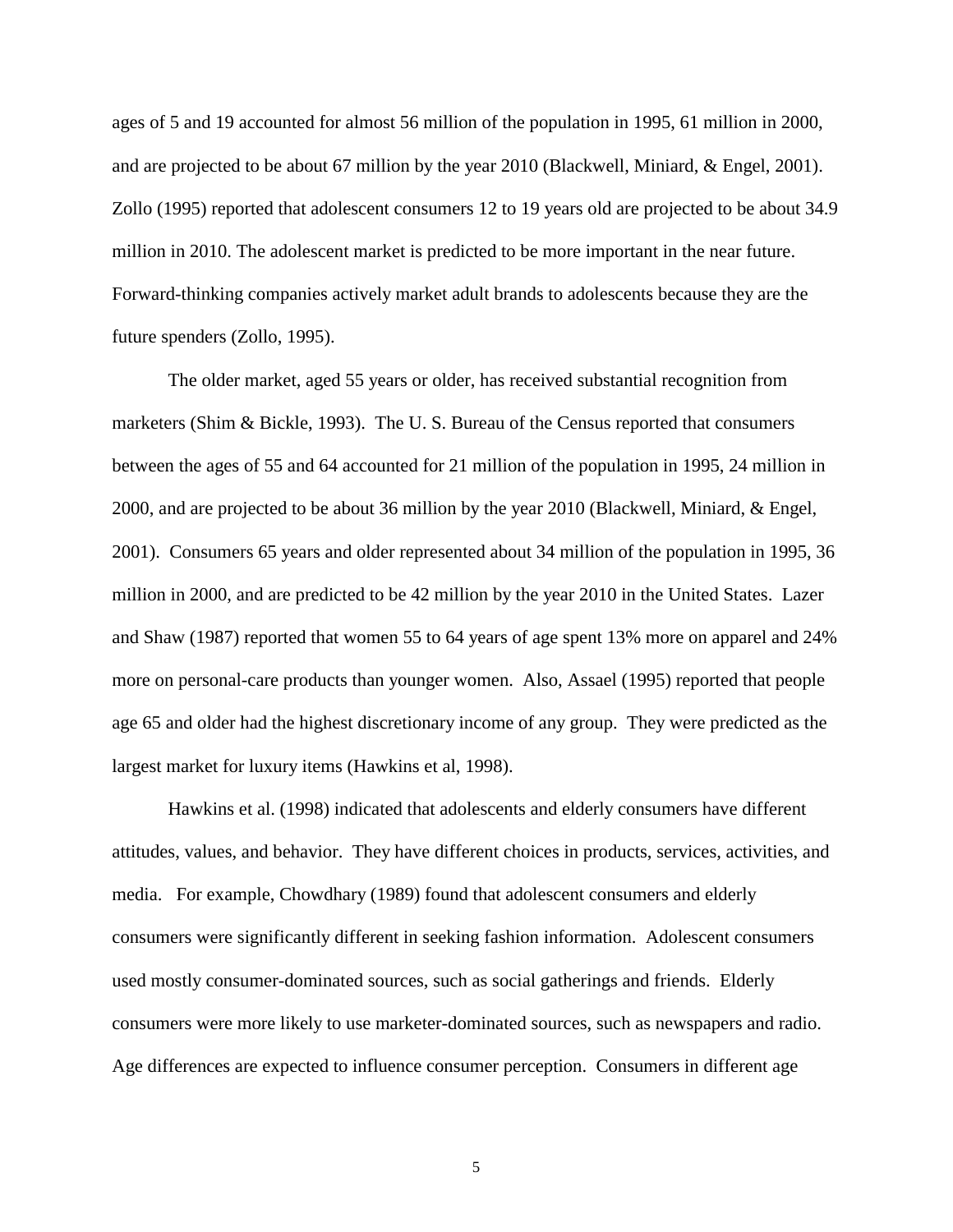ages of 5 and 19 accounted for almost 56 million of the population in 1995, 61 million in 2000, and are projected to be about 67 million by the year 2010 (Blackwell, Miniard, & Engel, 2001). Zollo (1995) reported that adolescent consumers 12 to 19 years old are projected to be about 34.9 million in 2010. The adolescent market is predicted to be more important in the near future. Forward-thinking companies actively market adult brands to adolescents because they are the future spenders (Zollo, 1995).

The older market, aged 55 years or older, has received substantial recognition from marketers (Shim & Bickle, 1993). The U. S. Bureau of the Census reported that consumers between the ages of 55 and 64 accounted for 21 million of the population in 1995, 24 million in 2000, and are projected to be about 36 million by the year 2010 (Blackwell, Miniard, & Engel, 2001). Consumers 65 years and older represented about 34 million of the population in 1995, 36 million in 2000, and are predicted to be 42 million by the year 2010 in the United States. Lazer and Shaw (1987) reported that women 55 to 64 years of age spent 13% more on apparel and 24% more on personal-care products than younger women. Also, Assael (1995) reported that people age 65 and older had the highest discretionary income of any group. They were predicted as the largest market for luxury items (Hawkins et al, 1998).

Hawkins et al. (1998) indicated that adolescents and elderly consumers have different attitudes, values, and behavior. They have different choices in products, services, activities, and media. For example, Chowdhary (1989) found that adolescent consumers and elderly consumers were significantly different in seeking fashion information. Adolescent consumers used mostly consumer-dominated sources, such as social gatherings and friends. Elderly consumers were more likely to use marketer-dominated sources, such as newspapers and radio. Age differences are expected to influence consumer perception. Consumers in different age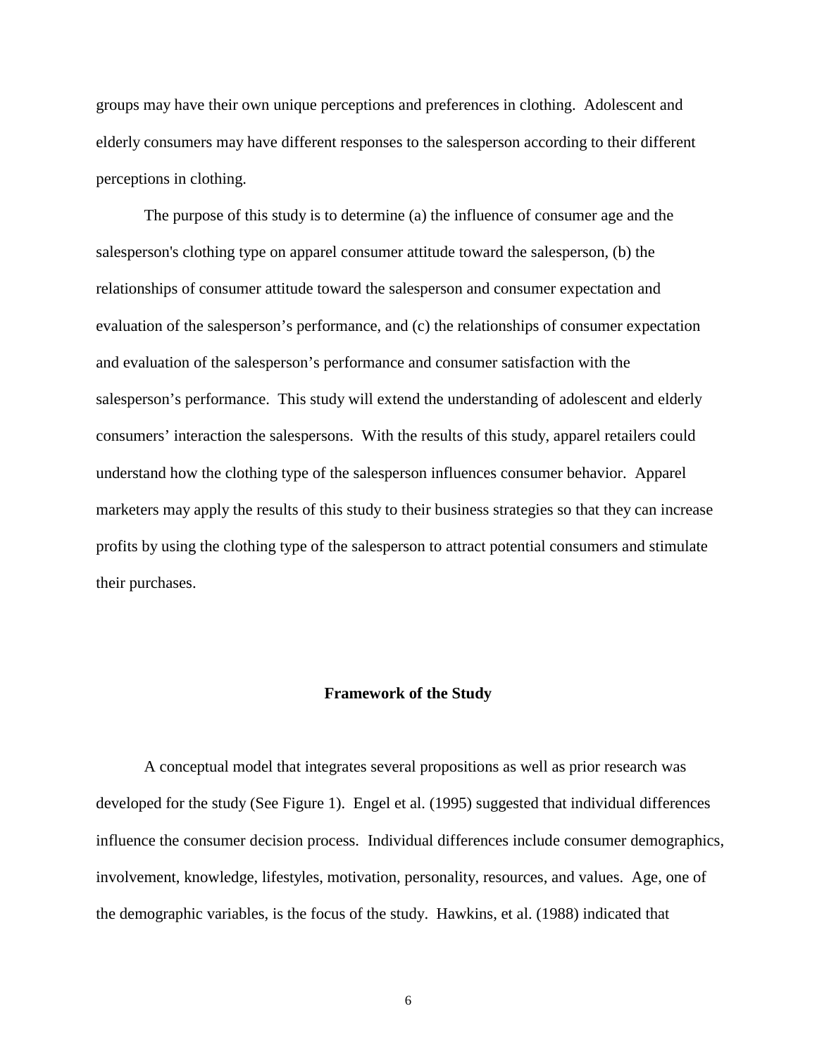groups may have their own unique perceptions and preferences in clothing. Adolescent and elderly consumers may have different responses to the salesperson according to their different perceptions in clothing.

The purpose of this study is to determine (a) the influence of consumer age and the salesperson's clothing type on apparel consumer attitude toward the salesperson, (b) the relationships of consumer attitude toward the salesperson and consumer expectation and evaluation of the salesperson’s performance, and (c) the relationships of consumer expectation and evaluation of the salesperson’s performance and consumer satisfaction with the salesperson’s performance. This study will extend the understanding of adolescent and elderly consumers’ interaction the salespersons. With the results of this study, apparel retailers could understand how the clothing type of the salesperson influences consumer behavior. Apparel marketers may apply the results of this study to their business strategies so that they can increase profits by using the clothing type of the salesperson to attract potential consumers and stimulate their purchases.

## Framework of the Study

A conceptual model that integrates several propositions as well as prior research was developed for the study (See Figure 1). Engel et al. (1995) suggested that individual differences influence the consumer decision process. Individual differences include consumer demographics, involvement, knowledge, lifestyles, motivation, personality, resources, and values. Age, one of the demographic variables, is the focus of the study. Hawkins, et al. (1988) indicated that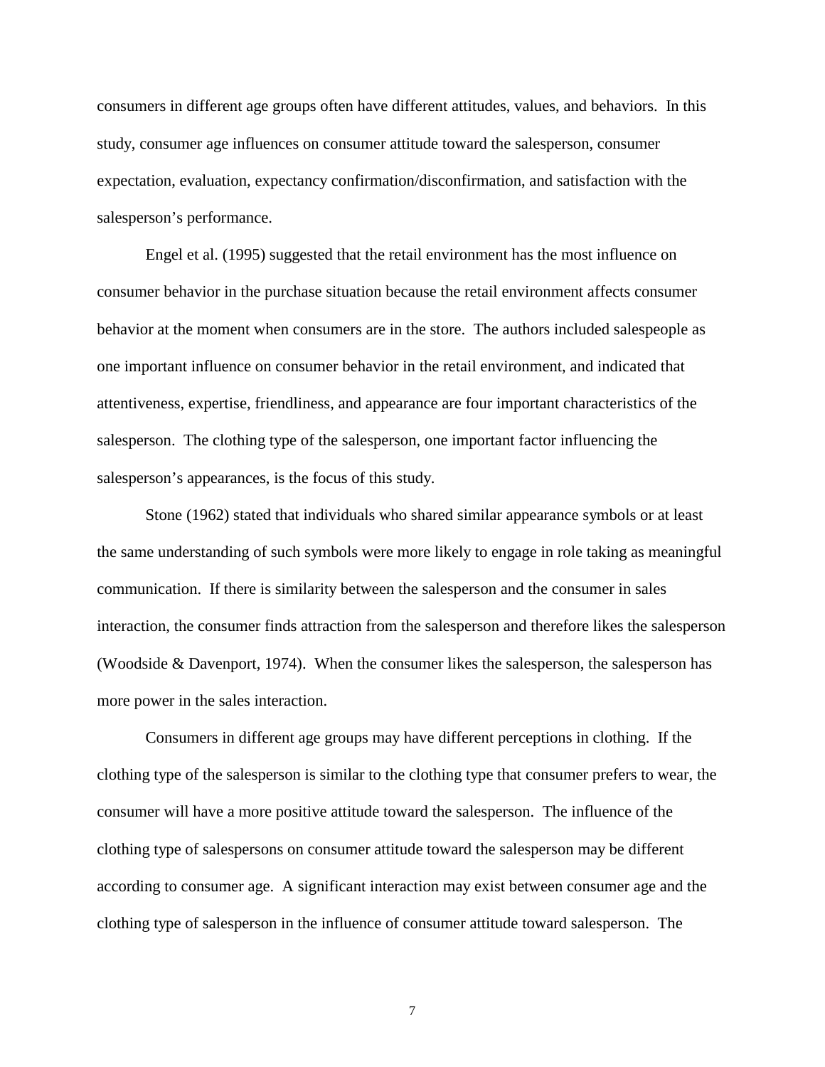consumers in different age groups often have different attitudes, values, and behaviors. In this study, consumer age influences on consumer attitude toward the salesperson, consumer expectation, evaluation, expectancy confirmation/disconfirmation, and satisfaction with the salesperson's performance.

Engel et al. (1995) suggested that the retail environment has the most influence on consumer behavior in the purchase situation because the retail environment affects consumer behavior at the moment when consumers are in the store. The authors included salespeople as one important influence on consumer behavior in the retail environment, and indicated that attentiveness, expertise, friendliness, and appearance are four important characteristics of the salesperson. The clothing type of the salesperson, one important factor influencing the salesperson's appearances, is the focus of this study.

Stone (1962) stated that individuals who shared similar appearance symbols or at least the same understanding of such symbols were more likely to engage in role taking as meaningful communication. If there is similarity between the salesperson and the consumer in sales interaction, the consumer finds attraction from the salesperson and therefore likes the salesperson (Woodside & Davenport, 1974). When the consumer likes the salesperson, the salesperson has more power in the sales interaction.

Consumers in different age groups may have different perceptions in clothing. If the clothing type of the salesperson is similar to the clothing type that consumer prefers to wear, the consumer will have a more positive attitude toward the salesperson. The influence of the clothing type of salespersons on consumer attitude toward the salesperson may be different according to consumer age. A significant interaction may exist between consumer age and the clothing type of salesperson in the influence of consumer attitude toward salesperson. The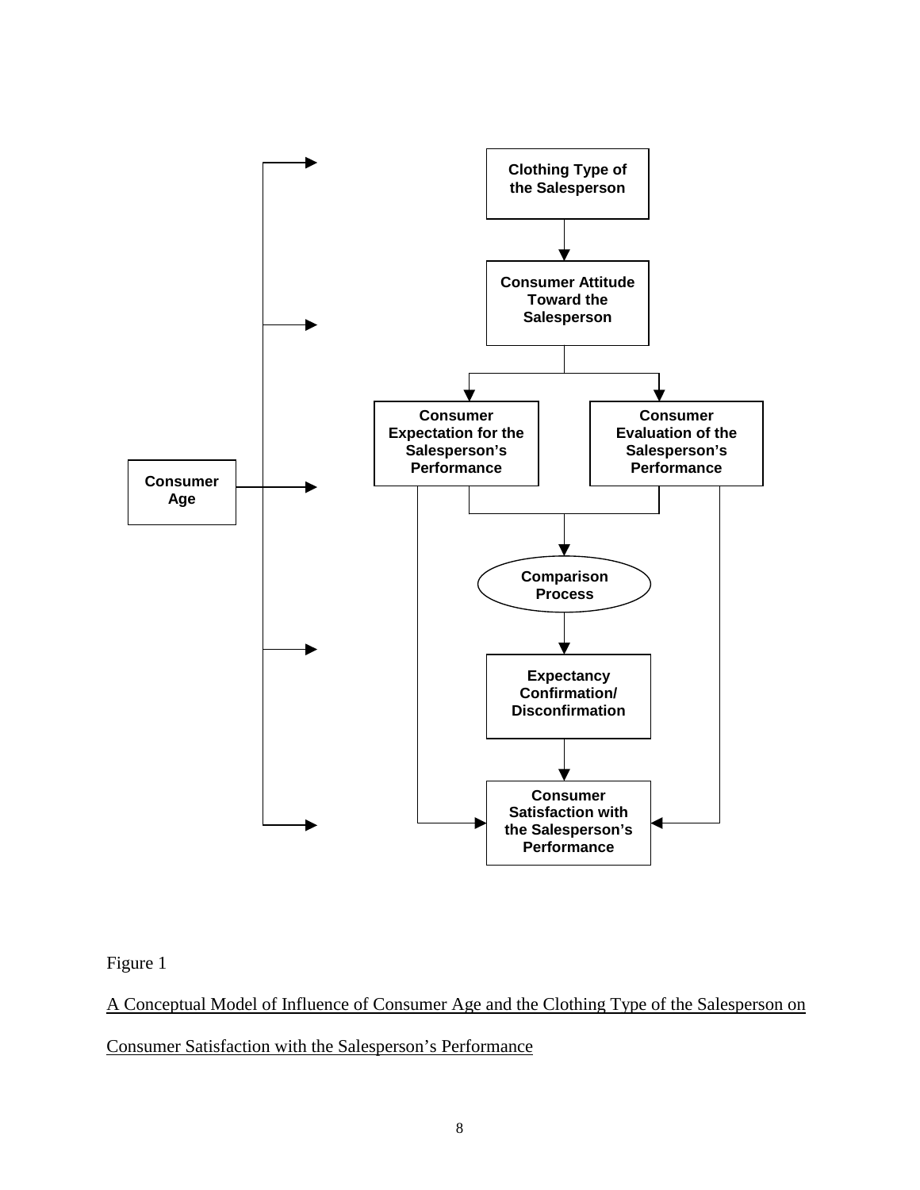Clothing Type of the Salesperson

Consumer Attitude Toward the Salesperson

Consumer Expectation for the Salesperson's Performance

Consumer Evaluation of the Salesperson's Performance

Consumer Age

Comparison Process

Expectancy Confirmation/ Disconfirmation

Consumer Satisfaction with the Salesperson's Performance

Figure 1

A Conceptual Model of Influence of Consumer Age and the Clothing Type of the Salesperson on Consumer Satisfaction with the Salesperson's Performance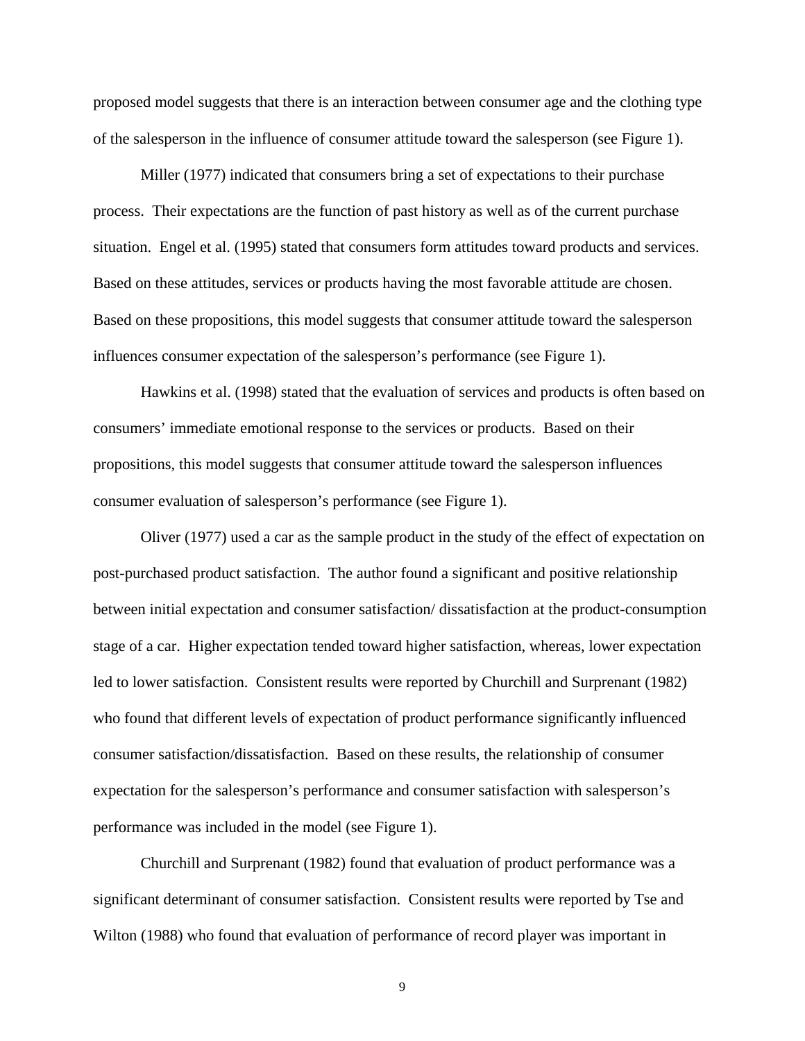proposed model suggests that there is an interaction between consumer age and the clothing type of the salesperson in the influence of consumer attitude toward the salesperson (see Figure 1).

Miller (1977) indicated that consumers bring a set of expectations to their purchase process. Their expectations are the function of past history as well as of the current purchase situation. Engel et al. (1995) stated that consumers form attitudes toward products and services. Based on these attitudes, services or products having the most favorable attitude are chosen. Based on these propositions, this model suggests that consumer attitude toward the salesperson influences consumer expectation of the salesperson's performance (see Figure 1).

Hawkins et al. (1998) stated that the evaluation of services and products is often based on consumers' immediate emotional response to the services or products. Based on their propositions, this model suggests that consumer attitude toward the salesperson influences consumer evaluation of salesperson's performance (see Figure 1).

Oliver (1977) used a car as the sample product in the study of the effect of expectation on post-purchased product satisfaction. The author found a significant and positive relationship between initial expectation and consumer satisfaction/ dissatisfaction at the product-consumption stage of a car. Higher expectation tended toward higher satisfaction, whereas, lower expectation led to lower satisfaction. Consistent results were reported by Churchill and Surprenant (1982) who found that different levels of expectation of product performance significantly influenced consumer satisfaction/dissatisfaction. Based on these results, the relationship of consumer expectation for the salesperson's performance and consumer satisfaction with salesperson's performance was included in the model (see Figure 1).

Churchill and Surprenant (1982) found that evaluation of product performance was a significant determinant of consumer satisfaction. Consistent results were reported by Tse and Wilton (1988) who found that evaluation of performance of record player was important in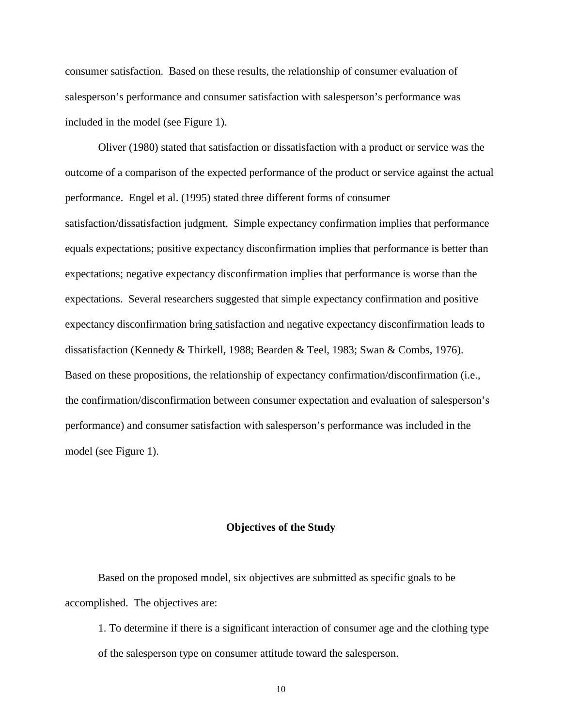consumer satisfaction. Based on these results, the relationship of consumer evaluation of salesperson's performance and consumer satisfaction with salesperson's performance was included in the model (see Figure 1).

Oliver (1980) stated that satisfaction or dissatisfaction with a product or service was the outcome of a comparison of the expected performance of the product or service against the actual performance. Engel et al. (1995) stated three different forms of consumer satisfaction/dissatisfaction judgment. Simple expectancy confirmation implies that performance equals expectations; positive expectancy disconfirmation implies that performance is better than expectations; negative expectancy disconfirmation implies that performance is worse than the expectations. Several researchers suggested that simple expectancy confirmation and positive expectancy disconfirmation bring satisfaction and negative expectancy disconfirmation leads to dissatisfaction (Kennedy & Thirkell, 1988; Bearden & Teel, 1983; Swan & Combs, 1976). Based on these propositions, the relationship of expectancy confirmation/disconfirmation (i.e., the confirmation/disconfirmation between consumer expectation and evaluation of salesperson's performance) and consumer satisfaction with salesperson's performance was included in the model (see Figure 1).

## Objectives of the Study

Based on the proposed model, six objectives are submitted as specific goals to be accomplished. The objectives are:

1. To determine if there is a significant interaction of consumer age and the clothing type of the salesperson type on consumer attitude toward the salesperson.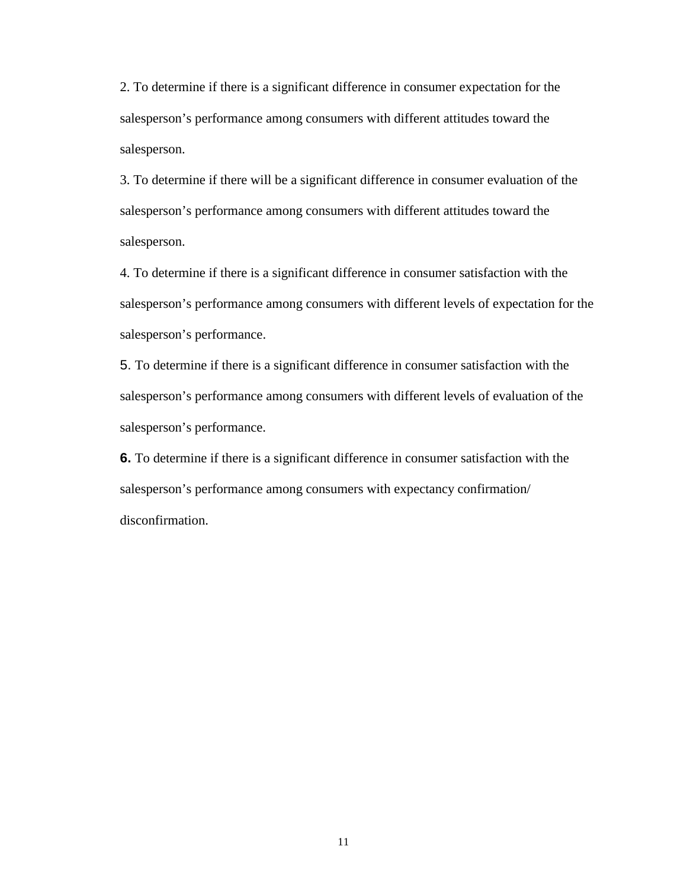2. To determine if there is a significant difference in consumer expectation for the salesperson's performance among consumers with different attitudes toward the salesperson.

3. To determine if there will be a significant difference in consumer evaluation of the salesperson's performance among consumers with different attitudes toward the salesperson.

4. To determine if there is a significant difference in consumer satisfaction with the salesperson's performance among consumers with different levels of expectation for the salesperson's performance.

5. To determine if there is a significant difference in consumer satisfaction with the salesperson's performance among consumers with different levels of evaluation of the salesperson's performance.

6. To determine if there is a significant difference in consumer satisfaction with the salesperson's performance among consumers with expectancy confirmation/ disconfirmation.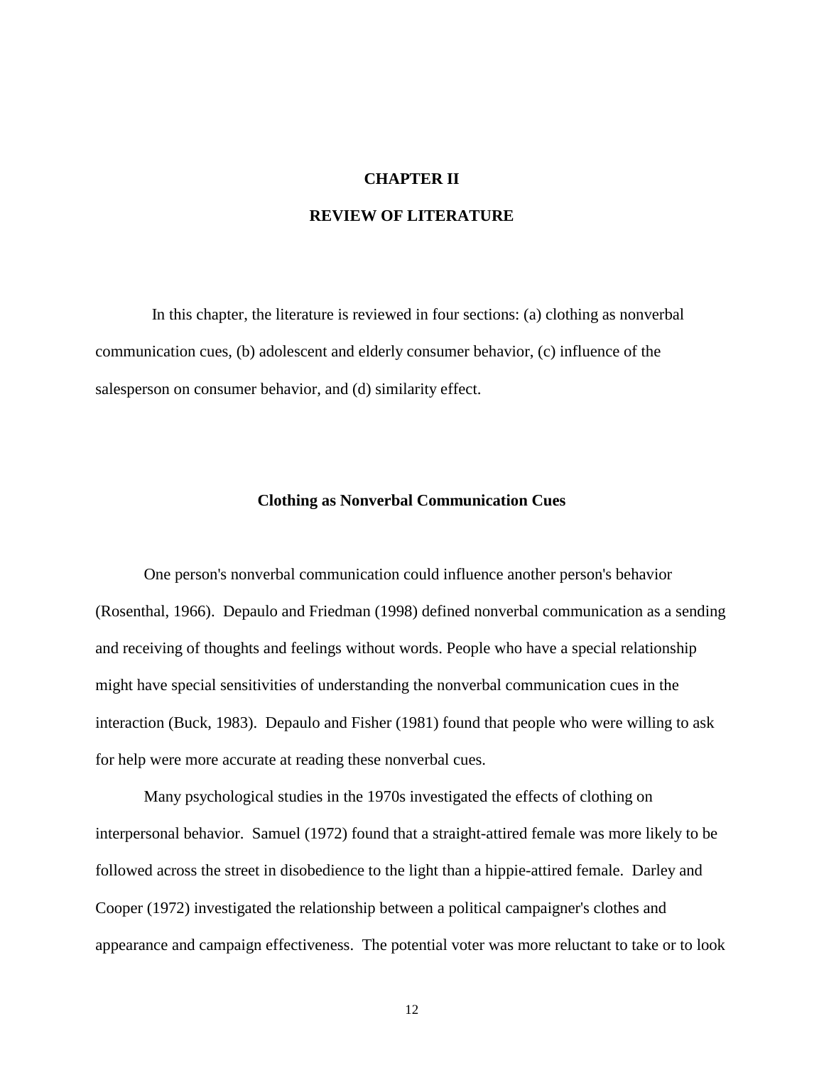# CHAPTER II

# REVIEW OF LITERATURE

In this chapter, the literature is reviewed in four sections: (a) clothing as nonverbal communication cues, (b) adolescent and elderly consumer behavior, (c) influence of the salesperson on consumer behavior, and (d) similarity effect.

## Clothing as Nonverbal Communication Cues

One person's nonverbal communication could influence another person's behavior (Rosenthal, 1966). Depaulo and Friedman (1998) defined nonverbal communication as a sending and receiving of thoughts and feelings without words. People who have a special relationship might have special sensitivities of understanding the nonverbal communication cues in the interaction (Buck, 1983). Depaulo and Fisher (1981) found that people who were willing to ask for help were more accurate at reading these nonverbal cues.

Many psychological studies in the 1970s investigated the effects of clothing on interpersonal behavior. Samuel (1972) found that a straight-attired female was more likely to be followed across the street in disobedience to the light than a hippie-attired female. Darley and Cooper (1972) investigated the relationship between a political campaigner's clothes and appearance and campaign effectiveness. The potential voter was more reluctant to take or to look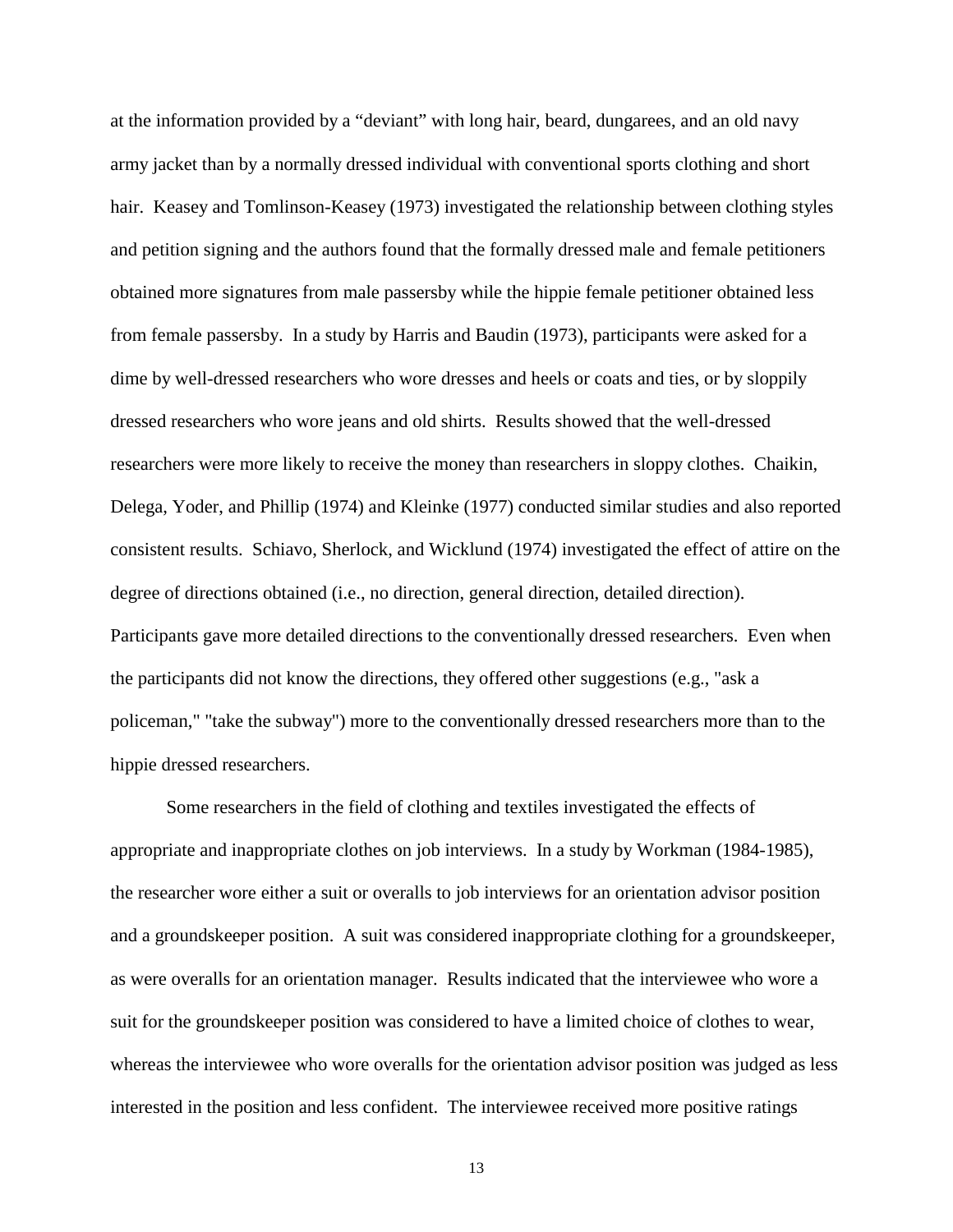at the information provided by a "deviant" with long hair, beard, dungarees, and an old navy army jacket than by a normally dressed individual with conventional sports clothing and short hair. Keasey and Tomlinson-Keasey (1973) investigated the relationship between clothing styles and petition signing and the authors found that the formally dressed male and female petitioners obtained more signatures from male passersby while the hippie female petitioner obtained less from female passersby. In a study by Harris and Baudin (1973), participants were asked for a dime by well-dressed researchers who wore dresses and heels or coats and ties, or by sloppily dressed researchers who wore jeans and old shirts. Results showed that the well-dressed researchers were more likely to receive the money than researchers in sloppy clothes. Chaikin, Delega, Yoder, and Phillip (1974) and Kleinke (1977) conducted similar studies and also reported consistent results. Schiavo, Sherlock, and Wicklund (1974) investigated the effect of attire on the degree of directions obtained (i.e., no direction, general direction, detailed direction). Participants gave more detailed directions to the conventionally dressed researchers. Even when the participants did not know the directions, they offered other suggestions (e.g., "ask a policeman," "take the subway") more to the conventionally dressed researchers more than to the hippie dressed researchers.

Some researchers in the field of clothing and textiles investigated the effects of appropriate and inappropriate clothes on job interviews. In a study by Workman (1984-1985), the researcher wore either a suit or overalls to job interviews for an orientation advisor position and a groundskeeper position. A suit was considered inappropriate clothing for a groundskeeper, as were overalls for an orientation manager. Results indicated that the interviewee who wore a suit for the groundskeeper position was considered to have a limited choice of clothes to wear, whereas the interviewee who wore overalls for the orientation advisor position was judged as less interested in the position and less confident. The interviewee received more positive ratings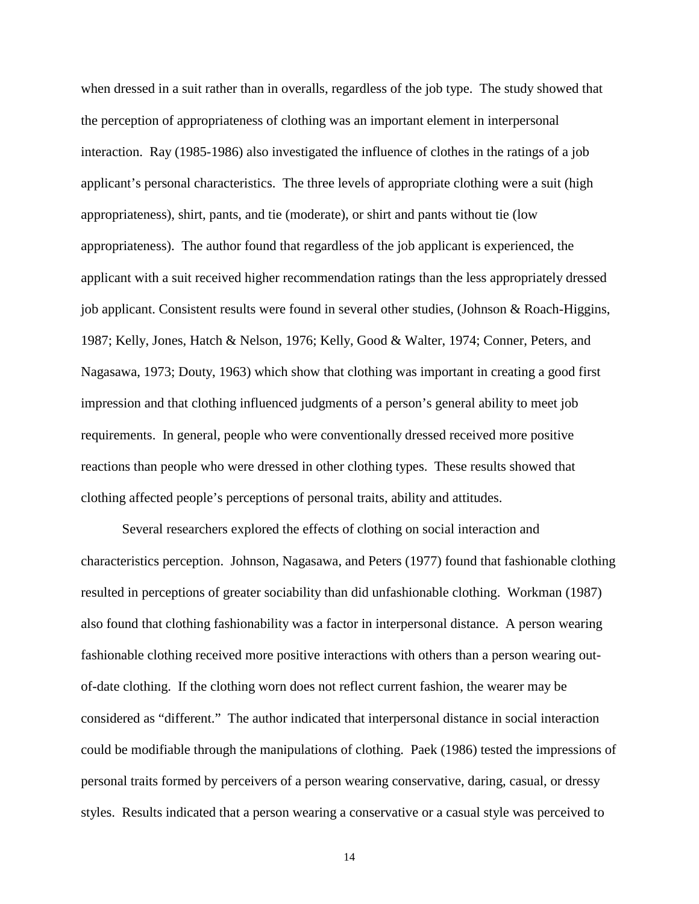when dressed in a suit rather than in overalls, regardless of the job type. The study showed that the perception of appropriateness of clothing was an important element in interpersonal interaction. Ray (1985-1986) also investigated the influence of clothes in the ratings of a job applicant's personal characteristics. The three levels of appropriate clothing were a suit (high appropriateness), shirt, pants, and tie (moderate), or shirt and pants without tie (low appropriateness). The author found that regardless of the job applicant is experienced, the applicant with a suit received higher recommendation ratings than the less appropriately dressed job applicant. Consistent results were found in several other studies, (Johnson & Roach-Higgins, 1987; Kelly, Jones, Hatch & Nelson, 1976; Kelly, Good & Walter, 1974; Conner, Peters, and Nagasawa, 1973; Douty, 1963) which show that clothing was important in creating a good first impression and that clothing influenced judgments of a person's general ability to meet job requirements. In general, people who were conventionally dressed received more positive reactions than people who were dressed in other clothing types. These results showed that clothing affected people's perceptions of personal traits, ability and attitudes.

Several researchers explored the effects of clothing on social interaction and characteristics perception. Johnson, Nagasawa, and Peters (1977) found that fashionable clothing resulted in perceptions of greater sociability than did unfashionable clothing. Workman (1987) also found that clothing fashionability was a factor in interpersonal distance. A person wearing fashionable clothing received more positive interactions with others than a person wearing out-of-date clothing. If the clothing worn does not reflect current fashion, the wearer may be considered as "different." The author indicated that interpersonal distance in social interaction could be modifiable through the manipulations of clothing. Paek (1986) tested the impressions of personal traits formed by perceivers of a person wearing conservative, daring, casual, or dressy styles. Results indicated that a person wearing a conservative or a casual style was perceived to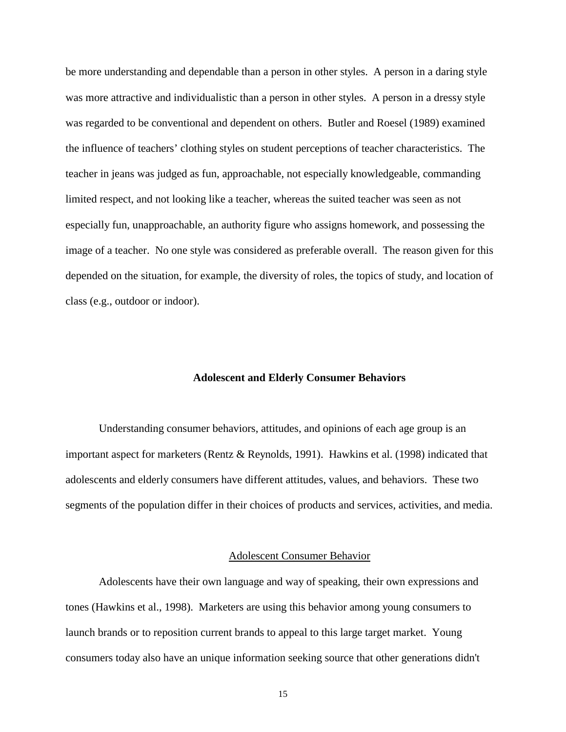be more understanding and dependable than a person in other styles. A person in a daring style was more attractive and individualistic than a person in other styles. A person in a dressy style was regarded to be conventional and dependent on others. Butler and Roesel (1989) examined the influence of teachers' clothing styles on student perceptions of teacher characteristics. The teacher in jeans was judged as fun, approachable, not especially knowledgeable, commanding limited respect, and not looking like a teacher, whereas the suited teacher was seen as not especially fun, unapproachable, an authority figure who assigns homework, and possessing the image of a teacher. No one style was considered as preferable overall. The reason given for this depended on the situation, for example, the diversity of roles, the topics of study, and location of class (e.g., outdoor or indoor).

## Adolescent and Elderly Consumer Behaviors

Understanding consumer behaviors, attitudes, and opinions of each age group is an important aspect for marketers (Rentz & Reynolds, 1991). Hawkins et al. (1998) indicated that adolescents and elderly consumers have different attitudes, values, and behaviors. These two segments of the population differ in their choices of products and services, activities, and media.

### Adolescent Consumer Behavior

Adolescents have their own language and way of speaking, their own expressions and tones (Hawkins et al., 1998). Marketers are using this behavior among young consumers to launch brands or to reposition current brands to appeal to this large target market. Young consumers today also have an unique information seeking source that other generations didn't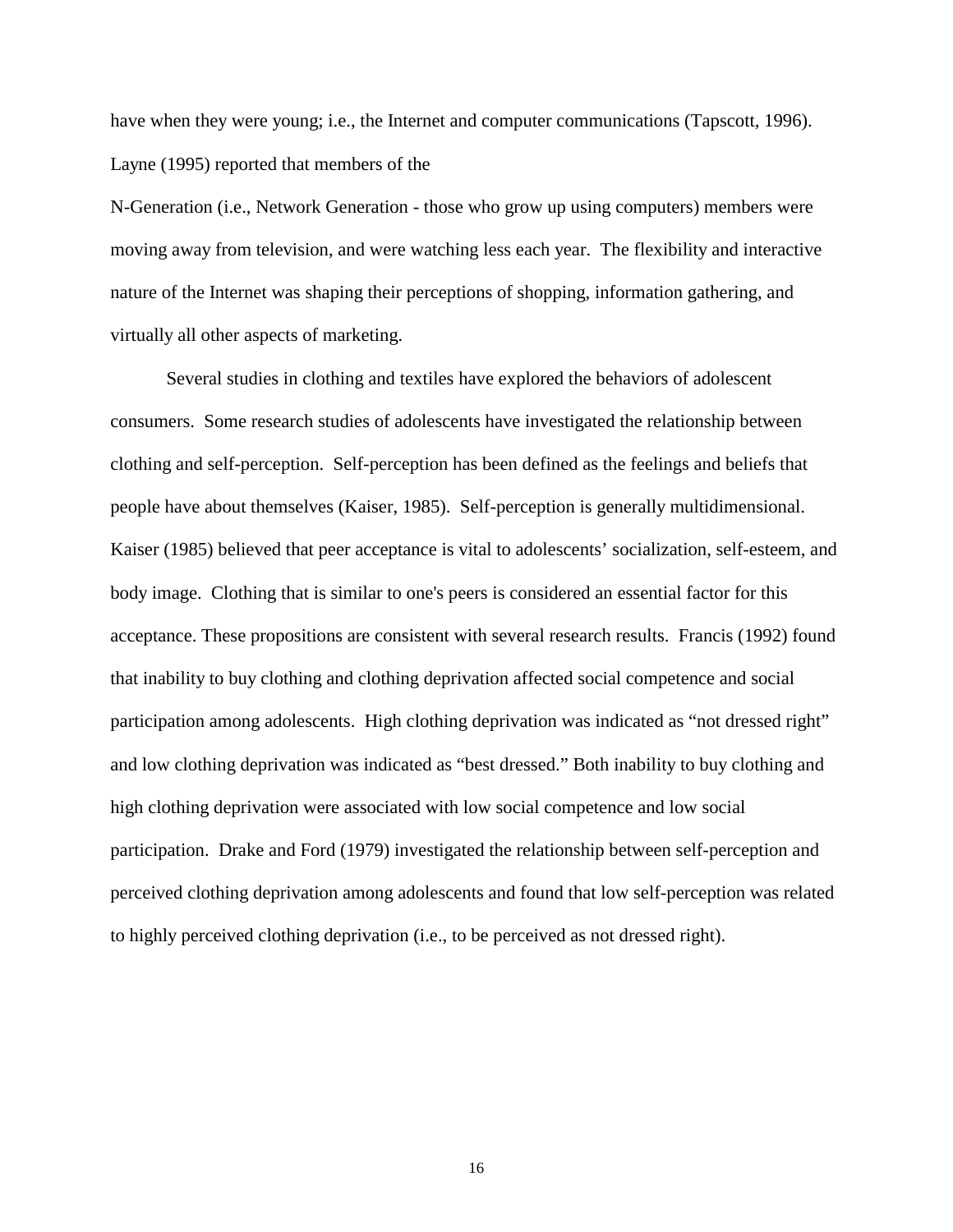have when they were young; i.e., the Internet and computer communications (Tapscott, 1996). Layne (1995) reported that members of the

N-Generation (i.e., Network Generation - those who grow up using computers) members were moving away from television, and were watching less each year. The flexibility and interactive nature of the Internet was shaping their perceptions of shopping, information gathering, and virtually all other aspects of marketing.

Several studies in clothing and textiles have explored the behaviors of adolescent consumers. Some research studies of adolescents have investigated the relationship between clothing and self-perception. Self-perception has been defined as the feelings and beliefs that people have about themselves (Kaiser, 1985). Self-perception is generally multidimensional. Kaiser (1985) believed that peer acceptance is vital to adolescents' socialization, self-esteem, and body image. Clothing that is similar to one's peers is considered an essential factor for this acceptance. These propositions are consistent with several research results. Francis (1992) found that inability to buy clothing and clothing deprivation affected social competence and social participation among adolescents. High clothing deprivation was indicated as "not dressed right" and low clothing deprivation was indicated as "best dressed." Both inability to buy clothing and high clothing deprivation were associated with low social competence and low social participation. Drake and Ford (1979) investigated the relationship between self-perception and perceived clothing deprivation among adolescents and found that low self-perception was related to highly perceived clothing deprivation (i.e., to be perceived as not dressed right).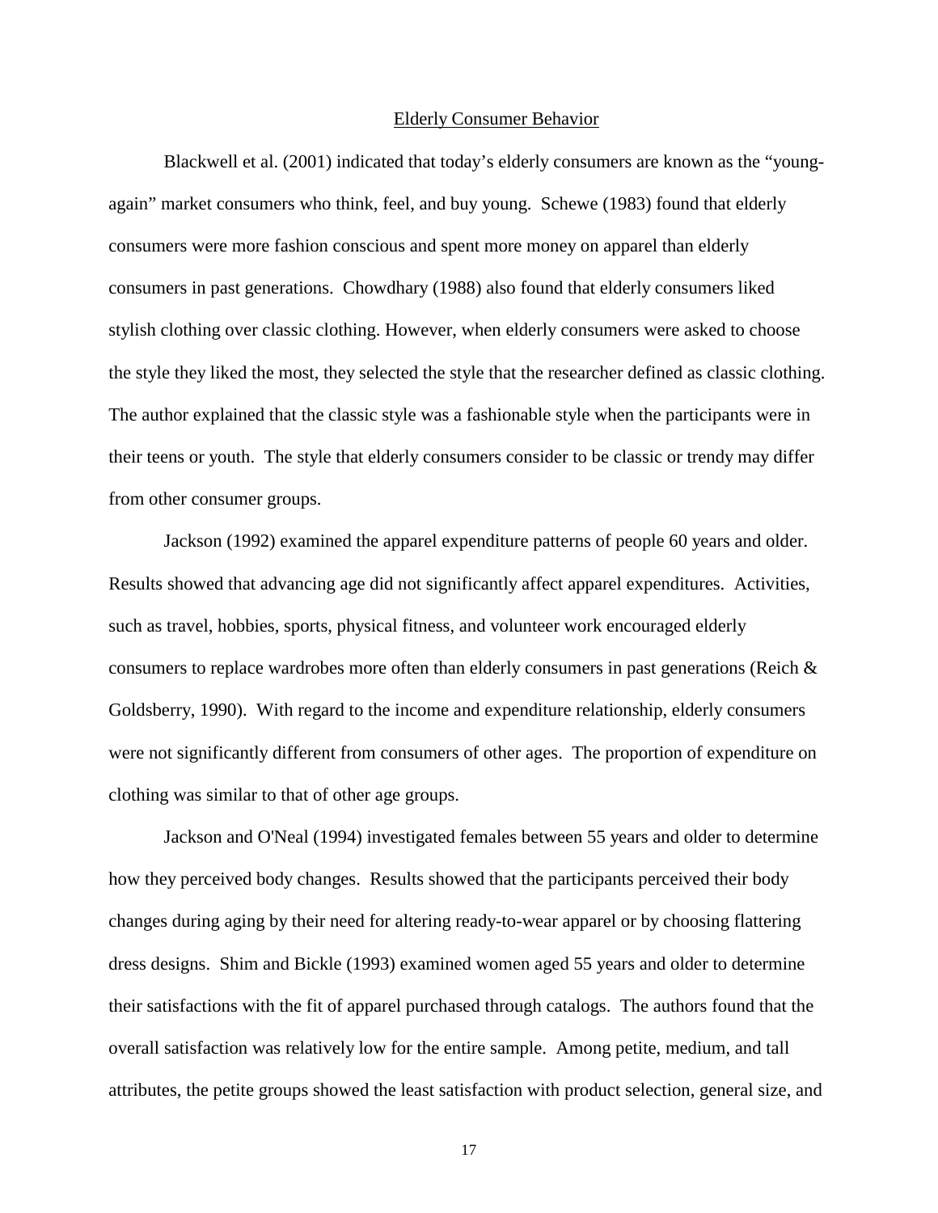## Elderly Consumer Behavior

Blackwell et al. (2001) indicated that today's elderly consumers are known as the "young-again" market consumers who think, feel, and buy young. Schewe (1983) found that elderly consumers were more fashion conscious and spent more money on apparel than elderly consumers in past generations. Chowdhary (1988) also found that elderly consumers liked stylish clothing over classic clothing. However, when elderly consumers were asked to choose the style they liked the most, they selected the style that the researcher defined as classic clothing. The author explained that the classic style was a fashionable style when the participants were in their teens or youth. The style that elderly consumers consider to be classic or trendy may differ from other consumer groups.

Jackson (1992) examined the apparel expenditure patterns of people 60 years and older. Results showed that advancing age did not significantly affect apparel expenditures. Activities, such as travel, hobbies, sports, physical fitness, and volunteer work encouraged elderly consumers to replace wardrobes more often than elderly consumers in past generations (Reich & Goldsberry, 1990). With regard to the income and expenditure relationship, elderly consumers were not significantly different from consumers of other ages. The proportion of expenditure on clothing was similar to that of other age groups.

Jackson and O'Neal (1994) investigated females between 55 years and older to determine how they perceived body changes. Results showed that the participants perceived their body changes during aging by their need for altering ready-to-wear apparel or by choosing flattering dress designs. Shim and Bickle (1993) examined women aged 55 years and older to determine their satisfactions with the fit of apparel purchased through catalogs. The authors found that the overall satisfaction was relatively low for the entire sample. Among petite, medium, and tall attributes, the petite groups showed the least satisfaction with product selection, general size, and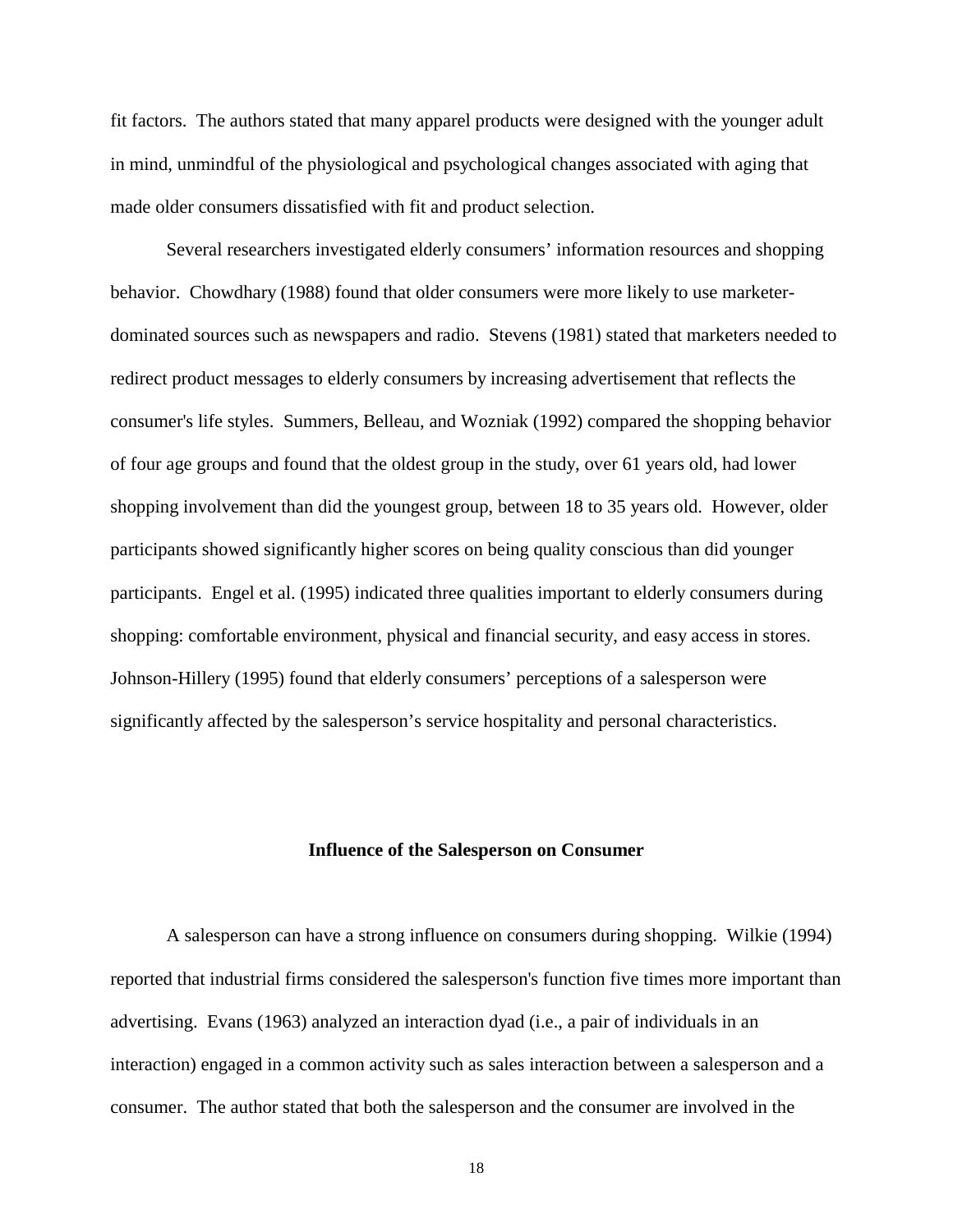fit factors. The authors stated that many apparel products were designed with the younger adult in mind, unmindful of the physiological and psychological changes associated with aging that made older consumers dissatisfied with fit and product selection.

Several researchers investigated elderly consumers' information resources and shopping behavior. Chowdhary (1988) found that older consumers were more likely to use marketer-dominated sources such as newspapers and radio. Stevens (1981) stated that marketers needed to redirect product messages to elderly consumers by increasing advertisement that reflects the consumer's life styles. Summers, Belleau, and Wozniak (1992) compared the shopping behavior of four age groups and found that the oldest group in the study, over 61 years old, had lower shopping involvement than did the youngest group, between 18 to 35 years old. However, older participants showed significantly higher scores on being quality conscious than did younger participants. Engel et al. (1995) indicated three qualities important to elderly consumers during shopping: comfortable environment, physical and financial security, and easy access in stores. Johnson-Hillery (1995) found that elderly consumers' perceptions of a salesperson were significantly affected by the salesperson's service hospitality and personal characteristics.

## Influence of the Salesperson on Consumer

A salesperson can have a strong influence on consumers during shopping. Wilkie (1994) reported that industrial firms considered the salesperson's function five times more important than advertising. Evans (1963) analyzed an interaction dyad (i.e., a pair of individuals in an interaction) engaged in a common activity such as sales interaction between a salesperson and a consumer. The author stated that both the salesperson and the consumer are involved in the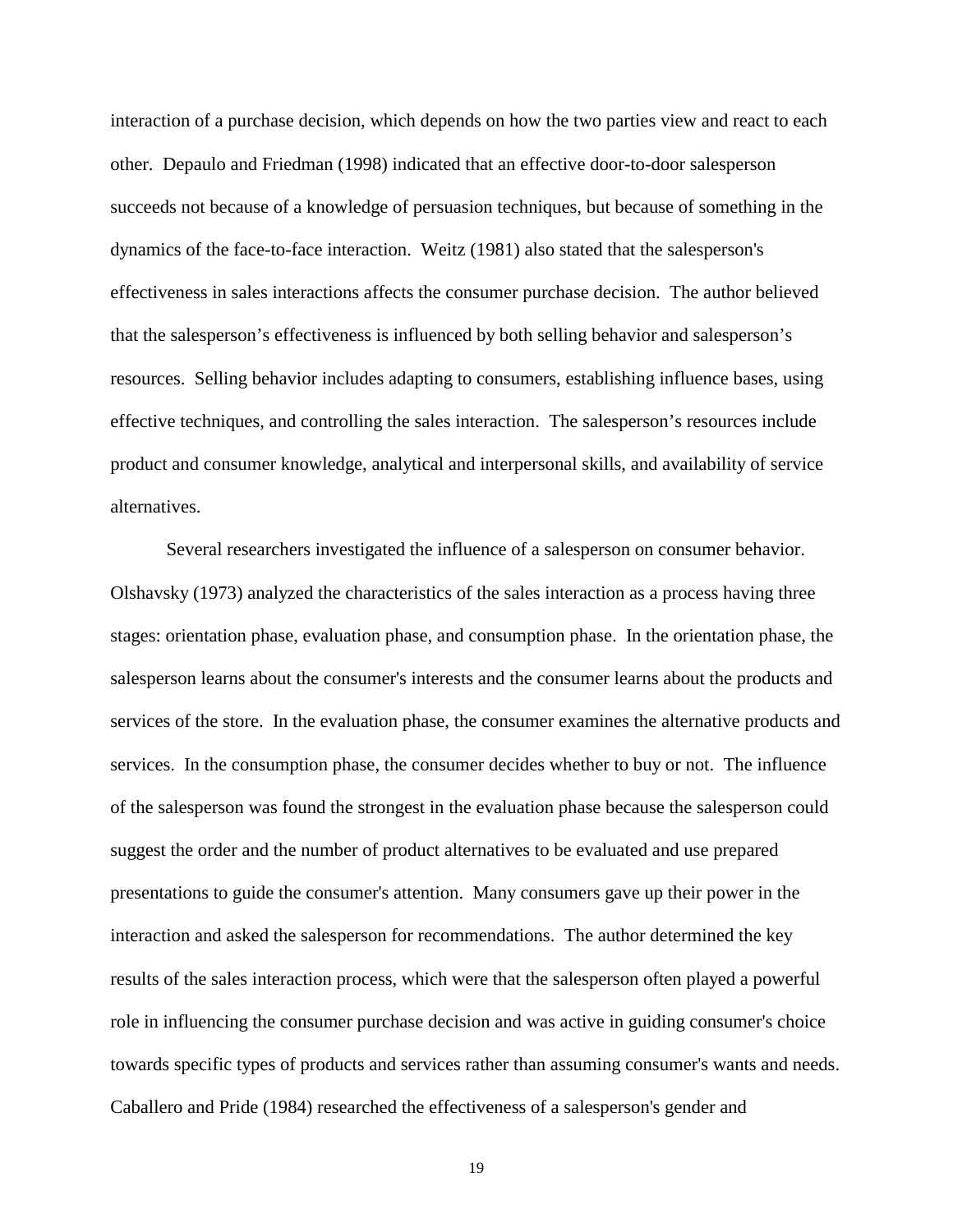interaction of a purchase decision, which depends on how the two parties view and react to each other. Depaulo and Friedman (1998) indicated that an effective door-to-door salesperson succeeds not because of a knowledge of persuasion techniques, but because of something in the dynamics of the face-to-face interaction. Weitz (1981) also stated that the salesperson's effectiveness in sales interactions affects the consumer purchase decision. The author believed that the salesperson's effectiveness is influenced by both selling behavior and salesperson's resources. Selling behavior includes adapting to consumers, establishing influence bases, using effective techniques, and controlling the sales interaction. The salesperson's resources include product and consumer knowledge, analytical and interpersonal skills, and availability of service alternatives.

Several researchers investigated the influence of a salesperson on consumer behavior. Olshavsky (1973) analyzed the characteristics of the sales interaction as a process having three stages: orientation phase, evaluation phase, and consumption phase. In the orientation phase, the salesperson learns about the consumer's interests and the consumer learns about the products and services of the store. In the evaluation phase, the consumer examines the alternative products and services. In the consumption phase, the consumer decides whether to buy or not. The influence of the salesperson was found the strongest in the evaluation phase because the salesperson could suggest the order and the number of product alternatives to be evaluated and use prepared presentations to guide the consumer's attention. Many consumers gave up their power in the interaction and asked the salesperson for recommendations. The author determined the key results of the sales interaction process, which were that the salesperson often played a powerful role in influencing the consumer purchase decision and was active in guiding consumer's choice towards specific types of products and services rather than assuming consumer's wants and needs. Caballero and Pride (1984) researched the effectiveness of a salesperson's gender and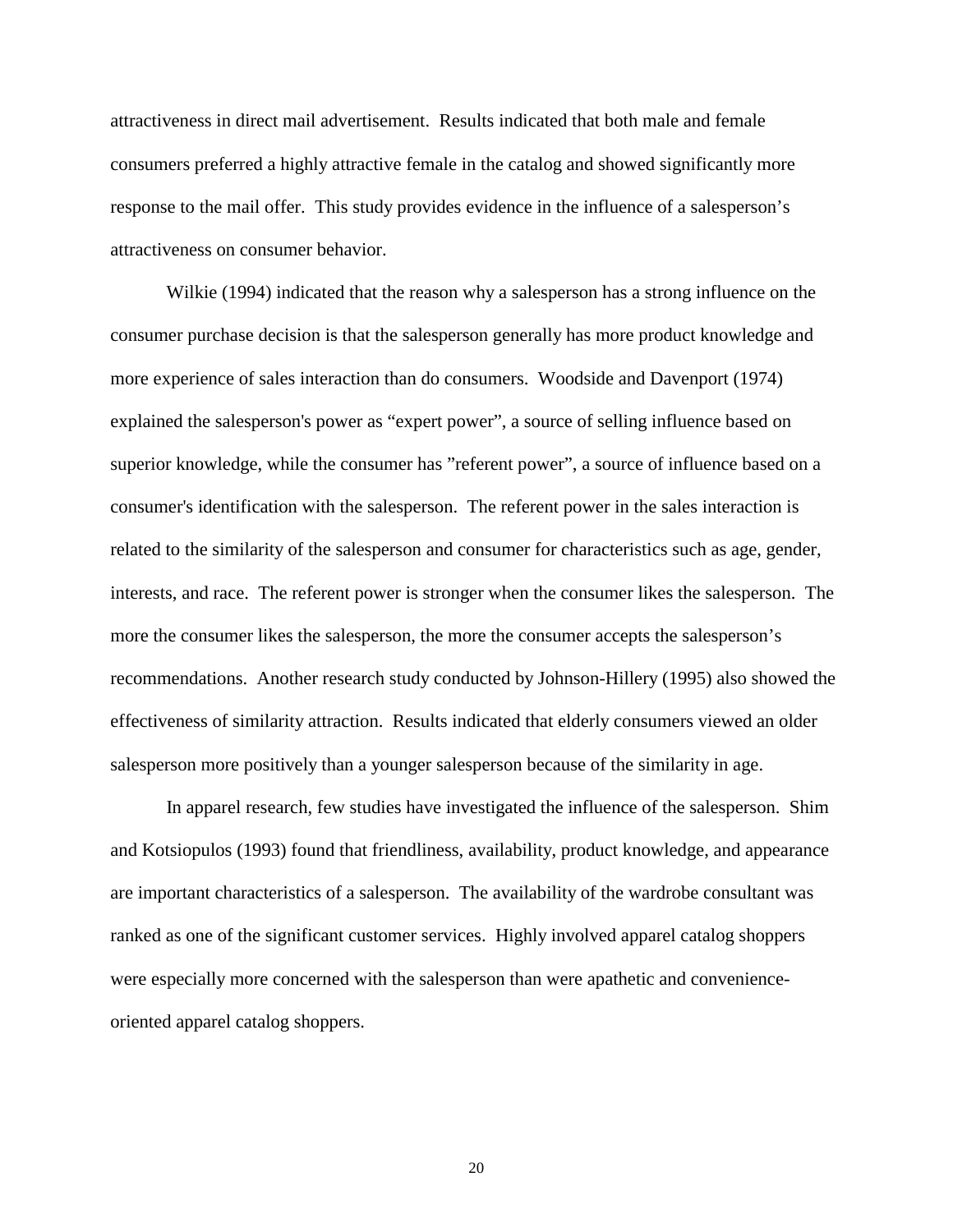attractiveness in direct mail advertisement. Results indicated that both male and female consumers preferred a highly attractive female in the catalog and showed significantly more response to the mail offer. This study provides evidence in the influence of a salesperson's attractiveness on consumer behavior.

Wilkie (1994) indicated that the reason why a salesperson has a strong influence on the consumer purchase decision is that the salesperson generally has more product knowledge and more experience of sales interaction than do consumers. Woodside and Davenport (1974) explained the salesperson's power as "expert power", a source of selling influence based on superior knowledge, while the consumer has "referent power", a source of influence based on a consumer's identification with the salesperson. The referent power in the sales interaction is related to the similarity of the salesperson and consumer for characteristics such as age, gender, interests, and race. The referent power is stronger when the consumer likes the salesperson. The more the consumer likes the salesperson, the more the consumer accepts the salesperson's recommendations. Another research study conducted by Johnson-Hillery (1995) also showed the effectiveness of similarity attraction. Results indicated that elderly consumers viewed an older salesperson more positively than a younger salesperson because of the similarity in age.

In apparel research, few studies have investigated the influence of the salesperson. Shim and Kotsiopulos (1993) found that friendliness, availability, product knowledge, and appearance are important characteristics of a salesperson. The availability of the wardrobe consultant was ranked as one of the significant customer services. Highly involved apparel catalog shoppers were especially more concerned with the salesperson than were apathetic and convenience-oriented apparel catalog shoppers.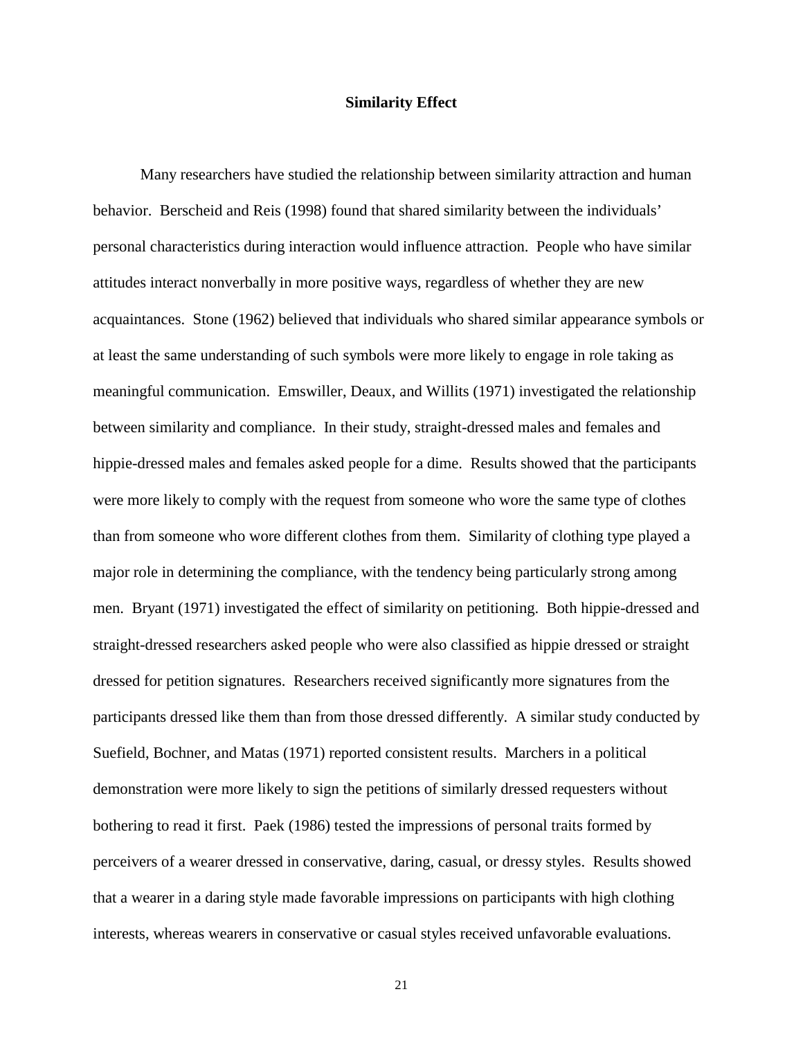### Similarity Effect

Many researchers have studied the relationship between similarity attraction and human behavior. Berscheid and Reis (1998) found that shared similarity between the individuals' personal characteristics during interaction would influence attraction. People who have similar attitudes interact nonverbally in more positive ways, regardless of whether they are new acquaintances. Stone (1962) believed that individuals who shared similar appearance symbols or at least the same understanding of such symbols were more likely to engage in role taking as meaningful communication. Emswiller, Deaux, and Willits (1971) investigated the relationship between similarity and compliance. In their study, straight-dressed males and females and hippie-dressed males and females asked people for a dime. Results showed that the participants were more likely to comply with the request from someone who wore the same type of clothes than from someone who wore different clothes from them. Similarity of clothing type played a major role in determining the compliance, with the tendency being particularly strong among men. Bryant (1971) investigated the effect of similarity on petitioning. Both hippie-dressed and straight-dressed researchers asked people who were also classified as hippie dressed or straight dressed for petition signatures. Researchers received significantly more signatures from the participants dressed like them than from those dressed differently. A similar study conducted by Suefield, Bochner, and Matas (1971) reported consistent results. Marchers in a political demonstration were more likely to sign the petitions of similarly dressed requesters without bothering to read it first. Paek (1986) tested the impressions of personal traits formed by perceivers of a wearer dressed in conservative, daring, casual, or dressy styles. Results showed that a wearer in a daring style made favorable impressions on participants with high clothing interests, whereas wearers in conservative or casual styles received unfavorable evaluations.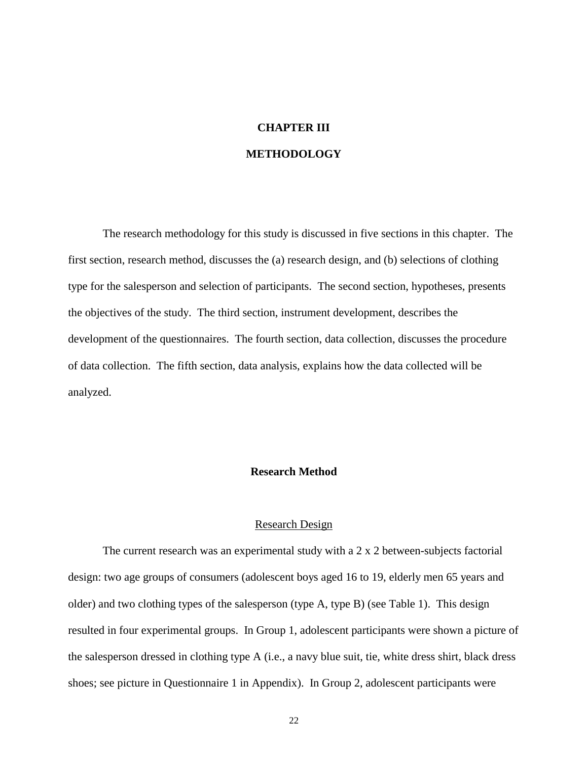# CHAPTER III

# METHODOLOGY

The research methodology for this study is discussed in five sections in this chapter. The first section, research method, discusses the (a) research design, and (b) selections of clothing type for the salesperson and selection of participants. The second section, hypotheses, presents the objectives of the study. The third section, instrument development, describes the development of the questionnaires. The fourth section, data collection, discusses the procedure of data collection. The fifth section, data analysis, explains how the data collected will be analyzed.

## Research Method

### Research Design

The current research was an experimental study with a 2 x 2 between-subjects factorial design: two age groups of consumers (adolescent boys aged 16 to 19, elderly men 65 years and older) and two clothing types of the salesperson (type A, type B) (see Table 1). This design resulted in four experimental groups. In Group 1, adolescent participants were shown a picture of the salesperson dressed in clothing type A (i.e., a navy blue suit, tie, white dress shirt, black dress shoes; see picture in Questionnaire 1 in Appendix). In Group 2, adolescent participants were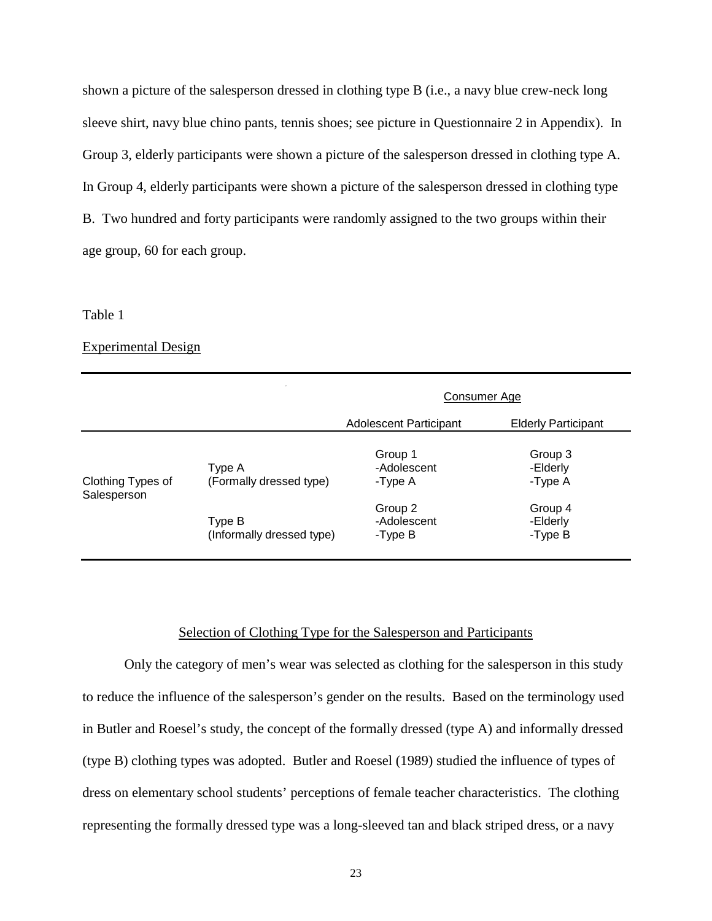shown a picture of the salesperson dressed in clothing type B (i.e., a navy blue crew-neck long sleeve shirt, navy blue chino pants, tennis shoes; see picture in Questionnaire 2 in Appendix). In Group 3, elderly participants were shown a picture of the salesperson dressed in clothing type A. In Group 4, elderly participants were shown a picture of the salesperson dressed in clothing type B. Two hundred and forty participants were randomly assigned to the two groups within their age group, 60 for each group.

Table 1

Experimental Design

| | | Consumer Age | |
|---|---|---|---|
| | | Adolescent Participant | Elderly Participant |
| Clothing Types of Salesperson | Type A (Formally dressed type) | Group 1 -Adolescent -Type A | Group 3 -Elderly -Type A |
| | Type B (Informally dressed type) | Group 2 -Adolescent -Type B | Group 4 -Elderly -Type B |

## Selection of Clothing Type for the Salesperson and Participants

Only the category of men's wear was selected as clothing for the salesperson in this study to reduce the influence of the salesperson's gender on the results. Based on the terminology used in Butler and Roesel's study, the concept of the formally dressed (type A) and informally dressed (type B) clothing types was adopted. Butler and Roesel (1989) studied the influence of types of dress on elementary school students' perceptions of female teacher characteristics. The clothing representing the formally dressed type was a long-sleeved tan and black striped dress, or a navy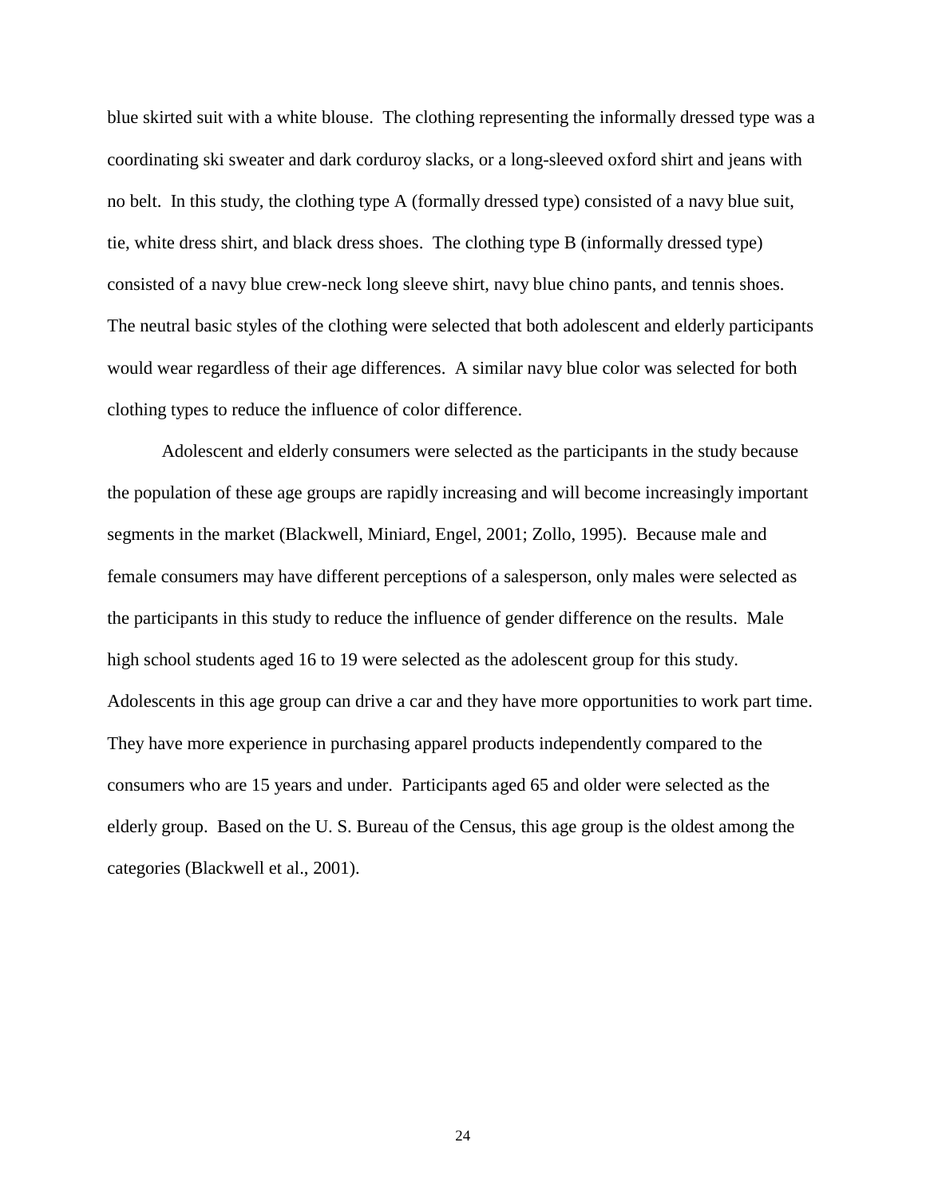blue skirted suit with a white blouse. The clothing representing the informally dressed type was a coordinating ski sweater and dark corduroy slacks, or a long-sleeved oxford shirt and jeans with no belt. In this study, the clothing type A (formally dressed type) consisted of a navy blue suit, tie, white dress shirt, and black dress shoes. The clothing type B (informally dressed type) consisted of a navy blue crew-neck long sleeve shirt, navy blue chino pants, and tennis shoes. The neutral basic styles of the clothing were selected that both adolescent and elderly participants would wear regardless of their age differences. A similar navy blue color was selected for both clothing types to reduce the influence of color difference.

Adolescent and elderly consumers were selected as the participants in the study because the population of these age groups are rapidly increasing and will become increasingly important segments in the market (Blackwell, Miniard, Engel, 2001; Zollo, 1995). Because male and female consumers may have different perceptions of a salesperson, only males were selected as the participants in this study to reduce the influence of gender difference on the results. Male high school students aged 16 to 19 were selected as the adolescent group for this study. Adolescents in this age group can drive a car and they have more opportunities to work part time. They have more experience in purchasing apparel products independently compared to the consumers who are 15 years and under. Participants aged 65 and older were selected as the elderly group. Based on the U. S. Bureau of the Census, this age group is the oldest among the categories (Blackwell et al., 2001).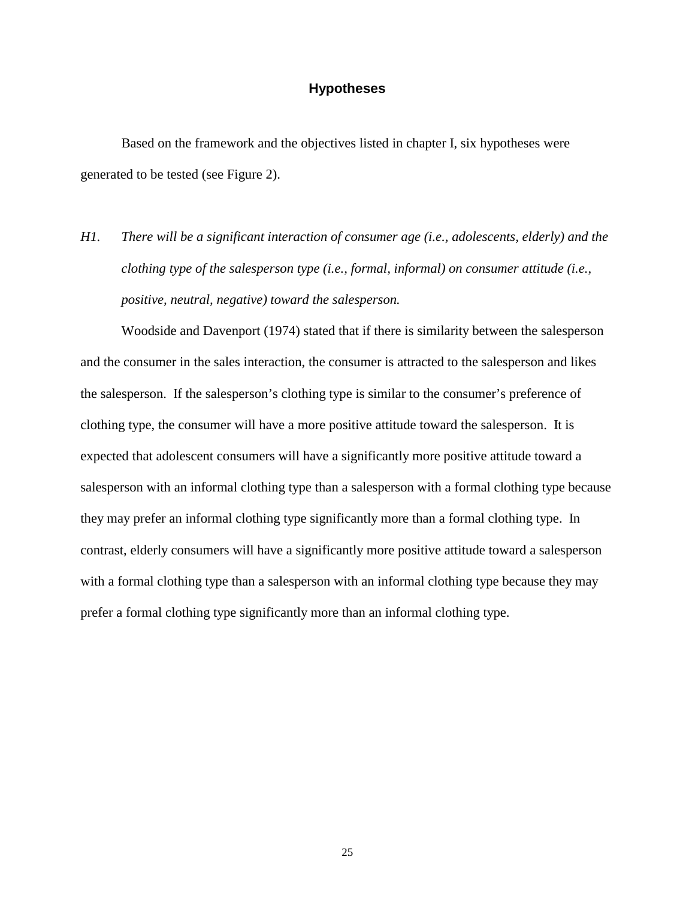## Hypotheses

Based on the framework and the objectives listed in chapter I, six hypotheses were generated to be tested (see Figure 2).

*H1.* *There will be a significant interaction of consumer age (i.e., adolescents, elderly) and the clothing type of the salesperson type (i.e., formal, informal) on consumer attitude (i.e., positive, neutral, negative) toward the salesperson.*

Woodside and Davenport (1974) stated that if there is similarity between the salesperson and the consumer in the sales interaction, the consumer is attracted to the salesperson and likes the salesperson. If the salesperson's clothing type is similar to the consumer's preference of clothing type, the consumer will have a more positive attitude toward the salesperson. It is expected that adolescent consumers will have a significantly more positive attitude toward a salesperson with an informal clothing type than a salesperson with a formal clothing type because they may prefer an informal clothing type significantly more than a formal clothing type. In contrast, elderly consumers will have a significantly more positive attitude toward a salesperson with a formal clothing type than a salesperson with an informal clothing type because they may prefer a formal clothing type significantly more than an informal clothing type.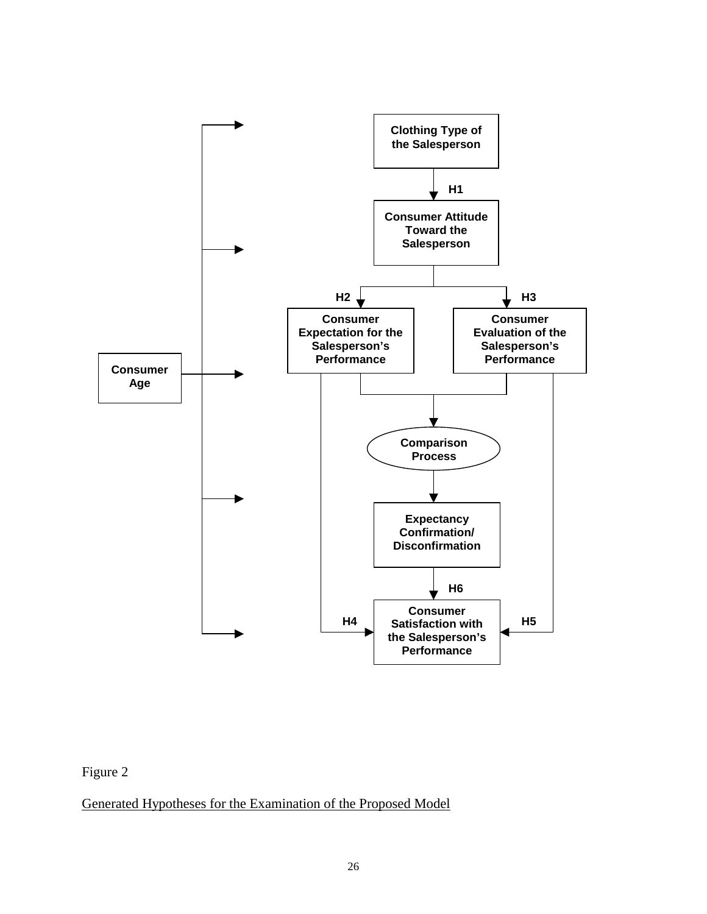Clothing Type of the Salesperson

H1

Consumer Attitude Toward the Salesperson

H2

H3

Consumer Expectation for the Salesperson's Performance

Consumer Evaluation of the Salesperson's Performance

Consumer Age

Comparison Process

Expectancy Confirmation/ Disconfirmation

H6

H4

H5

Consumer Satisfaction with the Salesperson's Performance

Figure 2

Generated Hypotheses for the Examination of the Proposed Model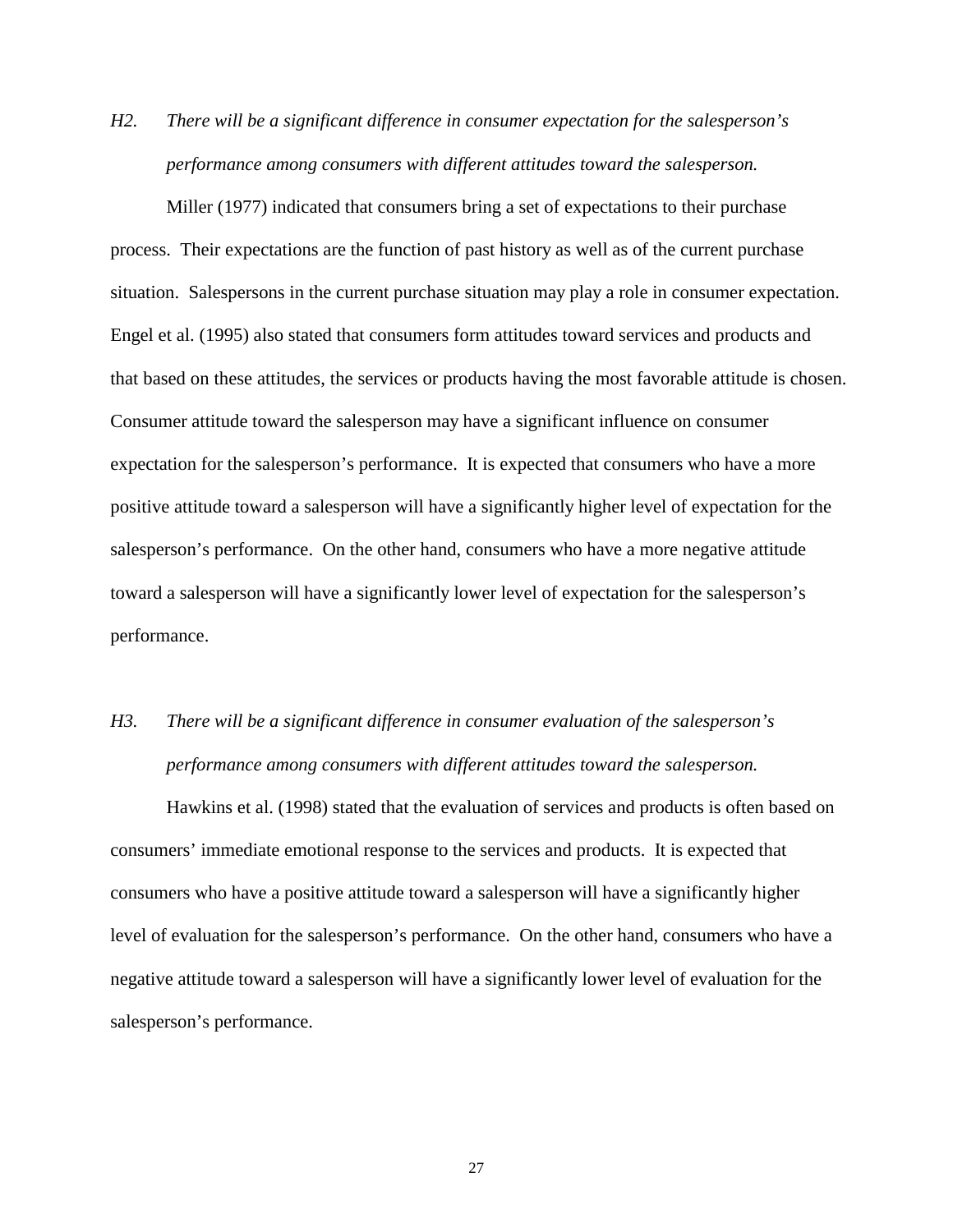*H2. There will be a significant difference in consumer expectation for the salesperson's performance among consumers with different attitudes toward the salesperson.*

Miller (1977) indicated that consumers bring a set of expectations to their purchase process. Their expectations are the function of past history as well as of the current purchase situation. Salespersons in the current purchase situation may play a role in consumer expectation. Engel et al. (1995) also stated that consumers form attitudes toward services and products and that based on these attitudes, the services or products having the most favorable attitude is chosen. Consumer attitude toward the salesperson may have a significant influence on consumer expectation for the salesperson's performance. It is expected that consumers who have a more positive attitude toward a salesperson will have a significantly higher level of expectation for the salesperson's performance. On the other hand, consumers who have a more negative attitude toward a salesperson will have a significantly lower level of expectation for the salesperson's performance.

*H3. There will be a significant difference in consumer evaluation of the salesperson's performance among consumers with different attitudes toward the salesperson.*

Hawkins et al. (1998) stated that the evaluation of services and products is often based on consumers' immediate emotional response to the services and products. It is expected that consumers who have a positive attitude toward a salesperson will have a significantly higher level of evaluation for the salesperson's performance. On the other hand, consumers who have a negative attitude toward a salesperson will have a significantly lower level of evaluation for the salesperson's performance.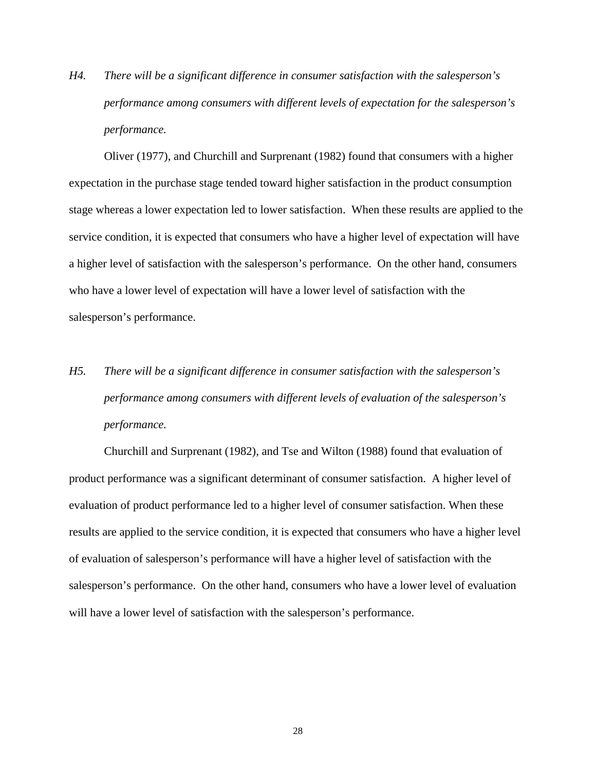*H4. There will be a significant difference in consumer satisfaction with the salesperson's performance among consumers with different levels of expectation for the salesperson's performance.*

Oliver (1977), and Churchill and Surprenant (1982) found that consumers with a higher expectation in the purchase stage tended toward higher satisfaction in the product consumption stage whereas a lower expectation led to lower satisfaction. When these results are applied to the service condition, it is expected that consumers who have a higher level of expectation will have a higher level of satisfaction with the salesperson's performance. On the other hand, consumers who have a lower level of expectation will have a lower level of satisfaction with the salesperson's performance.

*H5. There will be a significant difference in consumer satisfaction with the salesperson's performance among consumers with different levels of evaluation of the salesperson's performance.*

Churchill and Surprenant (1982), and Tse and Wilton (1988) found that evaluation of product performance was a significant determinant of consumer satisfaction. A higher level of evaluation of product performance led to a higher level of consumer satisfaction. When these results are applied to the service condition, it is expected that consumers who have a higher level of evaluation of salesperson's performance will have a higher level of satisfaction with the salesperson's performance. On the other hand, consumers who have a lower level of evaluation will have a lower level of satisfaction with the salesperson's performance.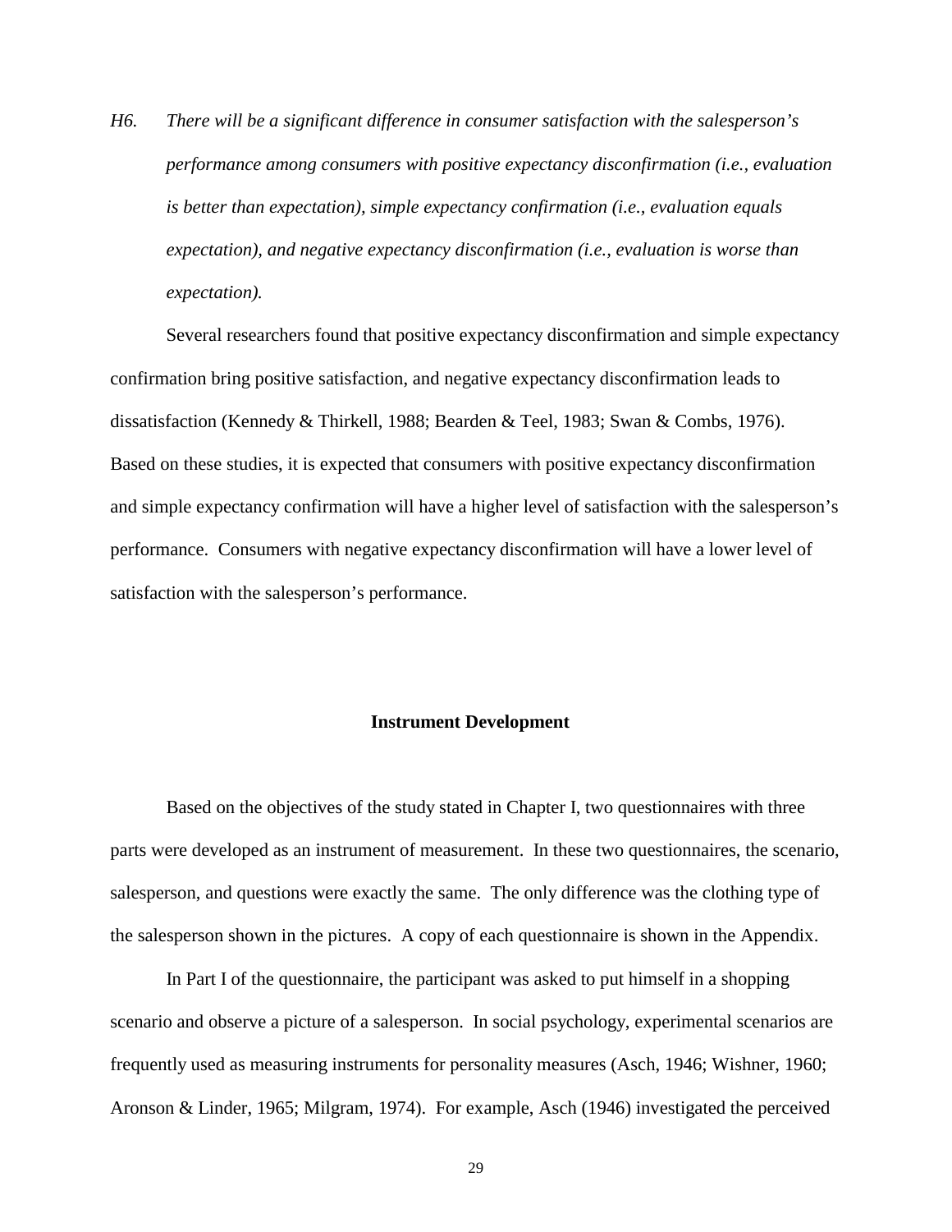*H6. There will be a significant difference in consumer satisfaction with the salesperson's performance among consumers with positive expectancy disconfirmation (i.e., evaluation is better than expectation), simple expectancy confirmation (i.e., evaluation equals expectation), and negative expectancy disconfirmation (i.e., evaluation is worse than expectation).*

Several researchers found that positive expectancy disconfirmation and simple expectancy confirmation bring positive satisfaction, and negative expectancy disconfirmation leads to dissatisfaction (Kennedy & Thirkell, 1988; Bearden & Teel, 1983; Swan & Combs, 1976). Based on these studies, it is expected that consumers with positive expectancy disconfirmation and simple expectancy confirmation will have a higher level of satisfaction with the salesperson's performance. Consumers with negative expectancy disconfirmation will have a lower level of satisfaction with the salesperson's performance.

## Instrument Development

Based on the objectives of the study stated in Chapter I, two questionnaires with three parts were developed as an instrument of measurement. In these two questionnaires, the scenario, salesperson, and questions were exactly the same. The only difference was the clothing type of the salesperson shown in the pictures. A copy of each questionnaire is shown in the Appendix.

In Part I of the questionnaire, the participant was asked to put himself in a shopping scenario and observe a picture of a salesperson. In social psychology, experimental scenarios are frequently used as measuring instruments for personality measures (Asch, 1946; Wishner, 1960; Aronson & Linder, 1965; Milgram, 1974). For example, Asch (1946) investigated the perceived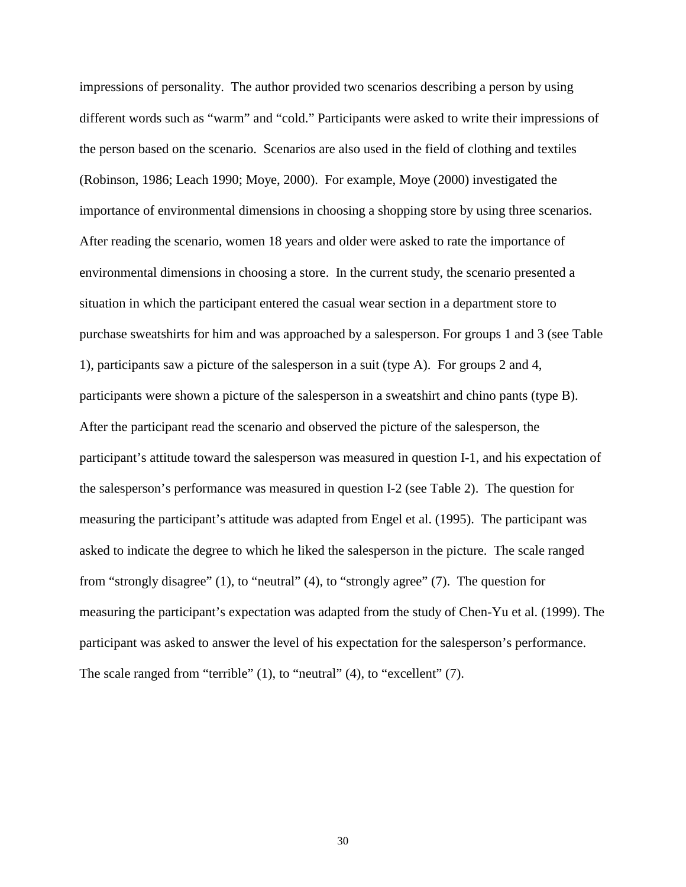impressions of personality. The author provided two scenarios describing a person by using different words such as "warm" and "cold." Participants were asked to write their impressions of the person based on the scenario. Scenarios are also used in the field of clothing and textiles (Robinson, 1986; Leach 1990; Moye, 2000). For example, Moye (2000) investigated the importance of environmental dimensions in choosing a shopping store by using three scenarios. After reading the scenario, women 18 years and older were asked to rate the importance of environmental dimensions in choosing a store. In the current study, the scenario presented a situation in which the participant entered the casual wear section in a department store to purchase sweatshirts for him and was approached by a salesperson. For groups 1 and 3 (see Table 1), participants saw a picture of the salesperson in a suit (type A). For groups 2 and 4, participants were shown a picture of the salesperson in a sweatshirt and chino pants (type B). After the participant read the scenario and observed the picture of the salesperson, the participant's attitude toward the salesperson was measured in question I-1, and his expectation of the salesperson's performance was measured in question I-2 (see Table 2). The question for measuring the participant's attitude was adapted from Engel et al. (1995). The participant was asked to indicate the degree to which he liked the salesperson in the picture. The scale ranged from "strongly disagree" (1), to "neutral" (4), to "strongly agree" (7). The question for measuring the participant's expectation was adapted from the study of Chen-Yu et al. (1999). The participant was asked to answer the level of his expectation for the salesperson's performance. The scale ranged from "terrible" (1), to "neutral" (4), to "excellent" (7).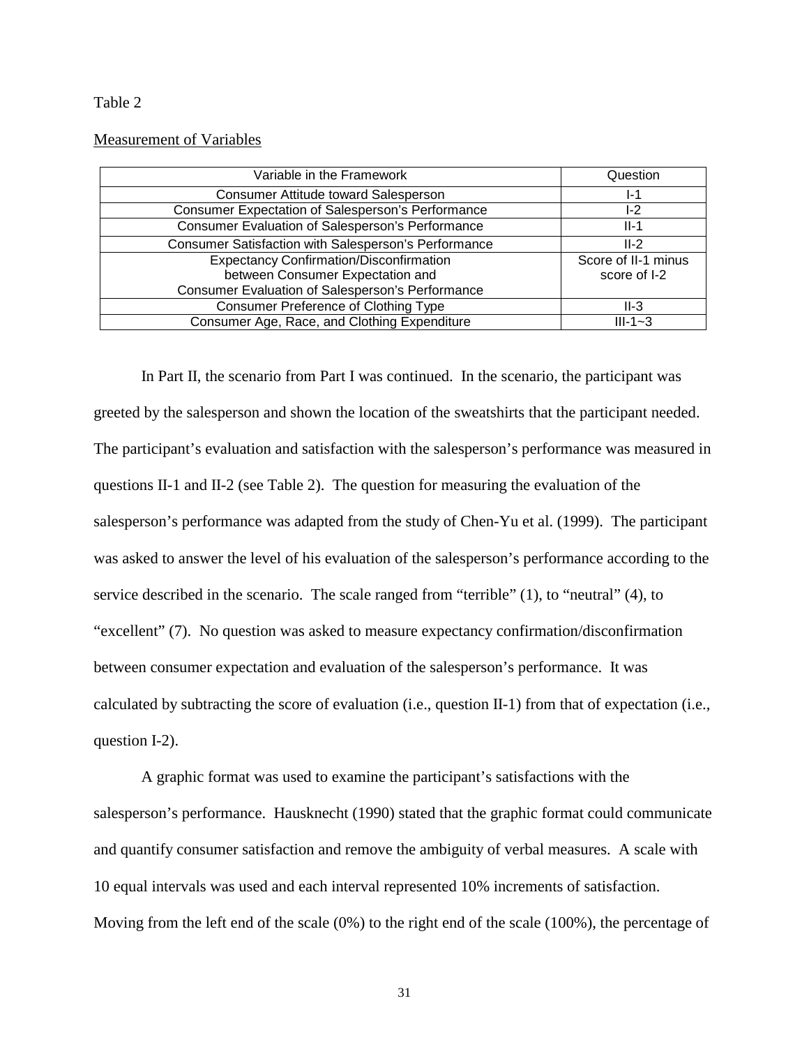Table 2

Measurement of Variables

| Variable in the Framework | Question |
|---|---|
| Consumer Attitude toward Salesperson | I-1 |
| Consumer Expectation of Salesperson's Performance | I-2 |
| Consumer Evaluation of Salesperson's Performance | II-1 |
| Consumer Satisfaction with Salesperson's Performance | II-2 |
| Expectancy Confirmation/Disconfirmation between Consumer Expectation and Consumer Evaluation of Salesperson's Performance | Score of II-1 minus score of I-2 |
| Consumer Preference of Clothing Type | II-3 |
| Consumer Age, Race, and Clothing Expenditure | III-1~3 |

In Part II, the scenario from Part I was continued. In the scenario, the participant was greeted by the salesperson and shown the location of the sweatshirts that the participant needed. The participant's evaluation and satisfaction with the salesperson's performance was measured in questions II-1 and II-2 (see Table 2). The question for measuring the evaluation of the salesperson's performance was adapted from the study of Chen-Yu et al. (1999). The participant was asked to answer the level of his evaluation of the salesperson's performance according to the service described in the scenario. The scale ranged from "terrible" (1), to "neutral" (4), to "excellent" (7). No question was asked to measure expectancy confirmation/disconfirmation between consumer expectation and evaluation of the salesperson's performance. It was calculated by subtracting the score of evaluation (i.e., question II-1) from that of expectation (i.e., question I-2).

A graphic format was used to examine the participant's satisfactions with the salesperson's performance. Hausknecht (1990) stated that the graphic format could communicate and quantify consumer satisfaction and remove the ambiguity of verbal measures. A scale with 10 equal intervals was used and each interval represented 10% increments of satisfaction. Moving from the left end of the scale (0%) to the right end of the scale (100%), the percentage of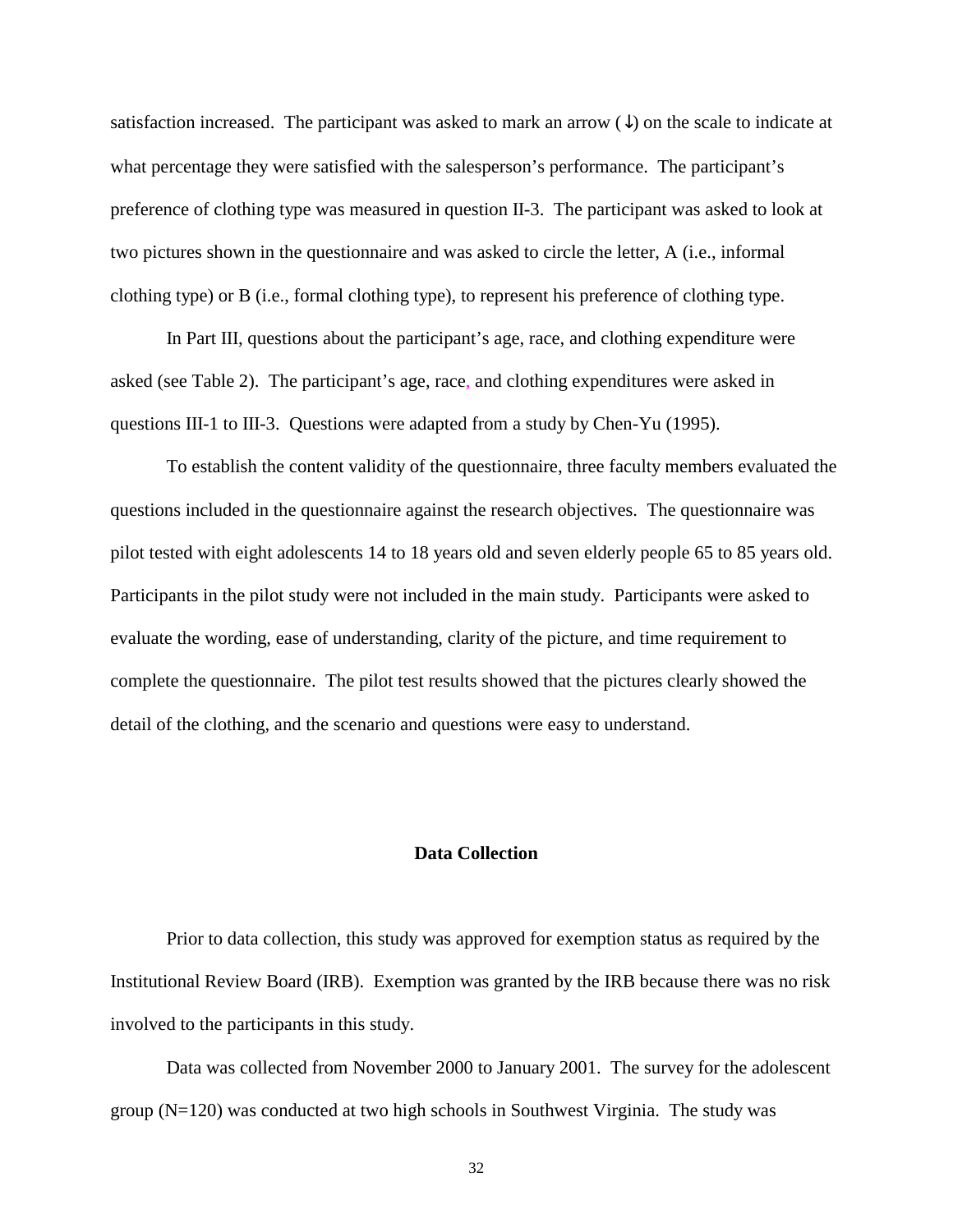satisfaction increased. The participant was asked to mark an arrow (↓) on the scale to indicate at what percentage they were satisfied with the salesperson's performance. The participant's preference of clothing type was measured in question II-3. The participant was asked to look at two pictures shown in the questionnaire and was asked to circle the letter, A (i.e., informal clothing type) or B (i.e., formal clothing type), to represent his preference of clothing type.

In Part III, questions about the participant's age, race, and clothing expenditure were asked (see Table 2). The participant's age, race, and clothing expenditures were asked in questions III-1 to III-3. Questions were adapted from a study by Chen-Yu (1995).

To establish the content validity of the questionnaire, three faculty members evaluated the questions included in the questionnaire against the research objectives. The questionnaire was pilot tested with eight adolescents 14 to 18 years old and seven elderly people 65 to 85 years old. Participants in the pilot study were not included in the main study. Participants were asked to evaluate the wording, ease of understanding, clarity of the picture, and time requirement to complete the questionnaire. The pilot test results showed that the pictures clearly showed the detail of the clothing, and the scenario and questions were easy to understand.

## Data Collection

Prior to data collection, this study was approved for exemption status as required by the Institutional Review Board (IRB). Exemption was granted by the IRB because there was no risk involved to the participants in this study.

Data was collected from November 2000 to January 2001. The survey for the adolescent group (N=120) was conducted at two high schools in Southwest Virginia. The study was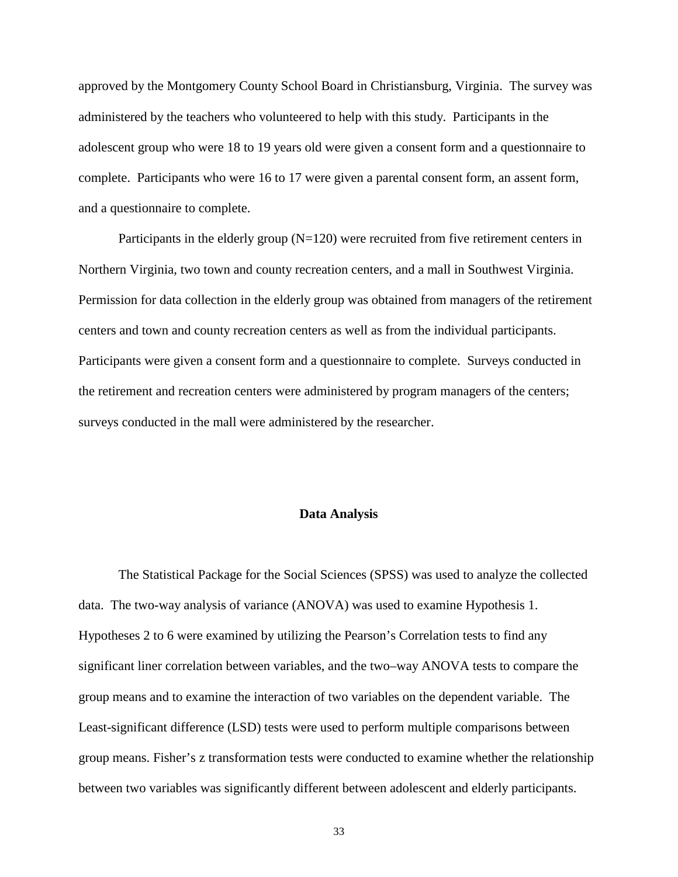approved by the Montgomery County School Board in Christiansburg, Virginia. The survey was administered by the teachers who volunteered to help with this study. Participants in the adolescent group who were 18 to 19 years old were given a consent form and a questionnaire to complete. Participants who were 16 to 17 were given a parental consent form, an assent form, and a questionnaire to complete.

Participants in the elderly group (N=120) were recruited from five retirement centers in Northern Virginia, two town and county recreation centers, and a mall in Southwest Virginia. Permission for data collection in the elderly group was obtained from managers of the retirement centers and town and county recreation centers as well as from the individual participants. Participants were given a consent form and a questionnaire to complete. Surveys conducted in the retirement and recreation centers were administered by program managers of the centers; surveys conducted in the mall were administered by the researcher.

## Data Analysis

The Statistical Package for the Social Sciences (SPSS) was used to analyze the collected data. The two-way analysis of variance (ANOVA) was used to examine Hypothesis 1. Hypotheses 2 to 6 were examined by utilizing the Pearson's Correlation tests to find any significant liner correlation between variables, and the two–way ANOVA tests to compare the group means and to examine the interaction of two variables on the dependent variable. The Least-significant difference (LSD) tests were used to perform multiple comparisons between group means. Fisher's z transformation tests were conducted to examine whether the relationship between two variables was significantly different between adolescent and elderly participants.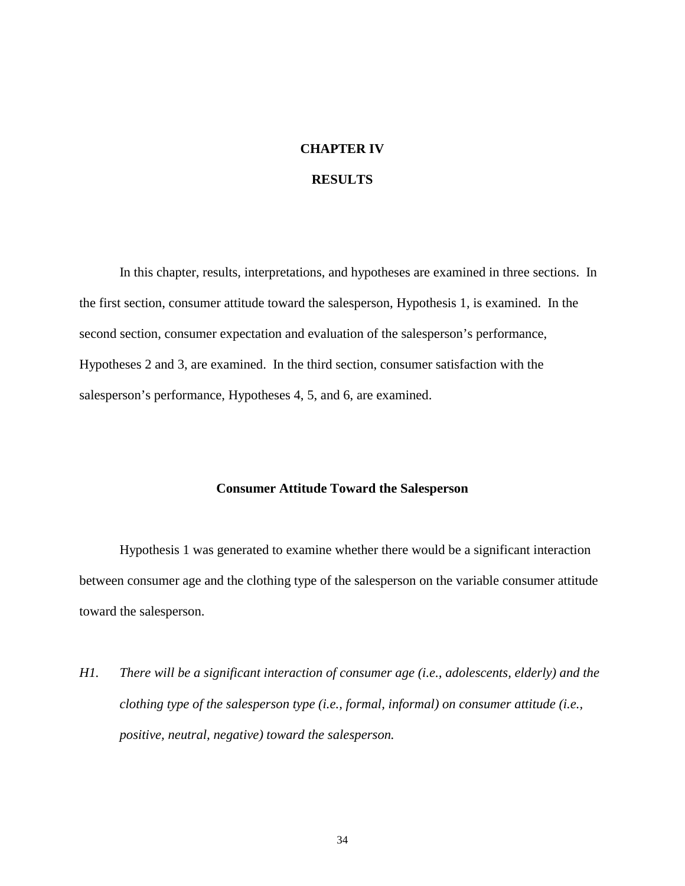# CHAPTER IV

# RESULTS

In this chapter, results, interpretations, and hypotheses are examined in three sections. In the first section, consumer attitude toward the salesperson, Hypothesis 1, is examined. In the second section, consumer expectation and evaluation of the salesperson's performance, Hypotheses 2 and 3, are examined. In the third section, consumer satisfaction with the salesperson's performance, Hypotheses 4, 5, and 6, are examined.

## Consumer Attitude Toward the Salesperson

Hypothesis 1 was generated to examine whether there would be a significant interaction between consumer age and the clothing type of the salesperson on the variable consumer attitude toward the salesperson.

*H1.* *There will be a significant interaction of consumer age (i.e., adolescents, elderly) and the clothing type of the salesperson type (i.e., formal, informal) on consumer attitude (i.e., positive, neutral, negative) toward the salesperson.*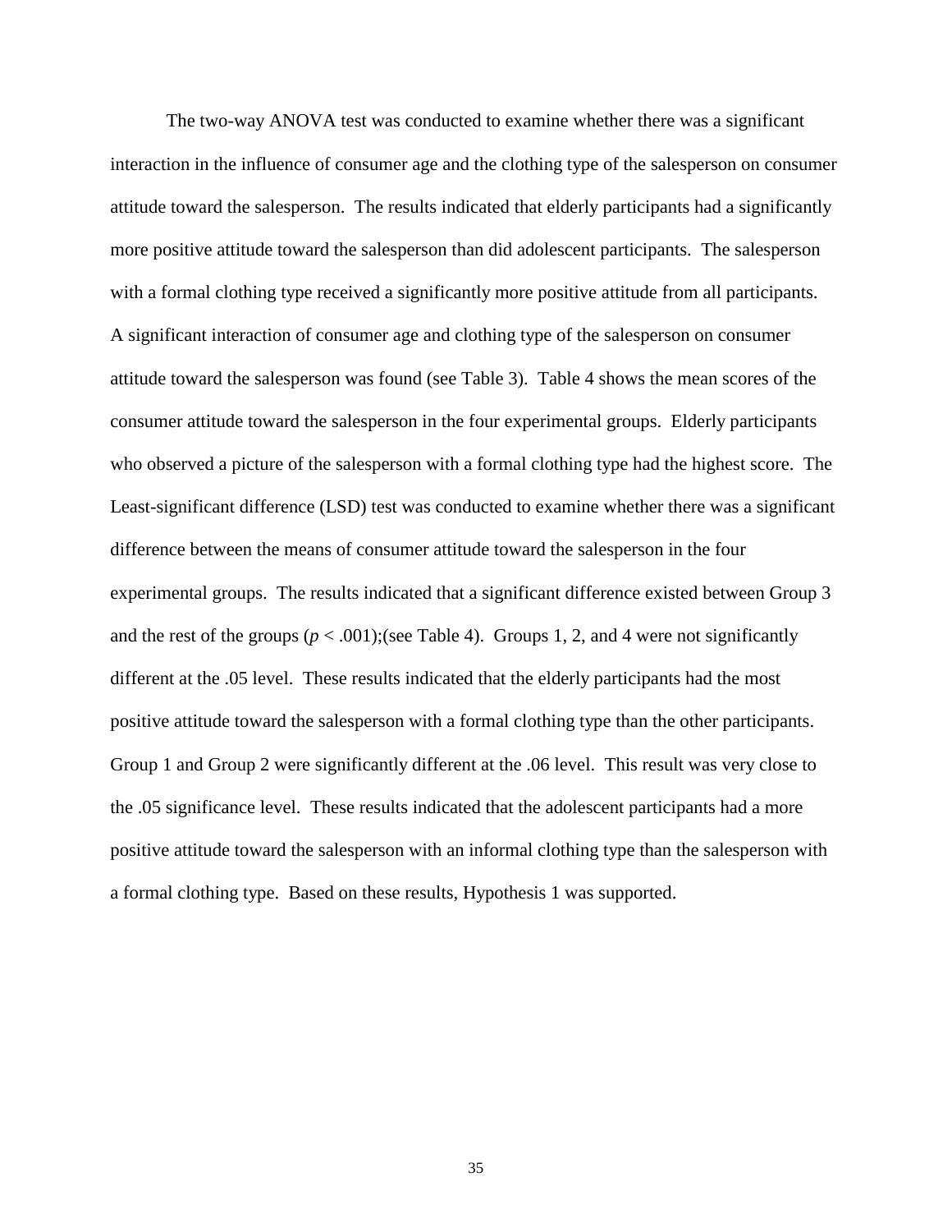The two-way ANOVA test was conducted to examine whether there was a significant interaction in the influence of consumer age and the clothing type of the salesperson on consumer attitude toward the salesperson. The results indicated that elderly participants had a significantly more positive attitude toward the salesperson than did adolescent participants. The salesperson with a formal clothing type received a significantly more positive attitude from all participants. A significant interaction of consumer age and clothing type of the salesperson on consumer attitude toward the salesperson was found (see Table 3). Table 4 shows the mean scores of the consumer attitude toward the salesperson in the four experimental groups. Elderly participants who observed a picture of the salesperson with a formal clothing type had the highest score. The Least-significant difference (LSD) test was conducted to examine whether there was a significant difference between the means of consumer attitude toward the salesperson in the four experimental groups. The results indicated that a significant difference existed between Group 3 and the rest of the groups ($p < .001$);(see Table 4). Groups 1, 2, and 4 were not significantly different at the .05 level. These results indicated that the elderly participants had the most positive attitude toward the salesperson with a formal clothing type than the other participants. Group 1 and Group 2 were significantly different at the .06 level. This result was very close to the .05 significance level. These results indicated that the adolescent participants had a more positive attitude toward the salesperson with an informal clothing type than the salesperson with a formal clothing type. Based on these results, Hypothesis 1 was supported.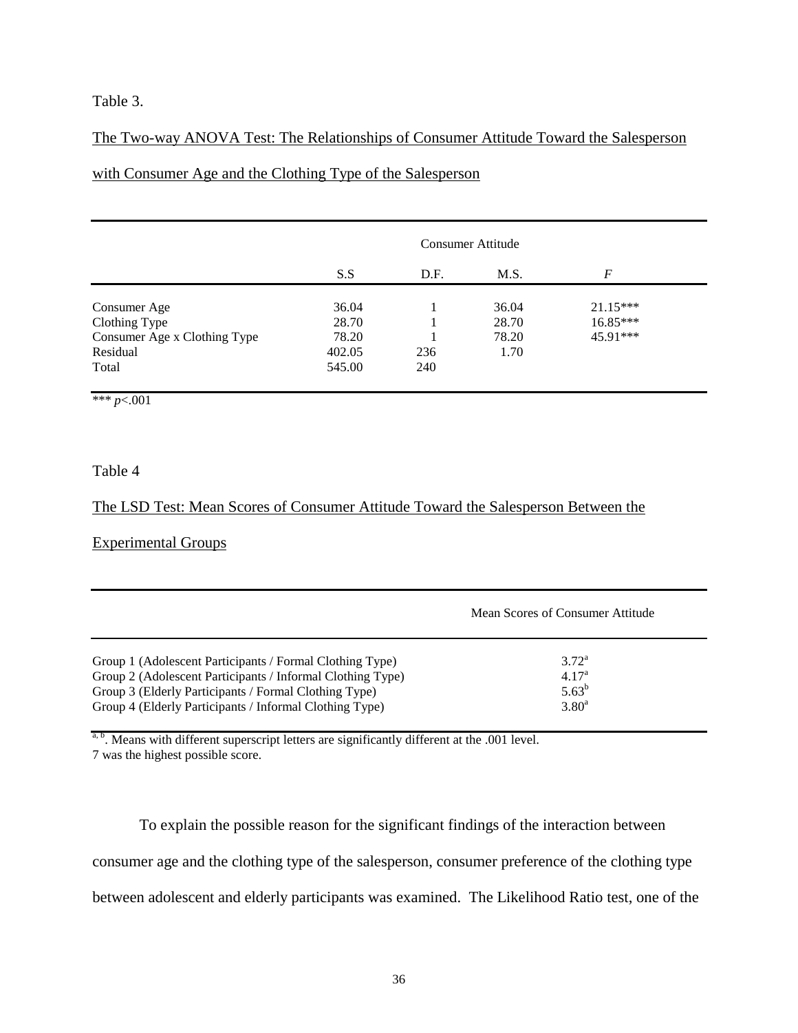Table 3.

The Two-way ANOVA Test: The Relationships of Consumer Attitude Toward the Salesperson with Consumer Age and the Clothing Type of the Salesperson

| | Consumer Attitude | | | |
|---|---|---|---|---|
| | S.S | D.F. | M.S. | *F* |
| Consumer Age | 36.04 | 1 | 36.04 | 21.15*** |
| Clothing Type | 28.70 | 1 | 28.70 | 16.85*** |
| Consumer Age x Clothing Type | 78.20 | 1 | 78.20 | 45.91*** |
| Residual | 402.05 | 236 | 1.70 | |
| Total | 545.00 | 240 | | |

*** $p$<.001

Table 4

The LSD Test: Mean Scores of Consumer Attitude Toward the Salesperson Between the Experimental Groups

| | Mean Scores of Consumer Attitude |
|---|---|
| Group 1 (Adolescent Participants / Formal Clothing Type) | 3.72[a] |
| Group 2 (Adolescent Participants / Informal Clothing Type) | 4.17[a] |
| Group 3 (Elderly Participants / Formal Clothing Type) | 5.63[b] |
| Group 4 (Elderly Participants / Informal Clothing Type) | 3.80[a] |

[a, b]. Means with different superscript letters are significantly different at the .001 level.
7 was the highest possible score.

To explain the possible reason for the significant findings of the interaction between consumer age and the clothing type of the salesperson, consumer preference of the clothing type between adolescent and elderly participants was examined. The Likelihood Ratio test, one of the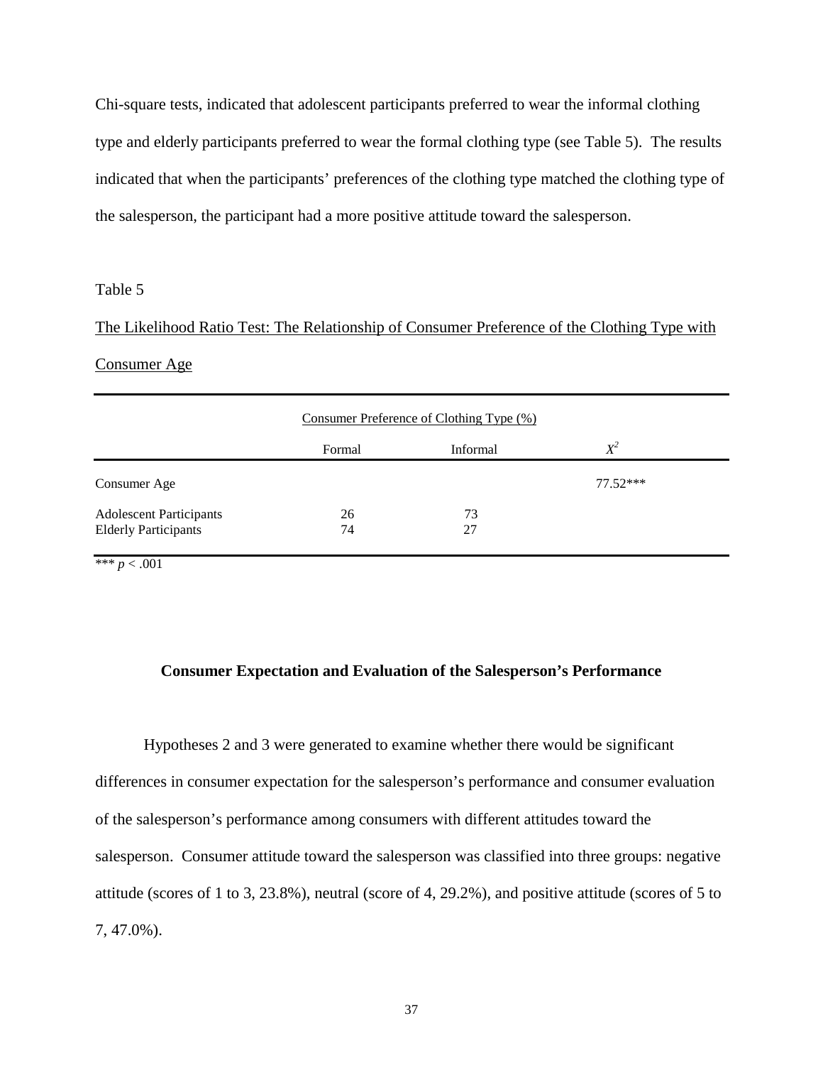Chi-square tests, indicated that adolescent participants preferred to wear the informal clothing type and elderly participants preferred to wear the formal clothing type (see Table 5). The results indicated that when the participants' preferences of the clothing type matched the clothing type of the salesperson, the participant had a more positive attitude toward the salesperson.

Table 5

The Likelihood Ratio Test: The Relationship of Consumer Preference of the Clothing Type with Consumer Age

| | Consumer Preference of Clothing Type (%) | | |
|---|---|---|---|
| | Formal | Informal | $X^2$ |
| Consumer Age | | | 77.52*** |
| Adolescent Participants | 26 | 73 | |
| Elderly Participants | 74 | 27 | |

*** $p < .001$

### Consumer Expectation and Evaluation of the Salesperson's Performance

Hypotheses 2 and 3 were generated to examine whether there would be significant differences in consumer expectation for the salesperson's performance and consumer evaluation of the salesperson's performance among consumers with different attitudes toward the salesperson. Consumer attitude toward the salesperson was classified into three groups: negative attitude (scores of 1 to 3, 23.8%), neutral (score of 4, 29.2%), and positive attitude (scores of 5 to 7, 47.0%).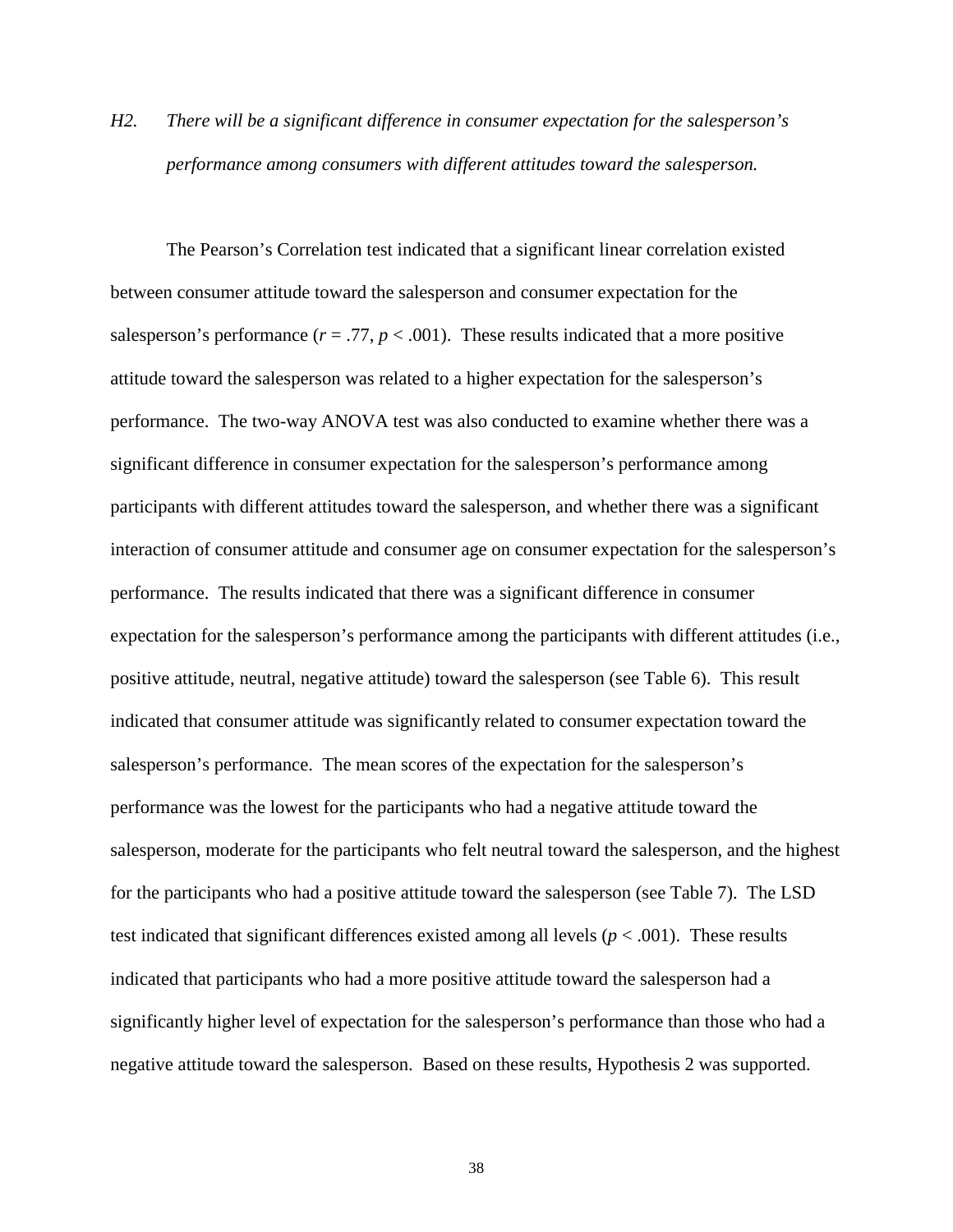*H2. There will be a significant difference in consumer expectation for the salesperson's performance among consumers with different attitudes toward the salesperson.*

The Pearson's Correlation test indicated that a significant linear correlation existed between consumer attitude toward the salesperson and consumer expectation for the salesperson's performance ($r = .77$, $p < .001$). These results indicated that a more positive attitude toward the salesperson was related to a higher expectation for the salesperson's performance. The two-way ANOVA test was also conducted to examine whether there was a significant difference in consumer expectation for the salesperson's performance among participants with different attitudes toward the salesperson, and whether there was a significant interaction of consumer attitude and consumer age on consumer expectation for the salesperson's performance. The results indicated that there was a significant difference in consumer expectation for the salesperson's performance among the participants with different attitudes (i.e., positive attitude, neutral, negative attitude) toward the salesperson (see Table 6). This result indicated that consumer attitude was significantly related to consumer expectation toward the salesperson's performance. The mean scores of the expectation for the salesperson's performance was the lowest for the participants who had a negative attitude toward the salesperson, moderate for the participants who felt neutral toward the salesperson, and the highest for the participants who had a positive attitude toward the salesperson (see Table 7). The LSD test indicated that significant differences existed among all levels ($p < .001$). These results indicated that participants who had a more positive attitude toward the salesperson had a significantly higher level of expectation for the salesperson's performance than those who had a negative attitude toward the salesperson. Based on these results, Hypothesis 2 was supported.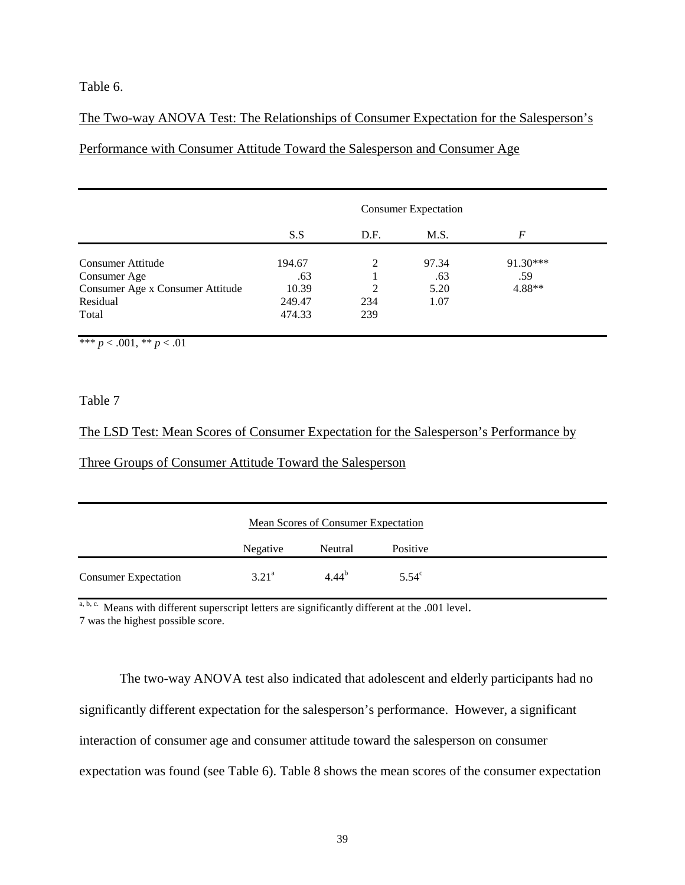Table 6.

The Two-way ANOVA Test: The Relationships of Consumer Expectation for the Salesperson's Performance with Consumer Attitude Toward the Salesperson and Consumer Age

| | Consumer Expectation | | | |
|---|---|---|---|---|
| | S.S | D.F. | M.S. | *F* |
| Consumer Attitude | 194.67 | 2 | 97.34 | 91.30*** |
| Consumer Age | .63 | 1 | .63 | .59 |
| Consumer Age x Consumer Attitude | 10.39 | 2 | 5.20 | 4.88** |
| Residual | 249.47 | 234 | 1.07 | |
| Total | 474.33 | 239 | | |

*** $p < .001$, ** $p < .01$

Table 7

The LSD Test: Mean Scores of Consumer Expectation for the Salesperson's Performance by Three Groups of Consumer Attitude Toward the Salesperson

| | Mean Scores of Consumer Expectation | | |
|---|---|---|---|
| | Negative | Neutral | Positive |
| Consumer Expectation | 3.21[a] | 4.44[b] | 5.54[c] |

[a, b, c.] Means with different superscript letters are significantly different at the .001 level.
7 was the highest possible score.

The two-way ANOVA test also indicated that adolescent and elderly participants had no significantly different expectation for the salesperson's performance. However, a significant interaction of consumer age and consumer attitude toward the salesperson on consumer expectation was found (see Table 6). Table 8 shows the mean scores of the consumer expectation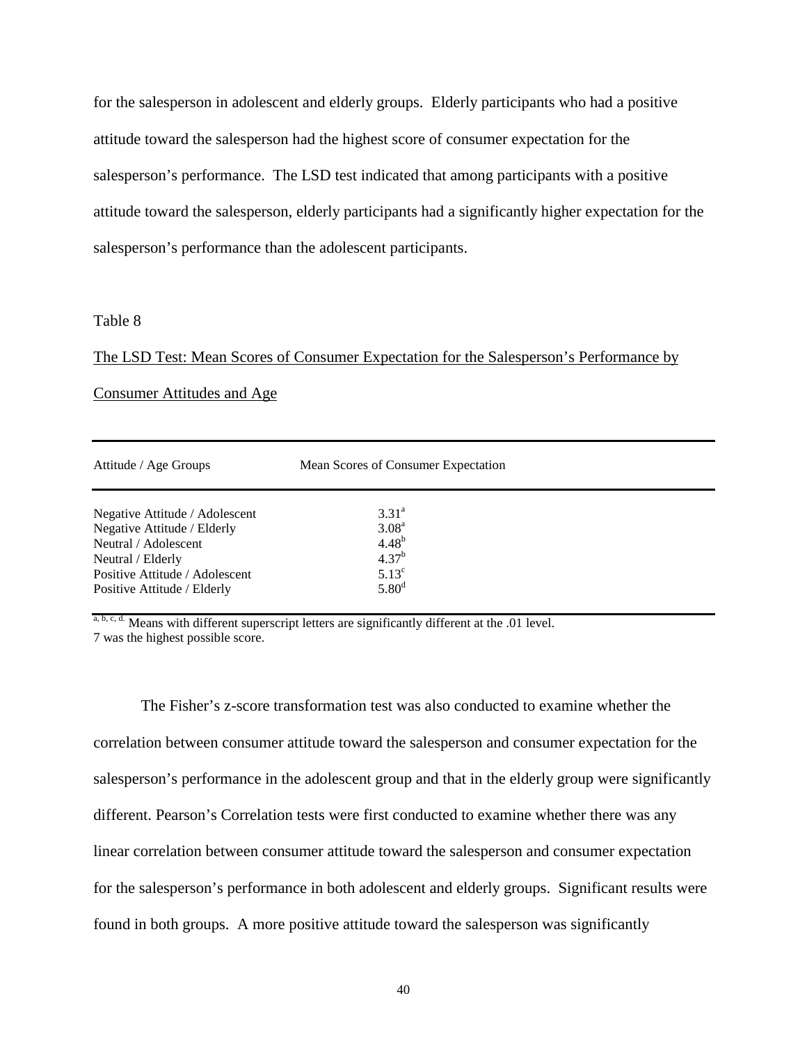for the salesperson in adolescent and elderly groups. Elderly participants who had a positive attitude toward the salesperson had the highest score of consumer expectation for the salesperson's performance. The LSD test indicated that among participants with a positive attitude toward the salesperson, elderly participants had a significantly higher expectation for the salesperson's performance than the adolescent participants.

Table 8

The LSD Test: Mean Scores of Consumer Expectation for the Salesperson's Performance by Consumer Attitudes and Age

| Attitude / Age Groups | Mean Scores of Consumer Expectation |
| --- | --- |
| Negative Attitude / Adolescent | 3.31[a] |
| Negative Attitude / Elderly | 3.08[a] |
| Neutral / Adolescent | 4.48[b] |
| Neutral / Elderly | 4.37[b] |
| Positive Attitude / Adolescent | 5.13[c] |
| Positive Attitude / Elderly | 5.80[d] |

[a, b, c, d.] Means with different superscript letters are significantly different at the .01 level.
7 was the highest possible score.

The Fisher's z-score transformation test was also conducted to examine whether the correlation between consumer attitude toward the salesperson and consumer expectation for the salesperson's performance in the adolescent group and that in the elderly group were significantly different. Pearson's Correlation tests were first conducted to examine whether there was any linear correlation between consumer attitude toward the salesperson and consumer expectation for the salesperson's performance in both adolescent and elderly groups. Significant results were found in both groups. A more positive attitude toward the salesperson was significantly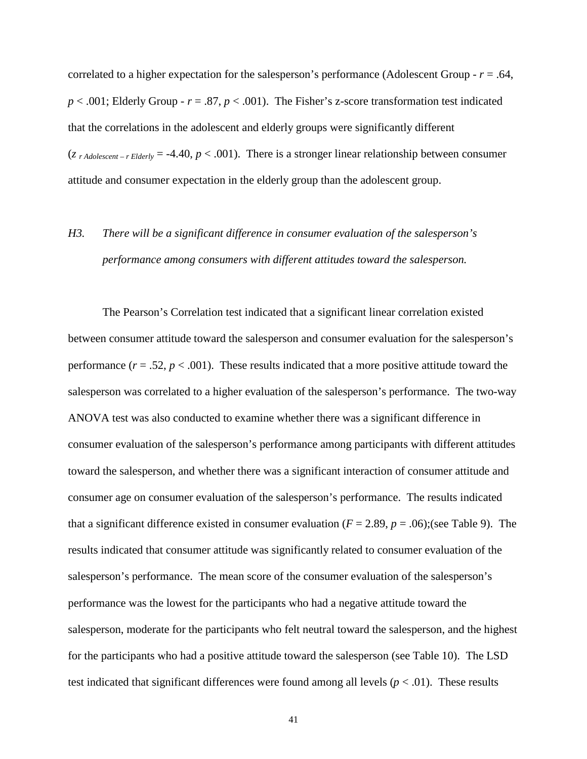correlated to a higher expectation for the salesperson's performance (Adolescent Group - $r$ = .64, $p$ < .001; Elderly Group - $r$ = .87, $p$ < .001). The Fisher's z-score transformation test indicated that the correlations in the adolescent and elderly groups were significantly different ($z_{r\ Adolescent - r\ Elderly}$ = -4.40, $p$ < .001). There is a stronger linear relationship between consumer attitude and consumer expectation in the elderly group than the adolescent group.

*H3. There will be a significant difference in consumer evaluation of the salesperson's performance among consumers with different attitudes toward the salesperson.*

The Pearson's Correlation test indicated that a significant linear correlation existed between consumer attitude toward the salesperson and consumer evaluation for the salesperson's performance ($r$ = .52, $p$ < .001). These results indicated that a more positive attitude toward the salesperson was correlated to a higher evaluation of the salesperson's performance. The two-way ANOVA test was also conducted to examine whether there was a significant difference in consumer evaluation of the salesperson's performance among participants with different attitudes toward the salesperson, and whether there was a significant interaction of consumer attitude and consumer age on consumer evaluation of the salesperson's performance. The results indicated that a significant difference existed in consumer evaluation ($F$ = 2.89, $p$ = .06);(see Table 9). The results indicated that consumer attitude was significantly related to consumer evaluation of the salesperson's performance. The mean score of the consumer evaluation of the salesperson's performance was the lowest for the participants who had a negative attitude toward the salesperson, moderate for the participants who felt neutral toward the salesperson, and the highest for the participants who had a positive attitude toward the salesperson (see Table 10). The LSD test indicated that significant differences were found among all levels ($p$ < .01). These results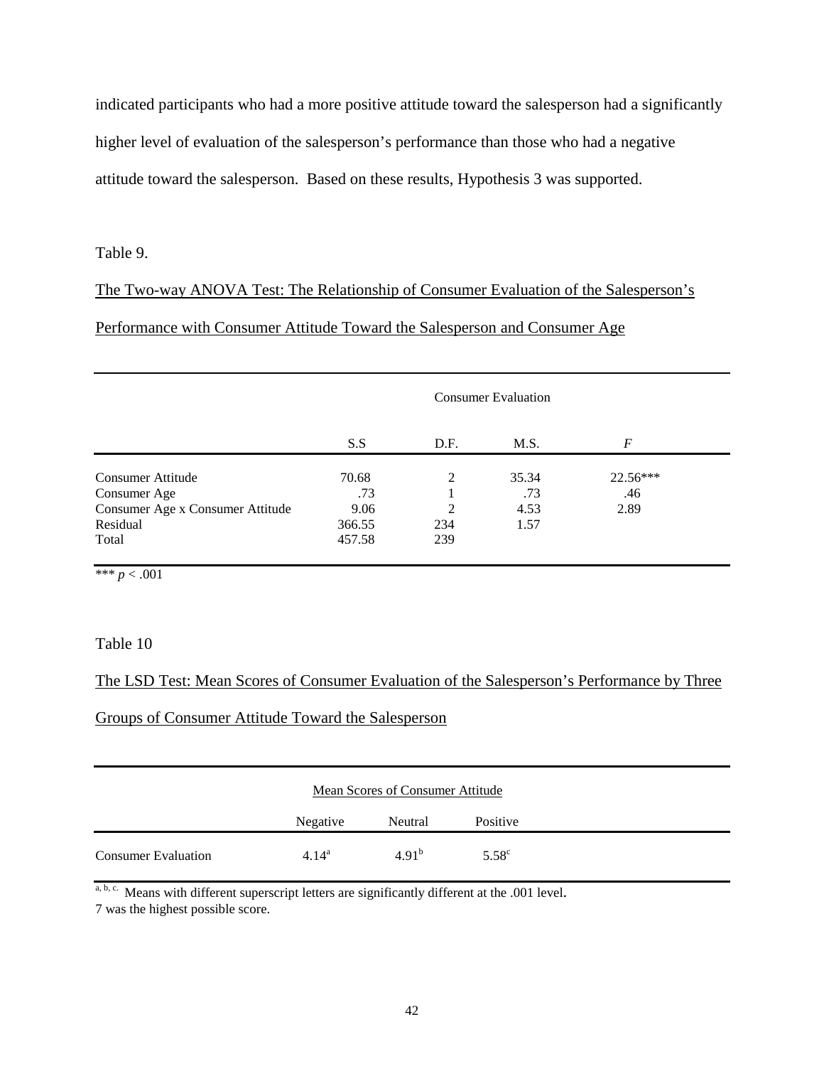indicated participants who had a more positive attitude toward the salesperson had a significantly higher level of evaluation of the salesperson's performance than those who had a negative attitude toward the salesperson. Based on these results, Hypothesis 3 was supported.

Table 9.

The Two-way ANOVA Test: The Relationship of Consumer Evaluation of the Salesperson's Performance with Consumer Attitude Toward the Salesperson and Consumer Age

| | Consumer Evaluation | | | |
|---|---|---|---|---|
| | S.S | D.F. | M.S. | *F* |
| Consumer Attitude | 70.68 | 2 | 35.34 | 22.56*** |
| Consumer Age | .73 | 1 | .73 | .46 |
| Consumer Age x Consumer Attitude | 9.06 | 2 | 4.53 | 2.89 |
| Residual | 366.55 | 234 | 1.57 | |
| Total | 457.58 | 239 | | |

*** $p < .001$

Table 10

The LSD Test: Mean Scores of Consumer Evaluation of the Salesperson's Performance by Three Groups of Consumer Attitude Toward the Salesperson

| | Mean Scores of Consumer Attitude | | |
|---|---|---|---|
| | Negative | Neutral | Positive |
| Consumer Evaluation | $4.14^{a}$ | $4.91^{b}$ | $5.58^{c}$ |

a, b, c. Means with different superscript letters are significantly different at the .001 level.
7 was the highest possible score.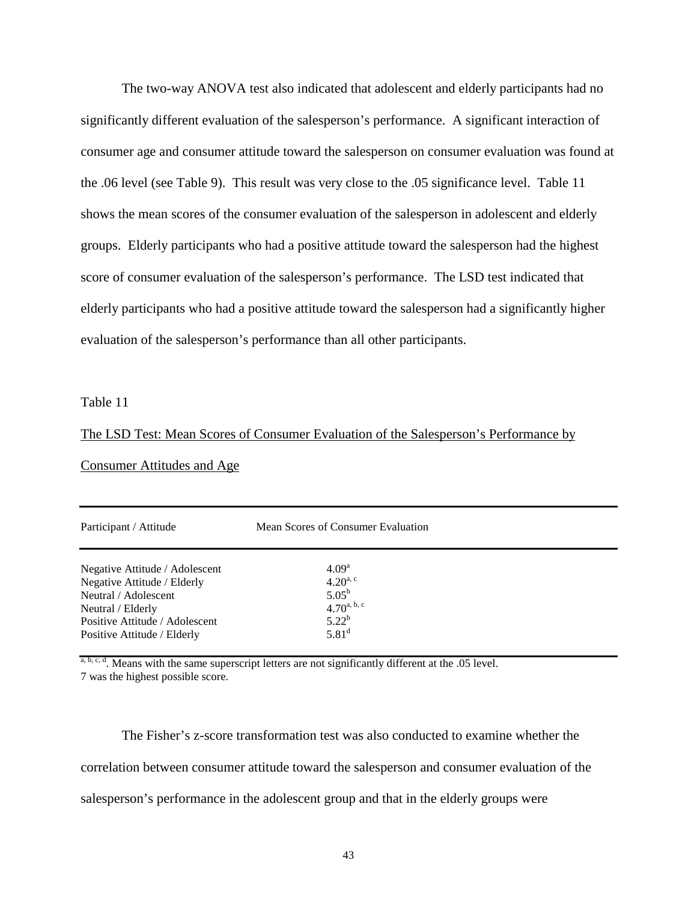The two-way ANOVA test also indicated that adolescent and elderly participants had no significantly different evaluation of the salesperson's performance. A significant interaction of consumer age and consumer attitude toward the salesperson on consumer evaluation was found at the .06 level (see Table 9). This result was very close to the .05 significance level. Table 11 shows the mean scores of the consumer evaluation of the salesperson in adolescent and elderly groups. Elderly participants who had a positive attitude toward the salesperson had the highest score of consumer evaluation of the salesperson's performance. The LSD test indicated that elderly participants who had a positive attitude toward the salesperson had a significantly higher evaluation of the salesperson's performance than all other participants.

Table 11

The LSD Test: Mean Scores of Consumer Evaluation of the Salesperson's Performance by Consumer Attitudes and Age

| Participant / Attitude | Mean Scores of Consumer Evaluation |
|---|---|
| Negative Attitude / Adolescent | 4.09[a] |
| Negative Attitude / Elderly | 4.20[a, c] |
| Neutral / Adolescent | 5.05[b] |
| Neutral / Elderly | 4.70[a, b, c] |
| Positive Attitude / Adolescent | 5.22[b] |
| Positive Attitude / Elderly | 5.81[d] |

[a, b, c, d]. Means with the same superscript letters are not significantly different at the .05 level.
7 was the highest possible score.

The Fisher's z-score transformation test was also conducted to examine whether the correlation between consumer attitude toward the salesperson and consumer evaluation of the salesperson's performance in the adolescent group and that in the elderly groups were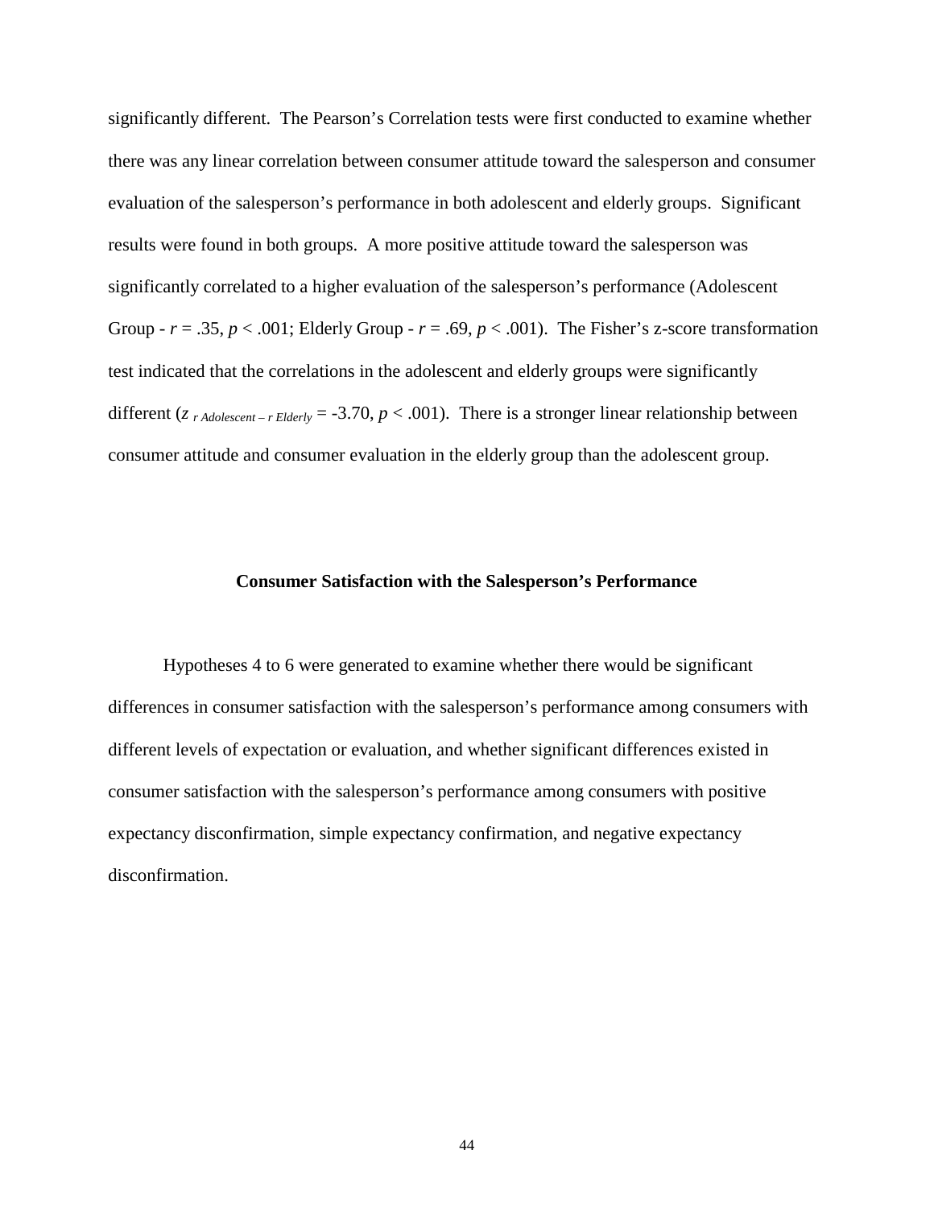significantly different. The Pearson's Correlation tests were first conducted to examine whether there was any linear correlation between consumer attitude toward the salesperson and consumer evaluation of the salesperson's performance in both adolescent and elderly groups. Significant results were found in both groups. A more positive attitude toward the salesperson was significantly correlated to a higher evaluation of the salesperson's performance (Adolescent Group - $r = .35$, $p < .001$; Elderly Group - $r = .69$, $p < .001$). The Fisher's z-score transformation test indicated that the correlations in the adolescent and elderly groups were significantly different ($z_{r\ Adolescent - r\ Elderly} = -3.70$, $p < .001$). There is a stronger linear relationship between consumer attitude and consumer evaluation in the elderly group than the adolescent group.

## Consumer Satisfaction with the Salesperson's Performance

Hypotheses 4 to 6 were generated to examine whether there would be significant differences in consumer satisfaction with the salesperson's performance among consumers with different levels of expectation or evaluation, and whether significant differences existed in consumer satisfaction with the salesperson's performance among consumers with positive expectancy disconfirmation, simple expectancy confirmation, and negative expectancy disconfirmation.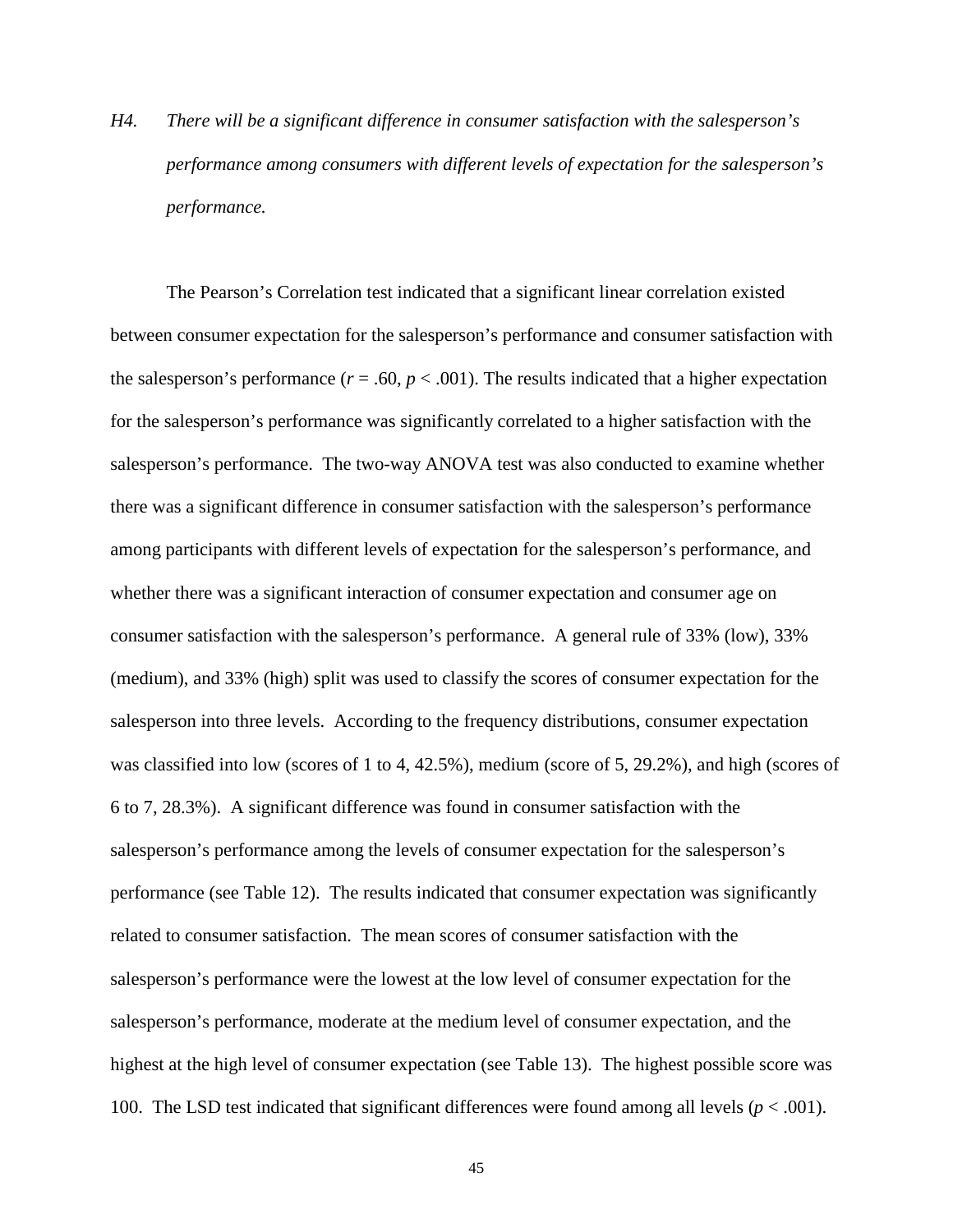*H4. There will be a significant difference in consumer satisfaction with the salesperson's performance among consumers with different levels of expectation for the salesperson's performance.*

The Pearson's Correlation test indicated that a significant linear correlation existed between consumer expectation for the salesperson's performance and consumer satisfaction with the salesperson's performance ($r = .60$, $p < .001$). The results indicated that a higher expectation for the salesperson's performance was significantly correlated to a higher satisfaction with the salesperson's performance. The two-way ANOVA test was also conducted to examine whether there was a significant difference in consumer satisfaction with the salesperson's performance among participants with different levels of expectation for the salesperson's performance, and whether there was a significant interaction of consumer expectation and consumer age on consumer satisfaction with the salesperson's performance. A general rule of 33% (low), 33% (medium), and 33% (high) split was used to classify the scores of consumer expectation for the salesperson into three levels. According to the frequency distributions, consumer expectation was classified into low (scores of 1 to 4, 42.5%), medium (score of 5, 29.2%), and high (scores of 6 to 7, 28.3%). A significant difference was found in consumer satisfaction with the salesperson's performance among the levels of consumer expectation for the salesperson's performance (see Table 12). The results indicated that consumer expectation was significantly related to consumer satisfaction. The mean scores of consumer satisfaction with the salesperson's performance were the lowest at the low level of consumer expectation for the salesperson's performance, moderate at the medium level of consumer expectation, and the highest at the high level of consumer expectation (see Table 13). The highest possible score was 100. The LSD test indicated that significant differences were found among all levels ($p < .001$).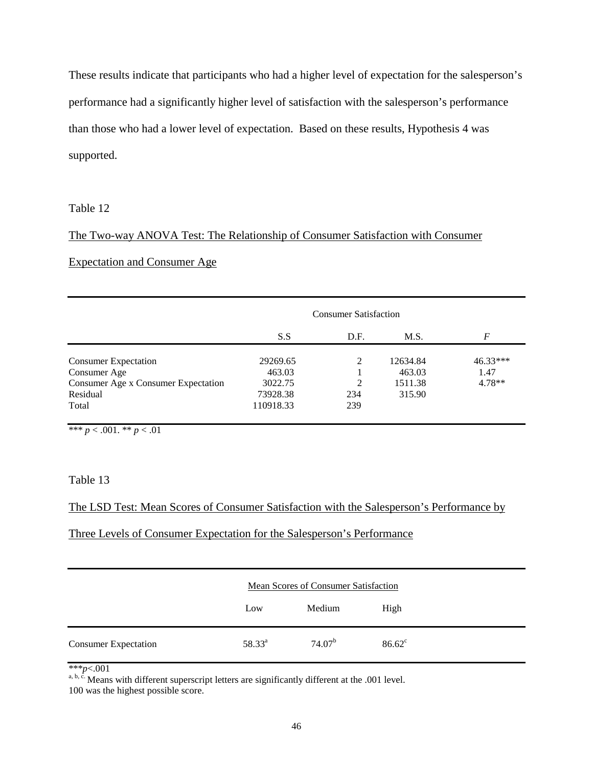These results indicate that participants who had a higher level of expectation for the salesperson's performance had a significantly higher level of satisfaction with the salesperson's performance than those who had a lower level of expectation. Based on these results, Hypothesis 4 was supported.

Table 12

The Two-way ANOVA Test: The Relationship of Consumer Satisfaction with Consumer Expectation and Consumer Age

| | Consumer Satisfaction | | | |
|---|---|---|---|---|
| | S.S | D.F. | M.S. | *F* |
| Consumer Expectation | 29269.65 | 2 | 12634.84 | 46.33*** |
| Consumer Age | 463.03 | 1 | 463.03 | 1.47 |
| Consumer Age x Consumer Expectation | 3022.75 | 2 | 1511.38 | 4.78** |
| Residual | 73928.38 | 234 | 315.90 | |
| Total | 110918.33 | 239 | | |

*** $p < .001$. ** $p < .01$

Table 13

The LSD Test: Mean Scores of Consumer Satisfaction with the Salesperson's Performance by Three Levels of Consumer Expectation for the Salesperson's Performance

| | Mean Scores of Consumer Satisfaction | | |
|---|---|---|---|
| | Low | Medium | High |
| Consumer Expectation | 58.33[a] | 74.07[b] | 86.62[c] |

***$p$<.001

[a, b, c.] Means with different superscript letters are significantly different at the .001 level.

100 was the highest possible score.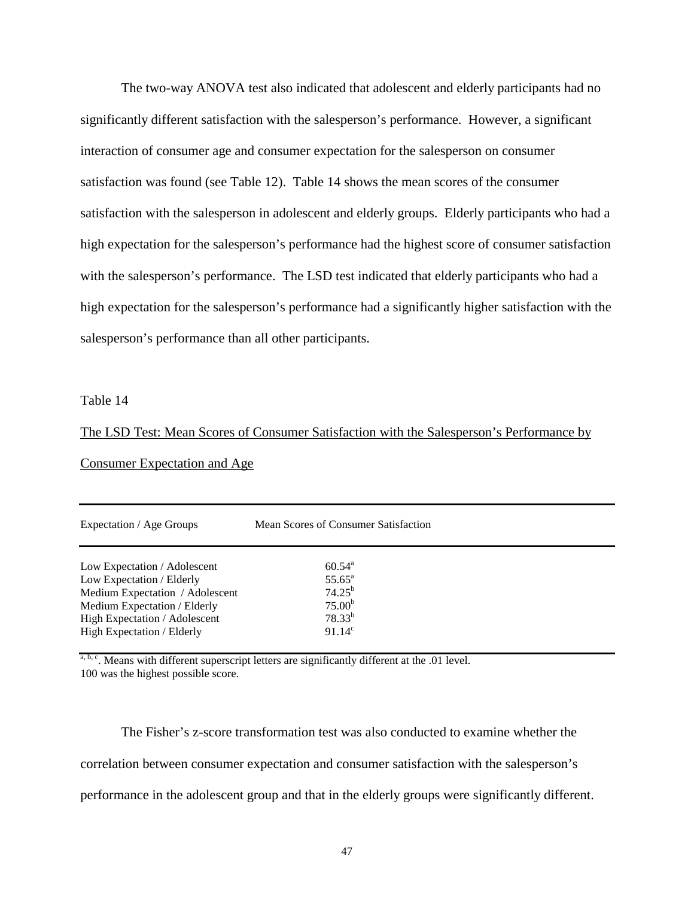The two-way ANOVA test also indicated that adolescent and elderly participants had no significantly different satisfaction with the salesperson's performance. However, a significant interaction of consumer age and consumer expectation for the salesperson on consumer satisfaction was found (see Table 12). Table 14 shows the mean scores of the consumer satisfaction with the salesperson in adolescent and elderly groups. Elderly participants who had a high expectation for the salesperson's performance had the highest score of consumer satisfaction with the salesperson's performance. The LSD test indicated that elderly participants who had a high expectation for the salesperson's performance had a significantly higher satisfaction with the salesperson's performance than all other participants.

Table 14

The LSD Test: Mean Scores of Consumer Satisfaction with the Salesperson's Performance by Consumer Expectation and Age

| Expectation / Age Groups | Mean Scores of Consumer Satisfaction |
|---|---|
| Low Expectation / Adolescent | 60.54[a] |
| Low Expectation / Elderly | 55.65[a] |
| Medium Expectation / Adolescent | 74.25[b] |
| Medium Expectation / Elderly | 75.00[b] |
| High Expectation / Adolescent | 78.33[b] |
| High Expectation / Elderly | 91.14[c] |

[a, b, c]. Means with different superscript letters are significantly different at the .01 level.
100 was the highest possible score.

The Fisher's z-score transformation test was also conducted to examine whether the correlation between consumer expectation and consumer satisfaction with the salesperson's performance in the adolescent group and that in the elderly groups were significantly different.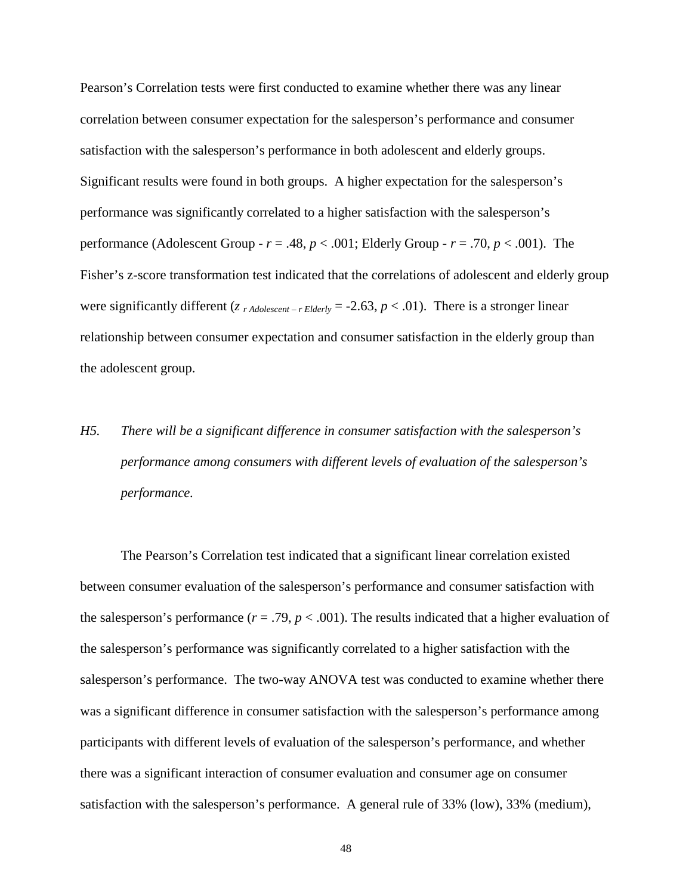Pearson's Correlation tests were first conducted to examine whether there was any linear correlation between consumer expectation for the salesperson's performance and consumer satisfaction with the salesperson's performance in both adolescent and elderly groups. Significant results were found in both groups. A higher expectation for the salesperson's performance was significantly correlated to a higher satisfaction with the salesperson's performance (Adolescent Group - $r = .48$, $p < .001$; Elderly Group - $r = .70$, $p < .001$). The Fisher's z-score transformation test indicated that the correlations of adolescent and elderly group were significantly different ($z_{r\ Adolescent - r\ Elderly} = -2.63$, $p < .01$). There is a stronger linear relationship between consumer expectation and consumer satisfaction in the elderly group than the adolescent group.

*H5. There will be a significant difference in consumer satisfaction with the salesperson's performance among consumers with different levels of evaluation of the salesperson's performance.*

The Pearson's Correlation test indicated that a significant linear correlation existed between consumer evaluation of the salesperson's performance and consumer satisfaction with the salesperson's performance ($r = .79$, $p < .001$). The results indicated that a higher evaluation of the salesperson's performance was significantly correlated to a higher satisfaction with the salesperson's performance. The two-way ANOVA test was conducted to examine whether there was a significant difference in consumer satisfaction with the salesperson's performance among participants with different levels of evaluation of the salesperson's performance, and whether there was a significant interaction of consumer evaluation and consumer age on consumer satisfaction with the salesperson's performance. A general rule of 33% (low), 33% (medium),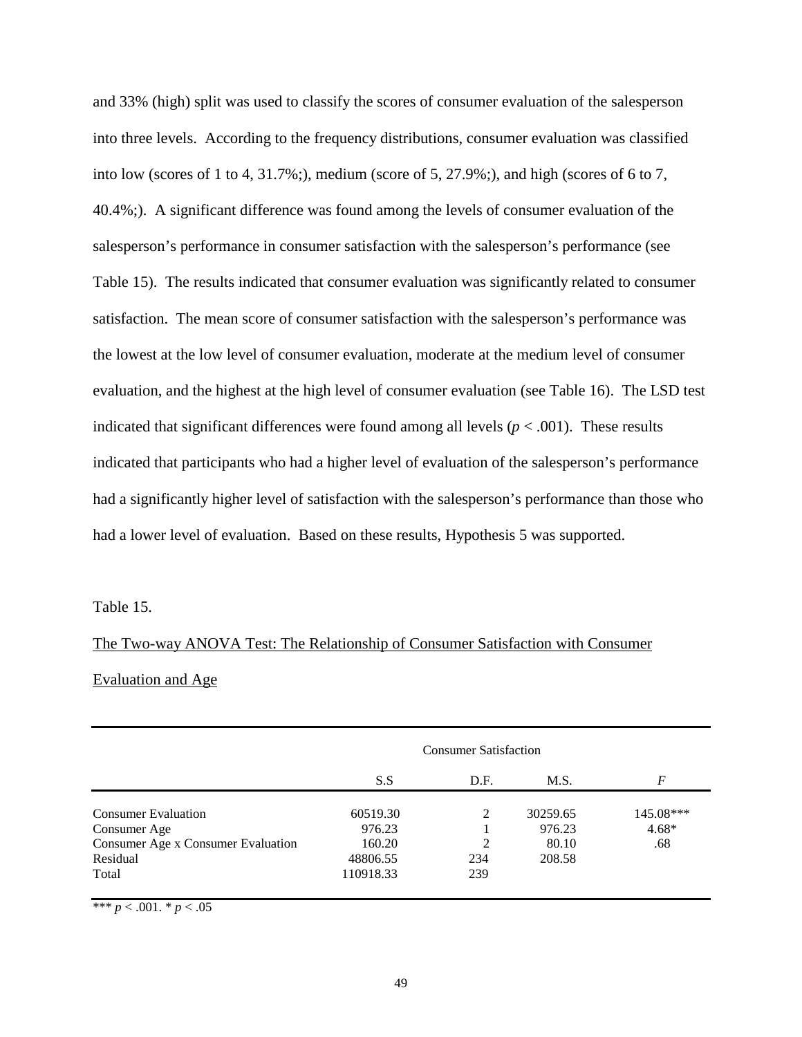and 33% (high) split was used to classify the scores of consumer evaluation of the salesperson into three levels. According to the frequency distributions, consumer evaluation was classified into low (scores of 1 to 4, 31.7%;), medium (score of 5, 27.9%;), and high (scores of 6 to 7, 40.4%;). A significant difference was found among the levels of consumer evaluation of the salesperson's performance in consumer satisfaction with the salesperson's performance (see Table 15). The results indicated that consumer evaluation was significantly related to consumer satisfaction. The mean score of consumer satisfaction with the salesperson's performance was the lowest at the low level of consumer evaluation, moderate at the medium level of consumer evaluation, and the highest at the high level of consumer evaluation (see Table 16). The LSD test indicated that significant differences were found among all levels ($p < .001$). These results indicated that participants who had a higher level of evaluation of the salesperson's performance had a significantly higher level of satisfaction with the salesperson's performance than those who had a lower level of evaluation. Based on these results, Hypothesis 5 was supported.

Table 15.

The Two-way ANOVA Test: The Relationship of Consumer Satisfaction with Consumer Evaluation and Age

| | Consumer Satisfaction | | | |
|---|---|---|---|---|
| | S.S | D.F. | M.S. | *F* |
| Consumer Evaluation | 60519.30 | 2 | 30259.65 | 145.08*** |
| Consumer Age | 976.23 | 1 | 976.23 | 4.68* |
| Consumer Age x Consumer Evaluation | 160.20 | 2 | 80.10 | .68 |
| Residual | 48806.55 | 234 | 208.58 | |
| Total | 110918.33 | 239 | | |

*** $p < .001$. * $p < .05$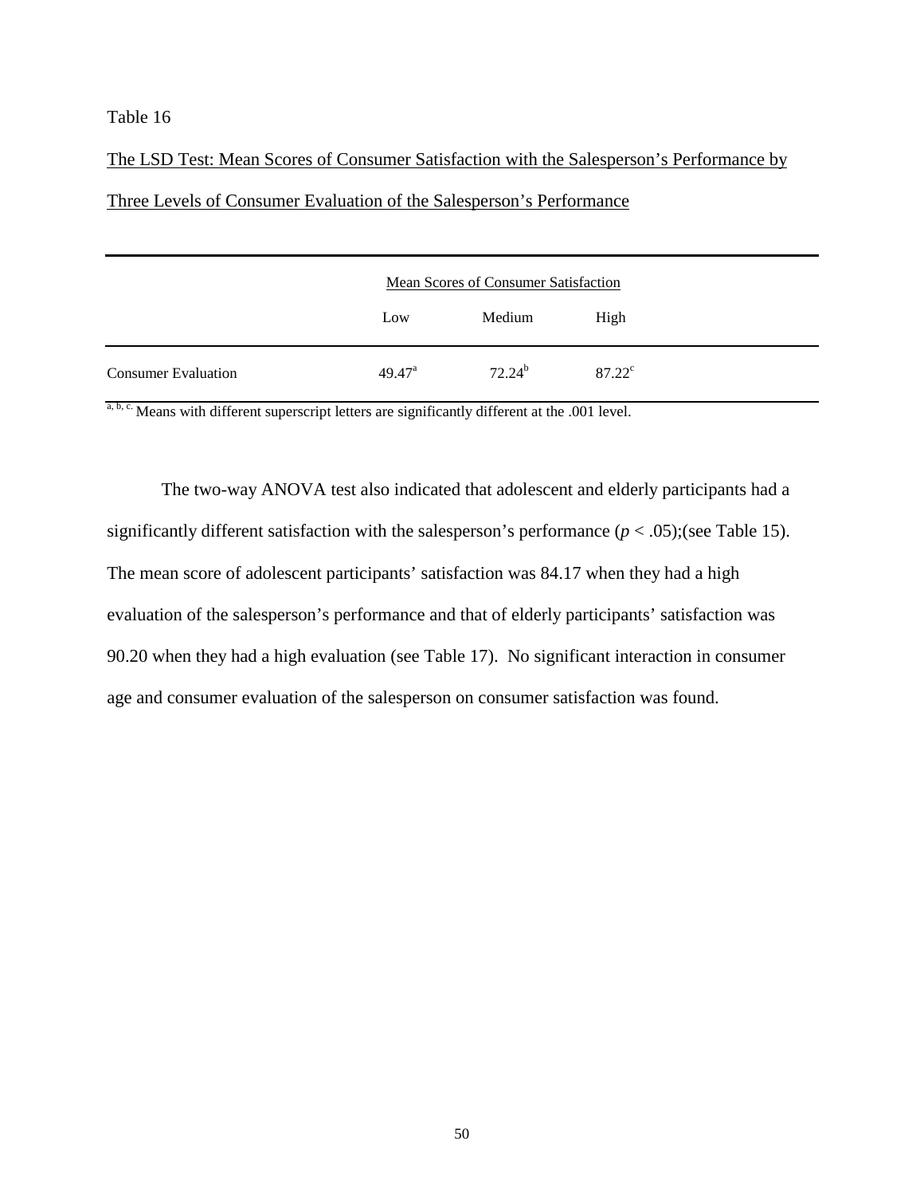Table 16

The LSD Test: Mean Scores of Consumer Satisfaction with the Salesperson's Performance by Three Levels of Consumer Evaluation of the Salesperson's Performance

| | Mean Scores of Consumer Satisfaction | | |
|---|---|---|---|
| | Low | Medium | High |
| Consumer Evaluation | 49.47[a] | 72.24[b] | 87.22[c] |

[a, b, c.] Means with different superscript letters are significantly different at the .001 level.

The two-way ANOVA test also indicated that adolescent and elderly participants had a significantly different satisfaction with the salesperson's performance ($p < .05$);(see Table 15). The mean score of adolescent participants' satisfaction was 84.17 when they had a high evaluation of the salesperson's performance and that of elderly participants' satisfaction was 90.20 when they had a high evaluation (see Table 17). No significant interaction in consumer age and consumer evaluation of the salesperson on consumer satisfaction was found.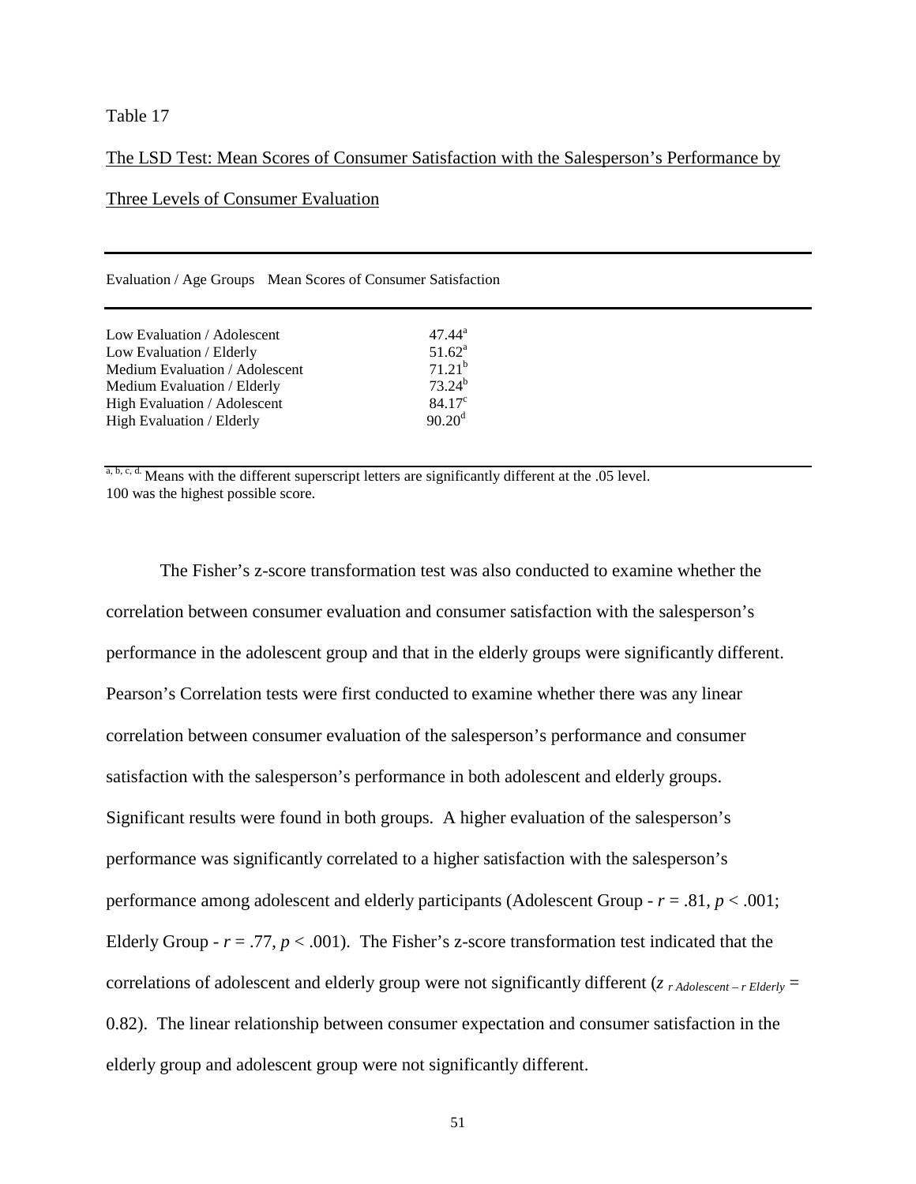Table 17

The LSD Test: Mean Scores of Consumer Satisfaction with the Salesperson's Performance by Three Levels of Consumer Evaluation

| Evaluation / Age Groups | Mean Scores of Consumer Satisfaction |
|---|---|
| Low Evaluation / Adolescent | $47.44^{a}$ |
| Low Evaluation / Elderly | $51.62^{a}$ |
| Medium Evaluation / Adolescent | $71.21^{b}$ |
| Medium Evaluation / Elderly | $73.24^{b}$ |
| High Evaluation / Adolescent | $84.17^{c}$ |
| High Evaluation / Elderly | $90.20^{d}$ |

[a, b, c, d] Means with the different superscript letters are significantly different at the .05 level.
100 was the highest possible score.

The Fisher's z-score transformation test was also conducted to examine whether the correlation between consumer evaluation and consumer satisfaction with the salesperson's performance in the adolescent group and that in the elderly groups were significantly different. Pearson's Correlation tests were first conducted to examine whether there was any linear correlation between consumer evaluation of the salesperson's performance and consumer satisfaction with the salesperson's performance in both adolescent and elderly groups. Significant results were found in both groups. A higher evaluation of the salesperson's performance was significantly correlated to a higher satisfaction with the salesperson's performance among adolescent and elderly participants (Adolescent Group - $r = .81$, $p < .001$; Elderly Group - $r = .77$, $p < .001$). The Fisher's z-score transformation test indicated that the correlations of adolescent and elderly group were not significantly different ($z_{r\ Adolescent - r\ Elderly} = 0.82$). The linear relationship between consumer expectation and consumer satisfaction in the elderly group and adolescent group were not significantly different.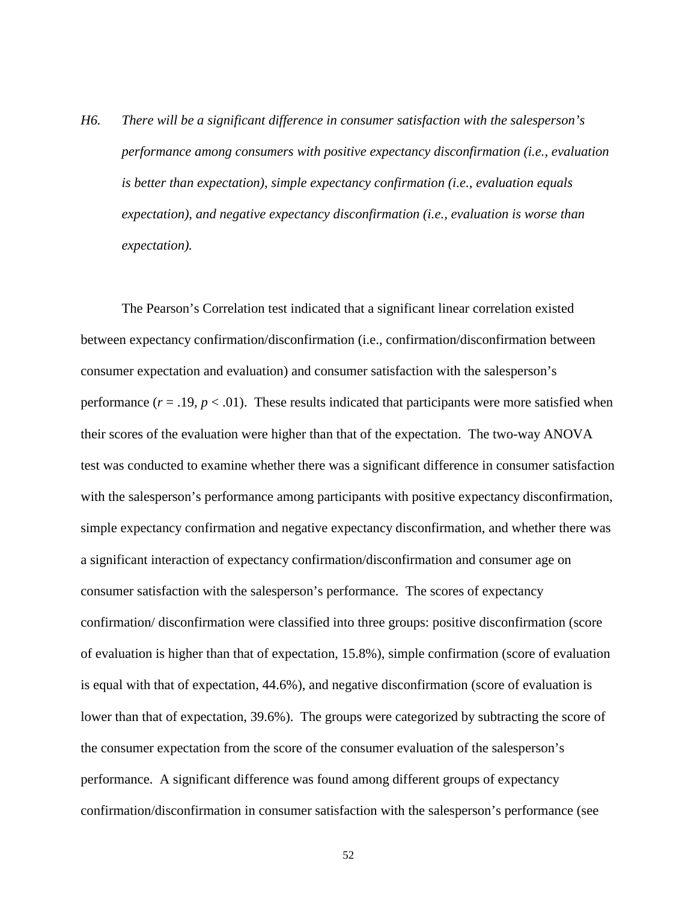*H6. There will be a significant difference in consumer satisfaction with the salesperson's performance among consumers with positive expectancy disconfirmation (i.e., evaluation is better than expectation), simple expectancy confirmation (i.e., evaluation equals expectation), and negative expectancy disconfirmation (i.e., evaluation is worse than expectation).*

The Pearson's Correlation test indicated that a significant linear correlation existed between expectancy confirmation/disconfirmation (i.e., confirmation/disconfirmation between consumer expectation and evaluation) and consumer satisfaction with the salesperson's performance ($r = .19$, $p < .01$). These results indicated that participants were more satisfied when their scores of the evaluation were higher than that of the expectation. The two-way ANOVA test was conducted to examine whether there was a significant difference in consumer satisfaction with the salesperson's performance among participants with positive expectancy disconfirmation, simple expectancy confirmation and negative expectancy disconfirmation, and whether there was a significant interaction of expectancy confirmation/disconfirmation and consumer age on consumer satisfaction with the salesperson's performance. The scores of expectancy confirmation/ disconfirmation were classified into three groups: positive disconfirmation (score of evaluation is higher than that of expectation, 15.8%), simple confirmation (score of evaluation is equal with that of expectation, 44.6%), and negative disconfirmation (score of evaluation is lower than that of expectation, 39.6%). The groups were categorized by subtracting the score of the consumer expectation from the score of the consumer evaluation of the salesperson's performance. A significant difference was found among different groups of expectancy confirmation/disconfirmation in consumer satisfaction with the salesperson's performance (see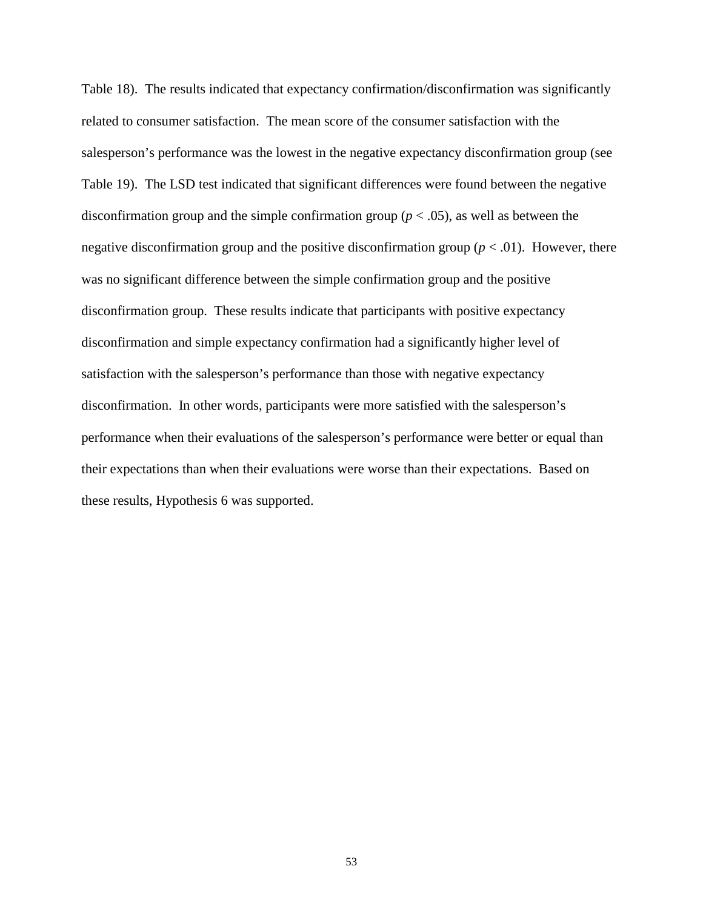Table 18). The results indicated that expectancy confirmation/disconfirmation was significantly related to consumer satisfaction. The mean score of the consumer satisfaction with the salesperson's performance was the lowest in the negative expectancy disconfirmation group (see Table 19). The LSD test indicated that significant differences were found between the negative disconfirmation group and the simple confirmation group ($p < .05$), as well as between the negative disconfirmation group and the positive disconfirmation group ($p < .01$). However, there was no significant difference between the simple confirmation group and the positive disconfirmation group. These results indicate that participants with positive expectancy disconfirmation and simple expectancy confirmation had a significantly higher level of satisfaction with the salesperson's performance than those with negative expectancy disconfirmation. In other words, participants were more satisfied with the salesperson's performance when their evaluations of the salesperson's performance were better or equal than their expectations than when their evaluations were worse than their expectations. Based on these results, Hypothesis 6 was supported.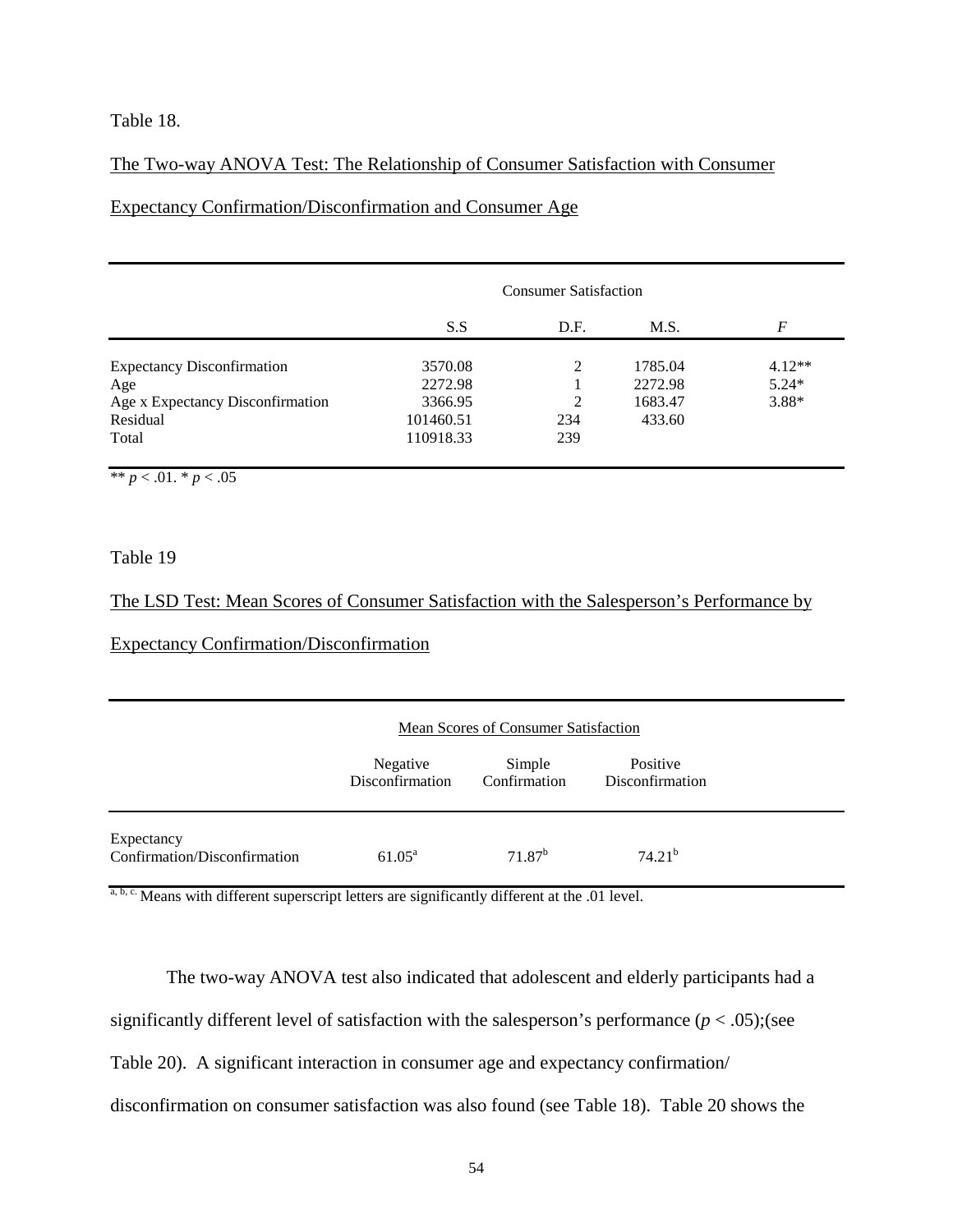Table 18.

The Two-way ANOVA Test: The Relationship of Consumer Satisfaction with Consumer Expectancy Confirmation/Disconfirmation and Consumer Age

| | Consumer Satisfaction | | | |
|---|---|---|---|---|
| | S.S | D.F. | M.S. | *F* |
| Expectancy Disconfirmation | 3570.08 | 2 | 1785.04 | 4.12** |
| Age | 2272.98 | 1 | 2272.98 | 5.24* |
| Age x Expectancy Disconfirmation | 3366.95 | 2 | 1683.47 | 3.88* |
| Residual | 101460.51 | 234 | 433.60 | |
| Total | 110918.33 | 239 | | |

** $p < .01$. * $p < .05$

Table 19

The LSD Test: Mean Scores of Consumer Satisfaction with the Salesperson's Performance by Expectancy Confirmation/Disconfirmation

| | Mean Scores of Consumer Satisfaction | | |
|---|---|---|---|
| | Negative Disconfirmation | Simple Confirmation | Positive Disconfirmation |
| Expectancy Confirmation/Disconfirmation | 61.05[a] | 71.87[b] | 74.21[b] |

[a, b, c] Means with different superscript letters are significantly different at the .01 level.

The two-way ANOVA test also indicated that adolescent and elderly participants had a significantly different level of satisfaction with the salesperson's performance ($p < .05$);(see Table 20). A significant interaction in consumer age and expectancy confirmation/ disconfirmation on consumer satisfaction was also found (see Table 18). Table 20 shows the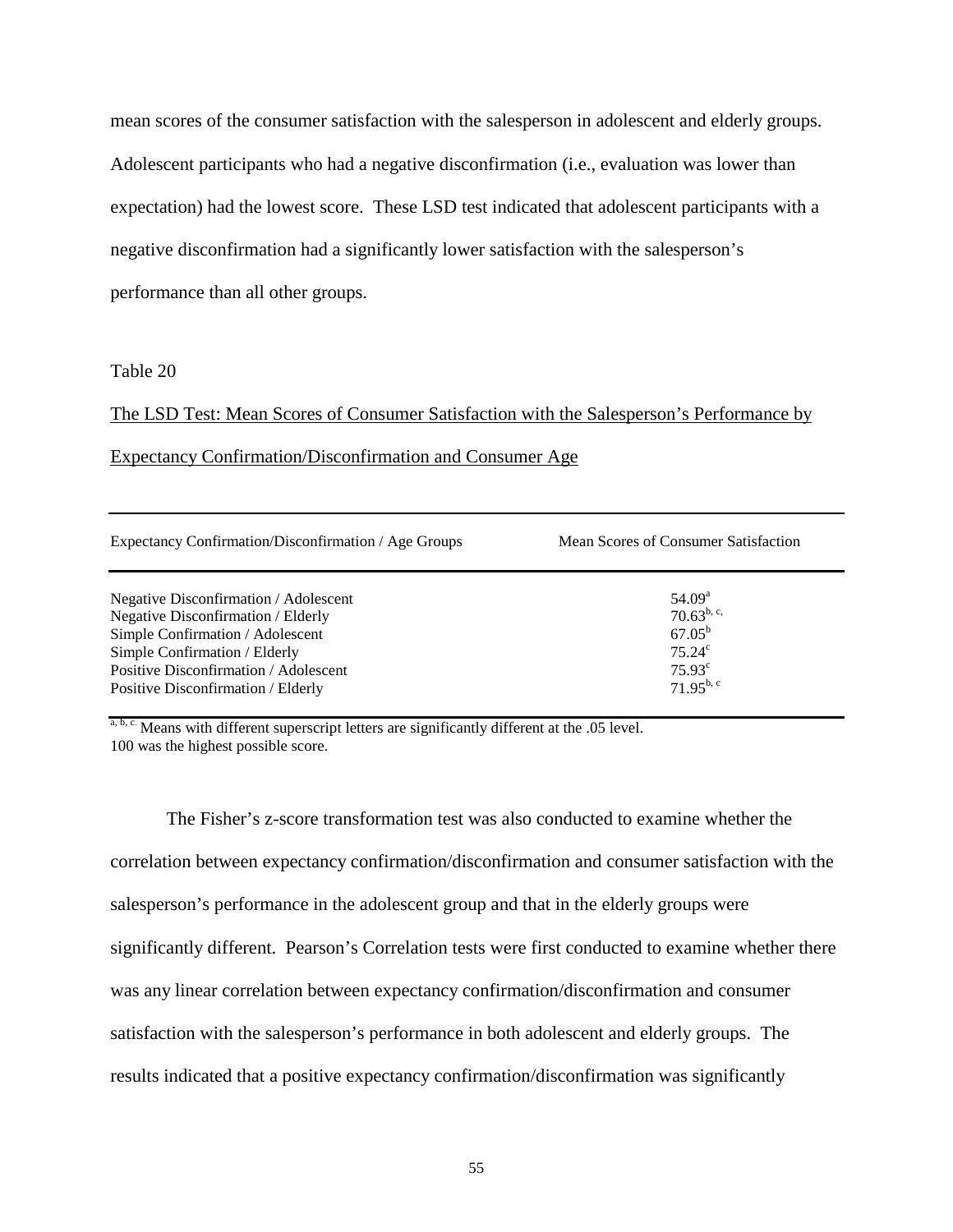mean scores of the consumer satisfaction with the salesperson in adolescent and elderly groups. Adolescent participants who had a negative disconfirmation (i.e., evaluation was lower than expectation) had the lowest score. These LSD test indicated that adolescent participants with a negative disconfirmation had a significantly lower satisfaction with the salesperson's performance than all other groups.

Table 20

The LSD Test: Mean Scores of Consumer Satisfaction with the Salesperson's Performance by Expectancy Confirmation/Disconfirmation and Consumer Age

| Expectancy Confirmation/Disconfirmation / Age Groups | Mean Scores of Consumer Satisfaction |
|---|---|
| Negative Disconfirmation / Adolescent | 54.09[a] |
| Negative Disconfirmation / Elderly | 70.63[b, c,] |
| Simple Confirmation / Adolescent | 67.05[b] |
| Simple Confirmation / Elderly | 75.24[c] |
| Positive Disconfirmation / Adolescent | 75.93[c] |
| Positive Disconfirmation / Elderly | 71.95[b, c] |

[a, b, c.] Means with different superscript letters are significantly different at the .05 level.
100 was the highest possible score.

The Fisher's z-score transformation test was also conducted to examine whether the correlation between expectancy confirmation/disconfirmation and consumer satisfaction with the salesperson's performance in the adolescent group and that in the elderly groups were significantly different. Pearson's Correlation tests were first conducted to examine whether there was any linear correlation between expectancy confirmation/disconfirmation and consumer satisfaction with the salesperson's performance in both adolescent and elderly groups. The results indicated that a positive expectancy confirmation/disconfirmation was significantly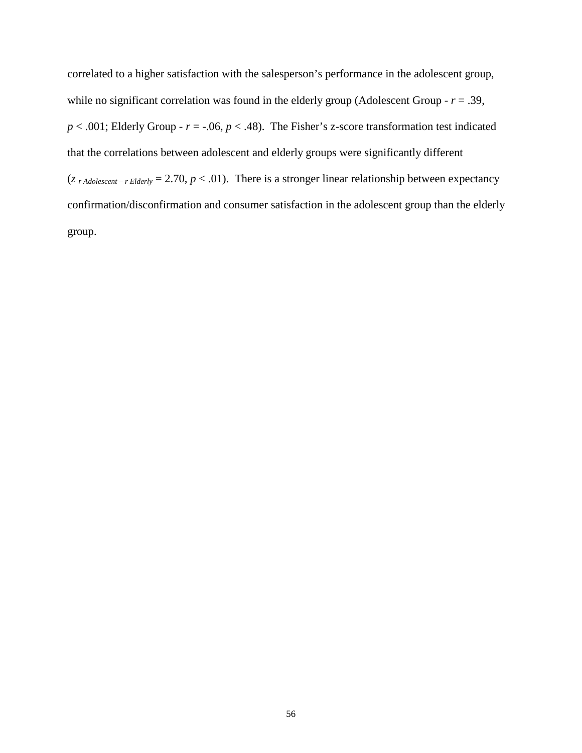correlated to a higher satisfaction with the salesperson's performance in the adolescent group, while no significant correlation was found in the elderly group (Adolescent Group - $r = .39$, $p < .001$; Elderly Group - $r = -.06$, $p < .48$). The Fisher's z-score transformation test indicated that the correlations between adolescent and elderly groups were significantly different ($z_{r\ Adolescent - r\ Elderly} = 2.70$, $p < .01$). There is a stronger linear relationship between expectancy confirmation/disconfirmation and consumer satisfaction in the adolescent group than the elderly group.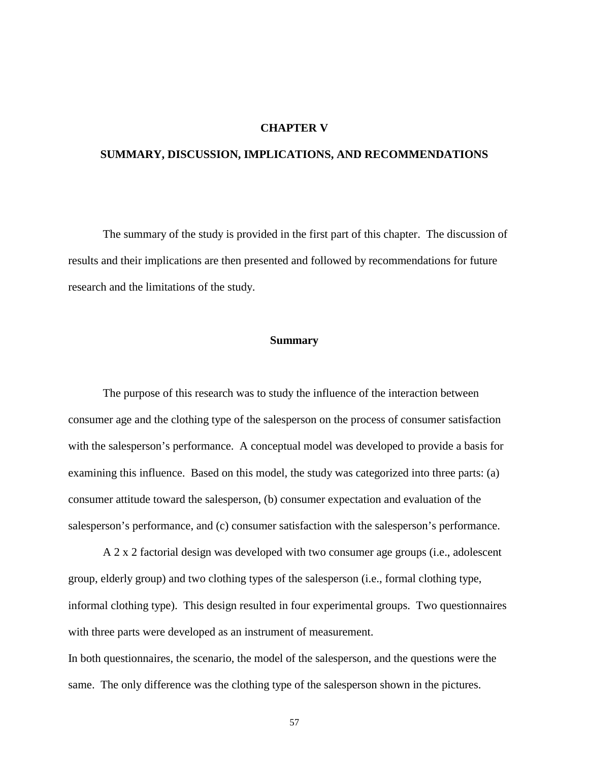# CHAPTER V

# SUMMARY, DISCUSSION, IMPLICATIONS, AND RECOMMENDATIONS

The summary of the study is provided in the first part of this chapter. The discussion of results and their implications are then presented and followed by recommendations for future research and the limitations of the study.

## Summary

The purpose of this research was to study the influence of the interaction between consumer age and the clothing type of the salesperson on the process of consumer satisfaction with the salesperson's performance. A conceptual model was developed to provide a basis for examining this influence. Based on this model, the study was categorized into three parts: (a) consumer attitude toward the salesperson, (b) consumer expectation and evaluation of the salesperson's performance, and (c) consumer satisfaction with the salesperson's performance.

A 2 x 2 factorial design was developed with two consumer age groups (i.e., adolescent group, elderly group) and two clothing types of the salesperson (i.e., formal clothing type, informal clothing type). This design resulted in four experimental groups. Two questionnaires with three parts were developed as an instrument of measurement.

In both questionnaires, the scenario, the model of the salesperson, and the questions were the same. The only difference was the clothing type of the salesperson shown in the pictures.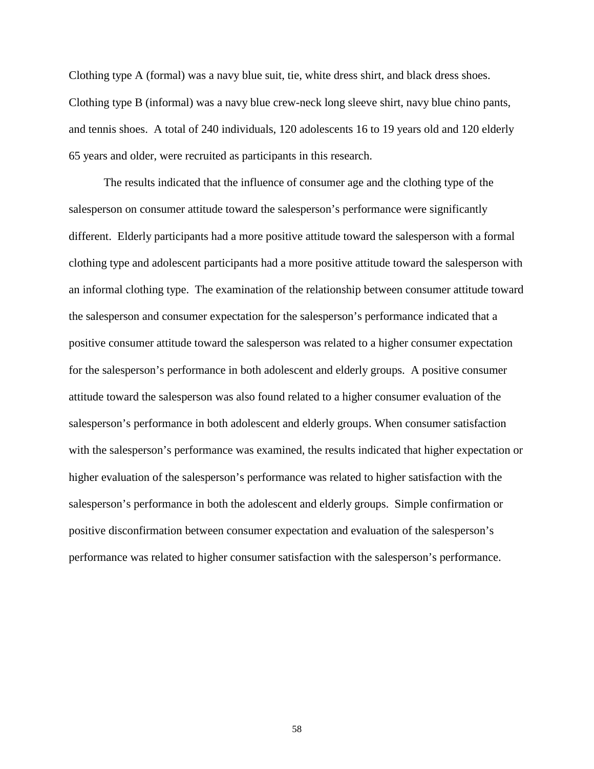Clothing type A (formal) was a navy blue suit, tie, white dress shirt, and black dress shoes. Clothing type B (informal) was a navy blue crew-neck long sleeve shirt, navy blue chino pants, and tennis shoes. A total of 240 individuals, 120 adolescents 16 to 19 years old and 120 elderly 65 years and older, were recruited as participants in this research.

The results indicated that the influence of consumer age and the clothing type of the salesperson on consumer attitude toward the salesperson's performance were significantly different. Elderly participants had a more positive attitude toward the salesperson with a formal clothing type and adolescent participants had a more positive attitude toward the salesperson with an informal clothing type. The examination of the relationship between consumer attitude toward the salesperson and consumer expectation for the salesperson's performance indicated that a positive consumer attitude toward the salesperson was related to a higher consumer expectation for the salesperson's performance in both adolescent and elderly groups. A positive consumer attitude toward the salesperson was also found related to a higher consumer evaluation of the salesperson's performance in both adolescent and elderly groups. When consumer satisfaction with the salesperson's performance was examined, the results indicated that higher expectation or higher evaluation of the salesperson's performance was related to higher satisfaction with the salesperson's performance in both the adolescent and elderly groups. Simple confirmation or positive disconfirmation between consumer expectation and evaluation of the salesperson's performance was related to higher consumer satisfaction with the salesperson's performance.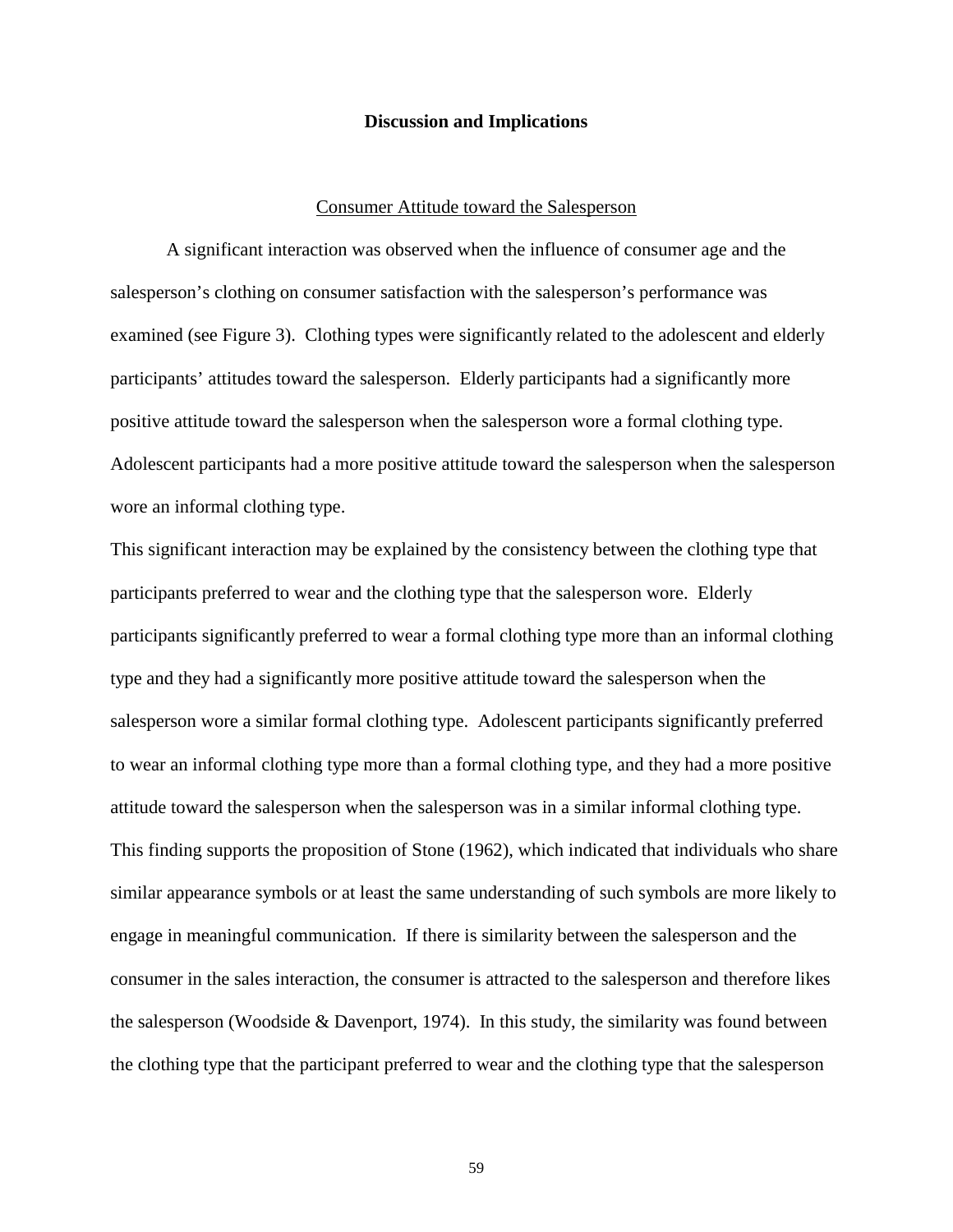## Discussion and Implications

### Consumer Attitude toward the Salesperson

A significant interaction was observed when the influence of consumer age and the salesperson's clothing on consumer satisfaction with the salesperson's performance was examined (see Figure 3). Clothing types were significantly related to the adolescent and elderly participants' attitudes toward the salesperson. Elderly participants had a significantly more positive attitude toward the salesperson when the salesperson wore a formal clothing type. Adolescent participants had a more positive attitude toward the salesperson when the salesperson wore an informal clothing type.

This significant interaction may be explained by the consistency between the clothing type that participants preferred to wear and the clothing type that the salesperson wore. Elderly participants significantly preferred to wear a formal clothing type more than an informal clothing type and they had a significantly more positive attitude toward the salesperson when the salesperson wore a similar formal clothing type. Adolescent participants significantly preferred to wear an informal clothing type more than a formal clothing type, and they had a more positive attitude toward the salesperson when the salesperson was in a similar informal clothing type. This finding supports the proposition of Stone (1962), which indicated that individuals who share similar appearance symbols or at least the same understanding of such symbols are more likely to engage in meaningful communication. If there is similarity between the salesperson and the consumer in the sales interaction, the consumer is attracted to the salesperson and therefore likes the salesperson (Woodside & Davenport, 1974). In this study, the similarity was found between the clothing type that the participant preferred to wear and the clothing type that the salesperson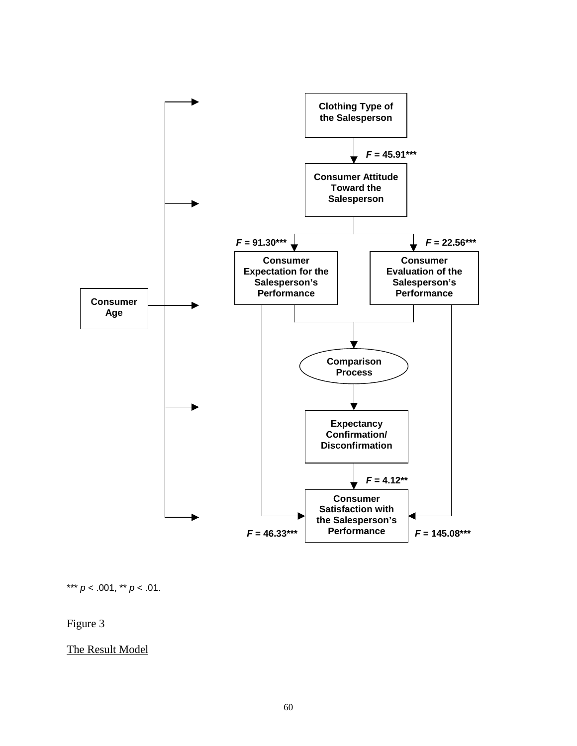Clothing Type of the Salesperson

$F = 45.91$***

Consumer Attitude Toward the Salesperson

$F = 91.30$***

$F = 22.56$***

Consumer Expectation for the Salesperson's Performance

Consumer Evaluation of the Salesperson's Performance

Consumer Age

Comparison Process

Expectancy Confirmation/ Disconfirmation

$F = 4.12$**

Consumer Satisfaction with the Salesperson's Performance

$F = 46.33$***

$F = 145.08$***

*** $p < .001$, ** $p < .01$.

Figure 3

The Result Model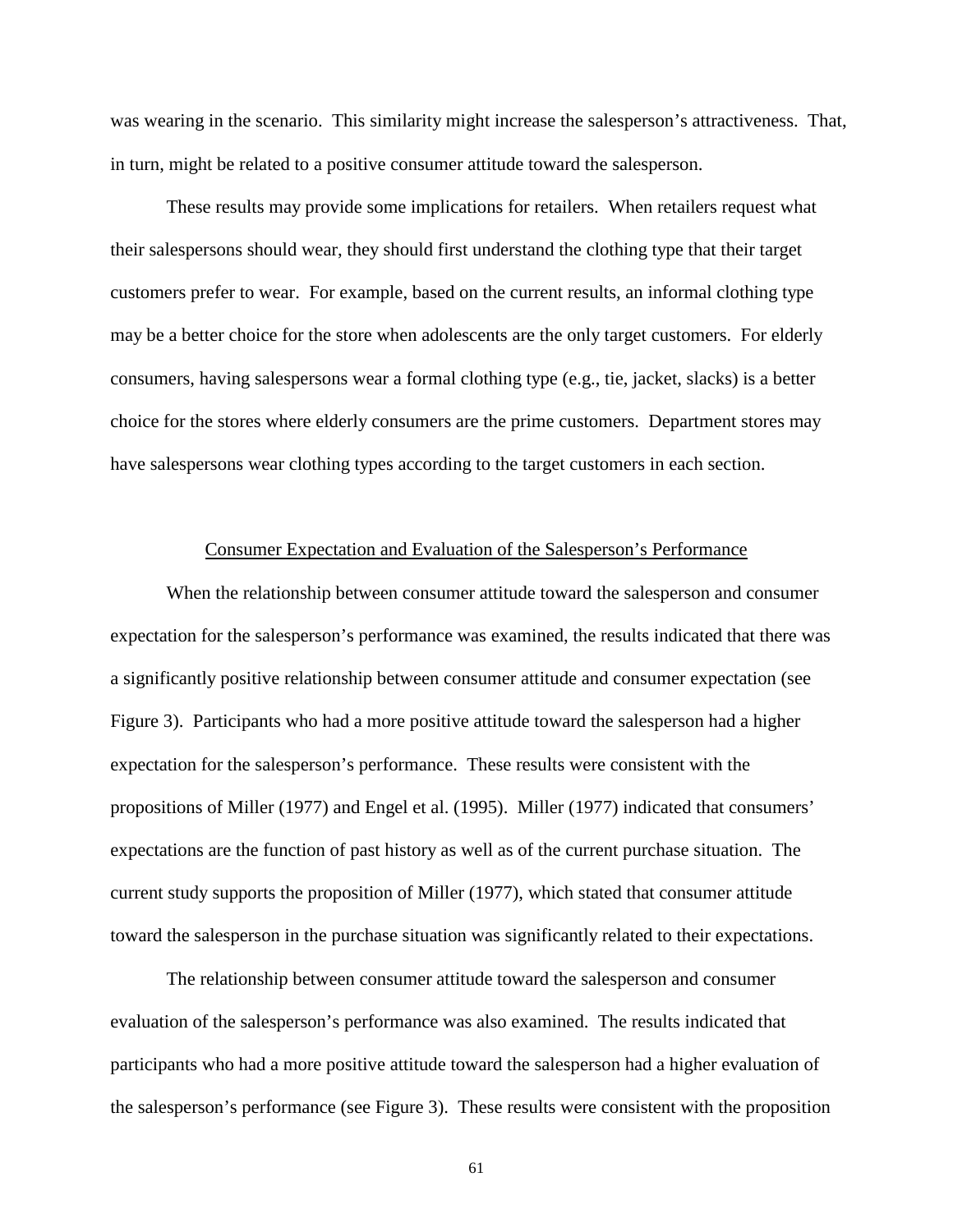was wearing in the scenario. This similarity might increase the salesperson's attractiveness. That, in turn, might be related to a positive consumer attitude toward the salesperson.

These results may provide some implications for retailers. When retailers request what their salespersons should wear, they should first understand the clothing type that their target customers prefer to wear. For example, based on the current results, an informal clothing type may be a better choice for the store when adolescents are the only target customers. For elderly consumers, having salespersons wear a formal clothing type (e.g., tie, jacket, slacks) is a better choice for the stores where elderly consumers are the prime customers. Department stores may have salespersons wear clothing types according to the target customers in each section.

## Consumer Expectation and Evaluation of the Salesperson's Performance

When the relationship between consumer attitude toward the salesperson and consumer expectation for the salesperson's performance was examined, the results indicated that there was a significantly positive relationship between consumer attitude and consumer expectation (see Figure 3). Participants who had a more positive attitude toward the salesperson had a higher expectation for the salesperson's performance. These results were consistent with the propositions of Miller (1977) and Engel et al. (1995). Miller (1977) indicated that consumers' expectations are the function of past history as well as of the current purchase situation. The current study supports the proposition of Miller (1977), which stated that consumer attitude toward the salesperson in the purchase situation was significantly related to their expectations.

The relationship between consumer attitude toward the salesperson and consumer evaluation of the salesperson's performance was also examined. The results indicated that participants who had a more positive attitude toward the salesperson had a higher evaluation of the salesperson's performance (see Figure 3). These results were consistent with the proposition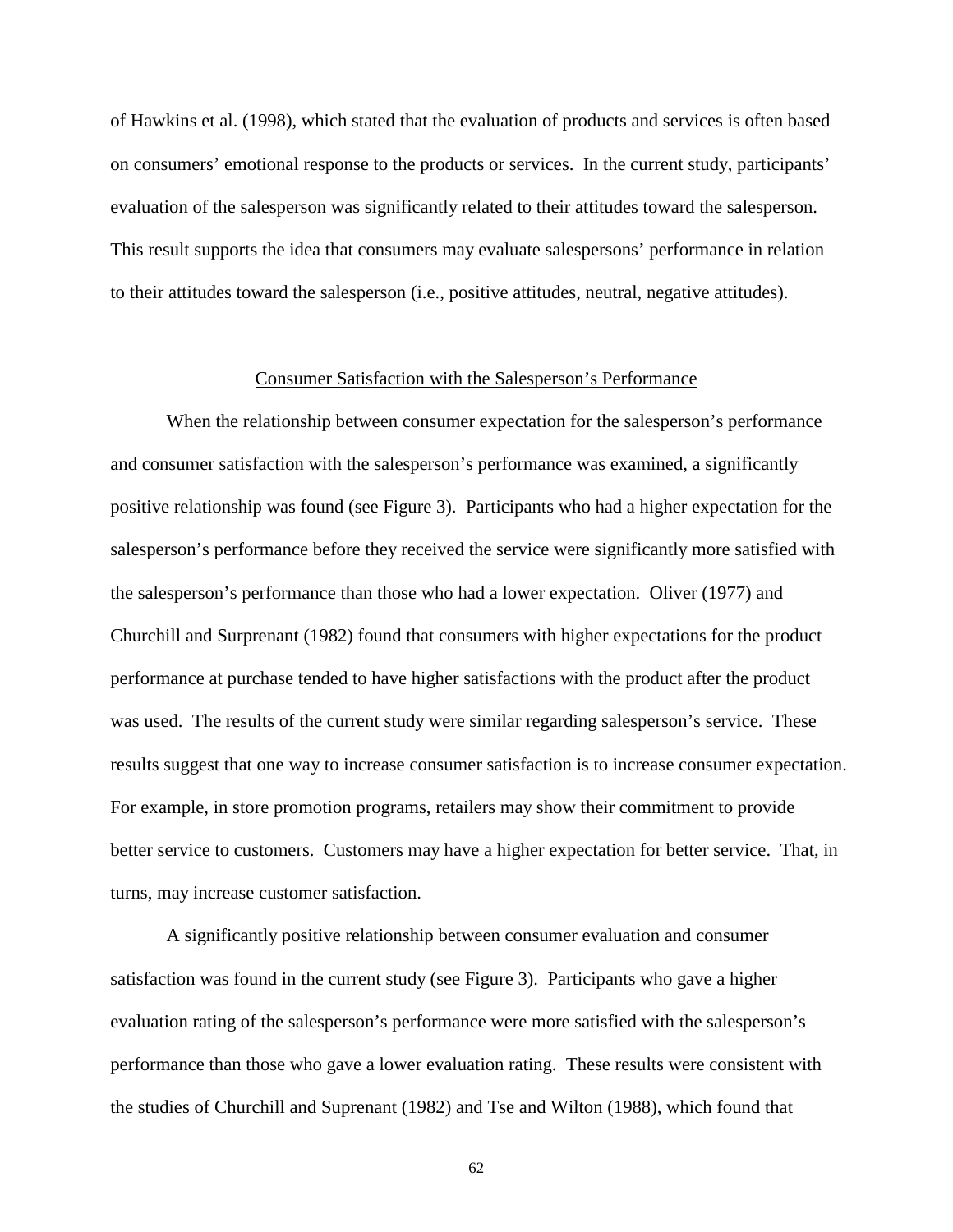of Hawkins et al. (1998), which stated that the evaluation of products and services is often based on consumers' emotional response to the products or services. In the current study, participants' evaluation of the salesperson was significantly related to their attitudes toward the salesperson. This result supports the idea that consumers may evaluate salespersons' performance in relation to their attitudes toward the salesperson (i.e., positive attitudes, neutral, negative attitudes).

## Consumer Satisfaction with the Salesperson's Performance

When the relationship between consumer expectation for the salesperson's performance and consumer satisfaction with the salesperson's performance was examined, a significantly positive relationship was found (see Figure 3). Participants who had a higher expectation for the salesperson's performance before they received the service were significantly more satisfied with the salesperson's performance than those who had a lower expectation. Oliver (1977) and Churchill and Surprenant (1982) found that consumers with higher expectations for the product performance at purchase tended to have higher satisfactions with the product after the product was used. The results of the current study were similar regarding salesperson's service. These results suggest that one way to increase consumer satisfaction is to increase consumer expectation. For example, in store promotion programs, retailers may show their commitment to provide better service to customers. Customers may have a higher expectation for better service. That, in turns, may increase customer satisfaction.

A significantly positive relationship between consumer evaluation and consumer satisfaction was found in the current study (see Figure 3). Participants who gave a higher evaluation rating of the salesperson's performance were more satisfied with the salesperson's performance than those who gave a lower evaluation rating. These results were consistent with the studies of Churchill and Suprenant (1982) and Tse and Wilton (1988), which found that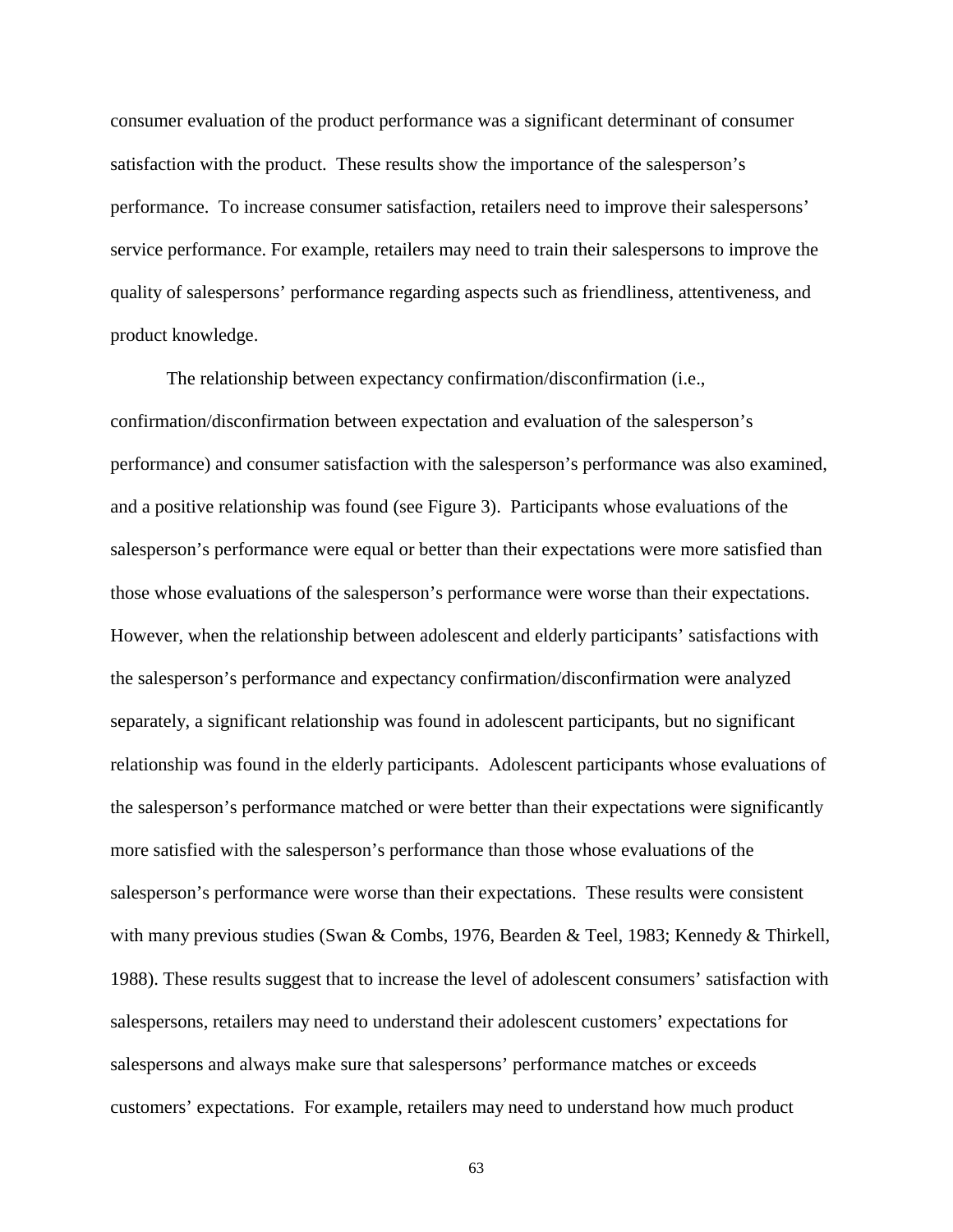consumer evaluation of the product performance was a significant determinant of consumer satisfaction with the product. These results show the importance of the salesperson's performance. To increase consumer satisfaction, retailers need to improve their salespersons' service performance. For example, retailers may need to train their salespersons to improve the quality of salespersons' performance regarding aspects such as friendliness, attentiveness, and product knowledge.

The relationship between expectancy confirmation/disconfirmation (i.e., confirmation/disconfirmation between expectation and evaluation of the salesperson's performance) and consumer satisfaction with the salesperson's performance was also examined, and a positive relationship was found (see Figure 3). Participants whose evaluations of the salesperson's performance were equal or better than their expectations were more satisfied than those whose evaluations of the salesperson's performance were worse than their expectations. However, when the relationship between adolescent and elderly participants' satisfactions with the salesperson's performance and expectancy confirmation/disconfirmation were analyzed separately, a significant relationship was found in adolescent participants, but no significant relationship was found in the elderly participants. Adolescent participants whose evaluations of the salesperson's performance matched or were better than their expectations were significantly more satisfied with the salesperson's performance than those whose evaluations of the salesperson's performance were worse than their expectations. These results were consistent with many previous studies (Swan & Combs, 1976, Bearden & Teel, 1983; Kennedy & Thirkell, 1988). These results suggest that to increase the level of adolescent consumers' satisfaction with salespersons, retailers may need to understand their adolescent customers' expectations for salespersons and always make sure that salespersons' performance matches or exceeds customers' expectations. For example, retailers may need to understand how much product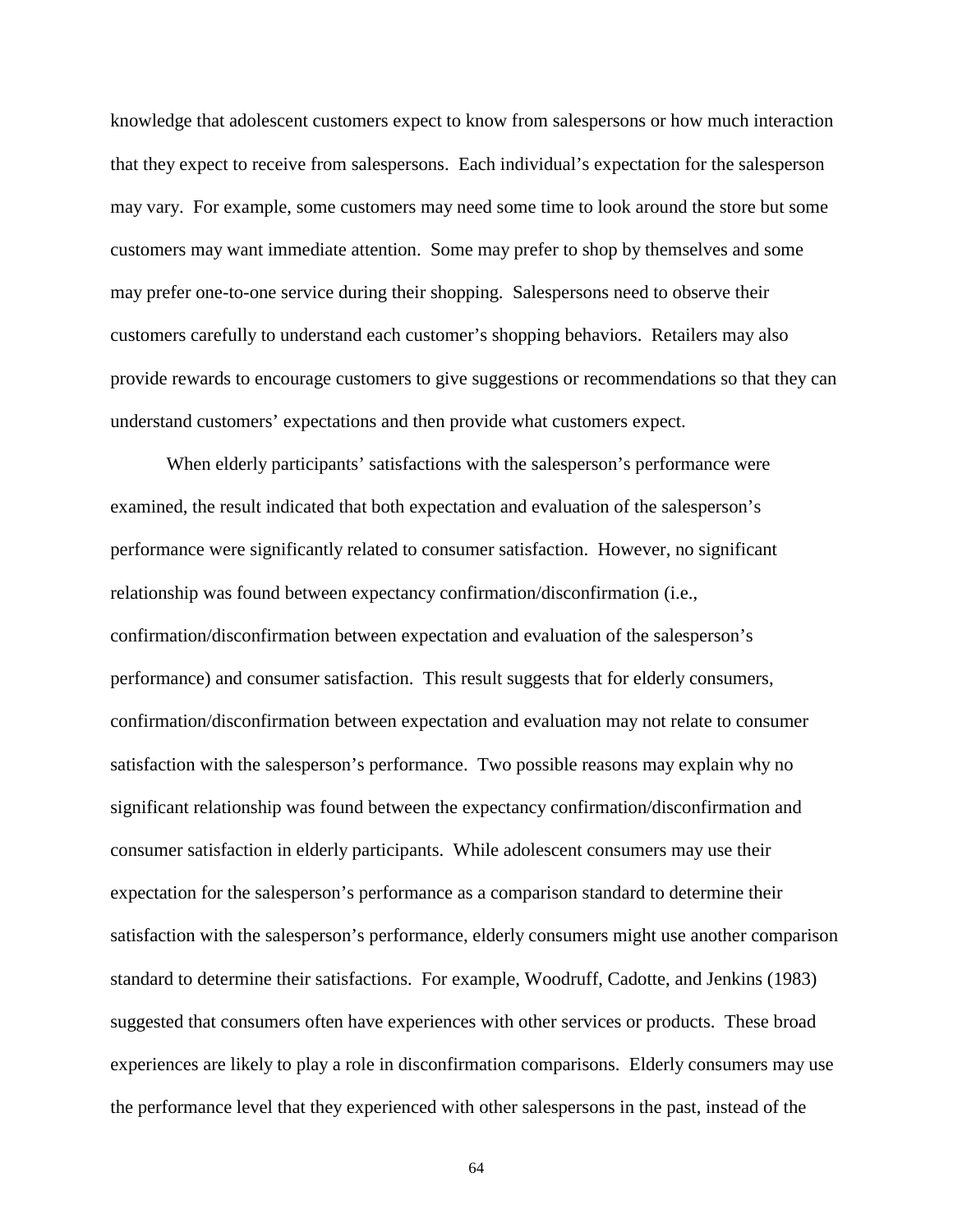knowledge that adolescent customers expect to know from salespersons or how much interaction that they expect to receive from salespersons. Each individual's expectation for the salesperson may vary. For example, some customers may need some time to look around the store but some customers may want immediate attention. Some may prefer to shop by themselves and some may prefer one-to-one service during their shopping. Salespersons need to observe their customers carefully to understand each customer's shopping behaviors. Retailers may also provide rewards to encourage customers to give suggestions or recommendations so that they can understand customers' expectations and then provide what customers expect.

When elderly participants' satisfactions with the salesperson's performance were examined, the result indicated that both expectation and evaluation of the salesperson's performance were significantly related to consumer satisfaction. However, no significant relationship was found between expectancy confirmation/disconfirmation (i.e., confirmation/disconfirmation between expectation and evaluation of the salesperson's performance) and consumer satisfaction. This result suggests that for elderly consumers, confirmation/disconfirmation between expectation and evaluation may not relate to consumer satisfaction with the salesperson's performance. Two possible reasons may explain why no significant relationship was found between the expectancy confirmation/disconfirmation and consumer satisfaction in elderly participants. While adolescent consumers may use their expectation for the salesperson's performance as a comparison standard to determine their satisfaction with the salesperson's performance, elderly consumers might use another comparison standard to determine their satisfactions. For example, Woodruff, Cadotte, and Jenkins (1983) suggested that consumers often have experiences with other services or products. These broad experiences are likely to play a role in disconfirmation comparisons. Elderly consumers may use the performance level that they experienced with other salespersons in the past, instead of the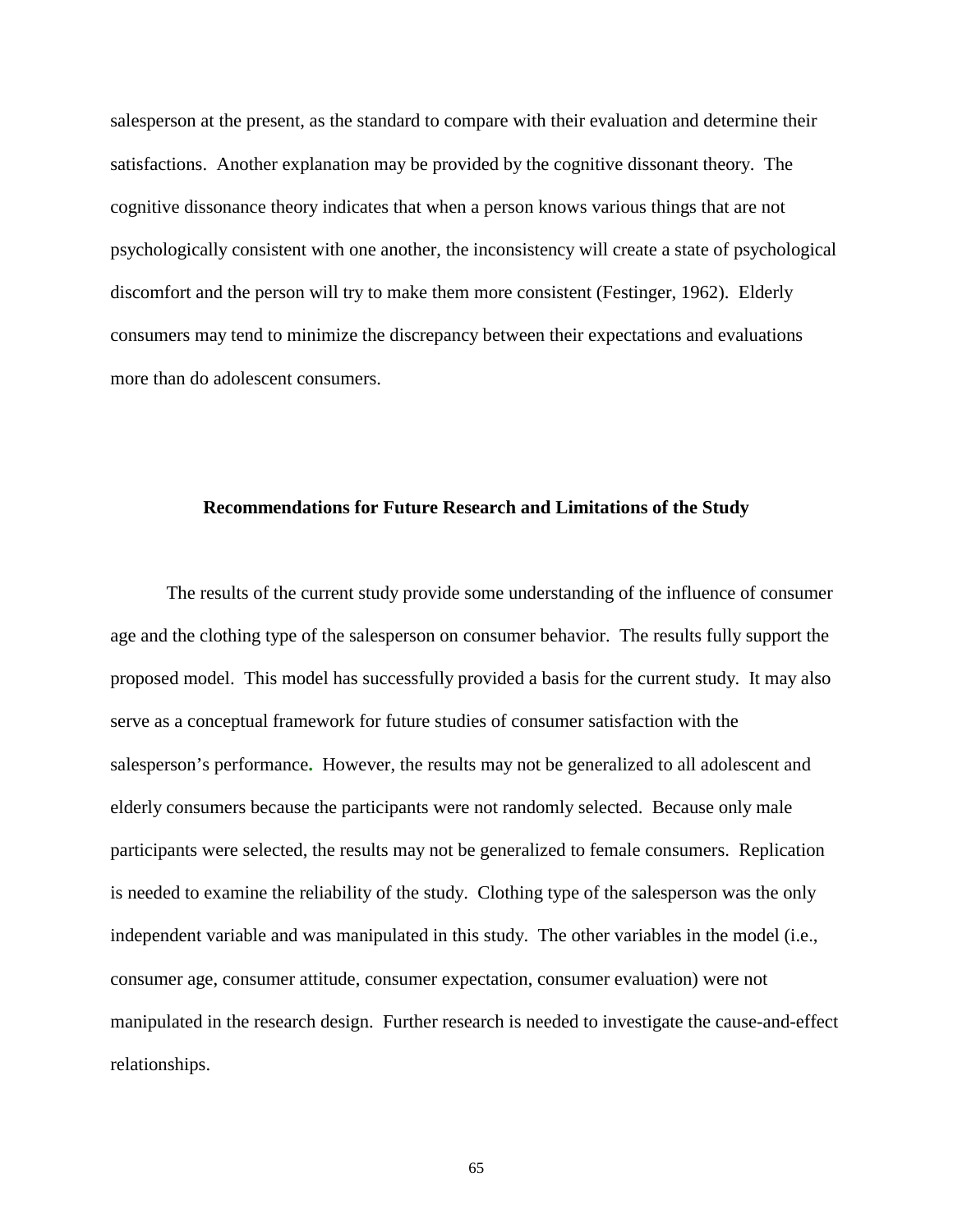salesperson at the present, as the standard to compare with their evaluation and determine their satisfactions. Another explanation may be provided by the cognitive dissonant theory. The cognitive dissonance theory indicates that when a person knows various things that are not psychologically consistent with one another, the inconsistency will create a state of psychological discomfort and the person will try to make them more consistent (Festinger, 1962). Elderly consumers may tend to minimize the discrepancy between their expectations and evaluations more than do adolescent consumers.

## Recommendations for Future Research and Limitations of the Study

The results of the current study provide some understanding of the influence of consumer age and the clothing type of the salesperson on consumer behavior. The results fully support the proposed model. This model has successfully provided a basis for the current study. It may also serve as a conceptual framework for future studies of consumer satisfaction with the salesperson's performance. However, the results may not be generalized to all adolescent and elderly consumers because the participants were not randomly selected. Because only male participants were selected, the results may not be generalized to female consumers. Replication is needed to examine the reliability of the study. Clothing type of the salesperson was the only independent variable and was manipulated in this study. The other variables in the model (i.e., consumer age, consumer attitude, consumer expectation, consumer evaluation) were not manipulated in the research design. Further research is needed to investigate the cause-and-effect relationships.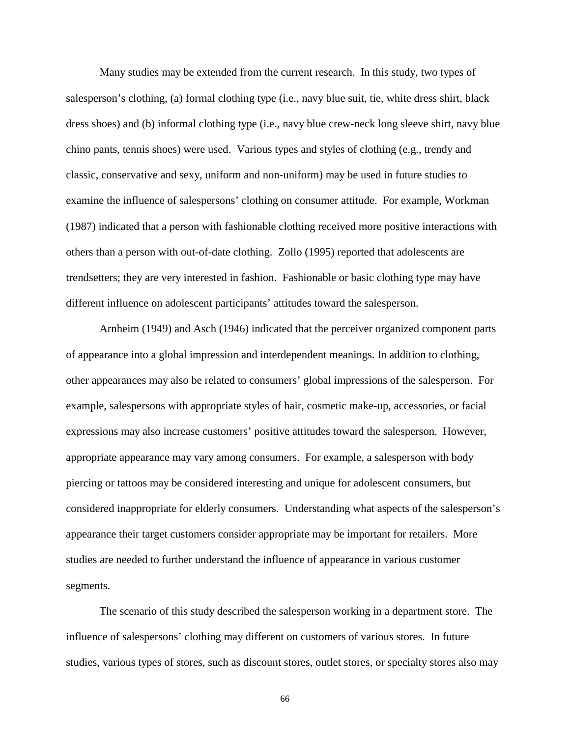Many studies may be extended from the current research. In this study, two types of salesperson's clothing, (a) formal clothing type (i.e., navy blue suit, tie, white dress shirt, black dress shoes) and (b) informal clothing type (i.e., navy blue crew-neck long sleeve shirt, navy blue chino pants, tennis shoes) were used. Various types and styles of clothing (e.g., trendy and classic, conservative and sexy, uniform and non-uniform) may be used in future studies to examine the influence of salespersons' clothing on consumer attitude. For example, Workman (1987) indicated that a person with fashionable clothing received more positive interactions with others than a person with out-of-date clothing. Zollo (1995) reported that adolescents are trendsetters; they are very interested in fashion. Fashionable or basic clothing type may have different influence on adolescent participants' attitudes toward the salesperson.

Arnheim (1949) and Asch (1946) indicated that the perceiver organized component parts of appearance into a global impression and interdependent meanings. In addition to clothing, other appearances may also be related to consumers' global impressions of the salesperson. For example, salespersons with appropriate styles of hair, cosmetic make-up, accessories, or facial expressions may also increase customers' positive attitudes toward the salesperson. However, appropriate appearance may vary among consumers. For example, a salesperson with body piercing or tattoos may be considered interesting and unique for adolescent consumers, but considered inappropriate for elderly consumers. Understanding what aspects of the salesperson's appearance their target customers consider appropriate may be important for retailers. More studies are needed to further understand the influence of appearance in various customer segments.

The scenario of this study described the salesperson working in a department store. The influence of salespersons' clothing may different on customers of various stores. In future studies, various types of stores, such as discount stores, outlet stores, or specialty stores also may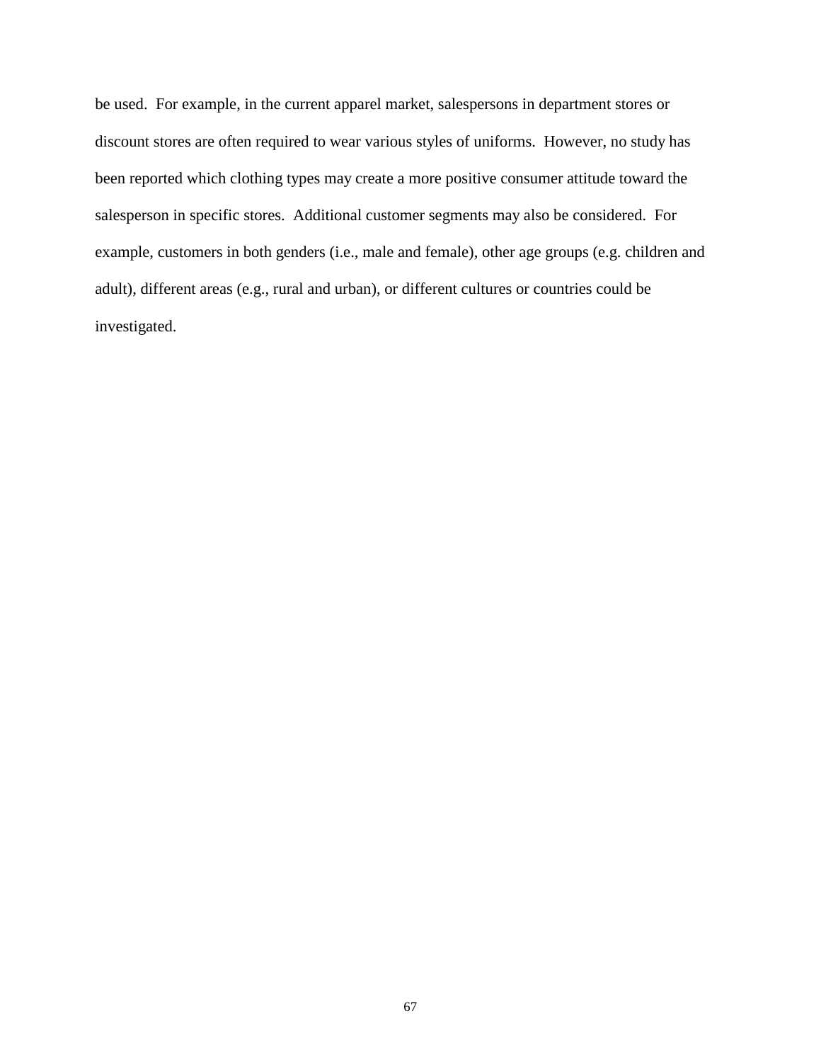be used.  For example, in the current apparel market, salespersons in department stores or discount stores are often required to wear various styles of uniforms.  However, no study has been reported which clothing types may create a more positive consumer attitude toward the salesperson in specific stores.  Additional customer segments may also be considered.  For example, customers in both genders (i.e., male and female), other age groups (e.g. children and adult), different areas (e.g., rural and urban), or different cultures or countries could be investigated.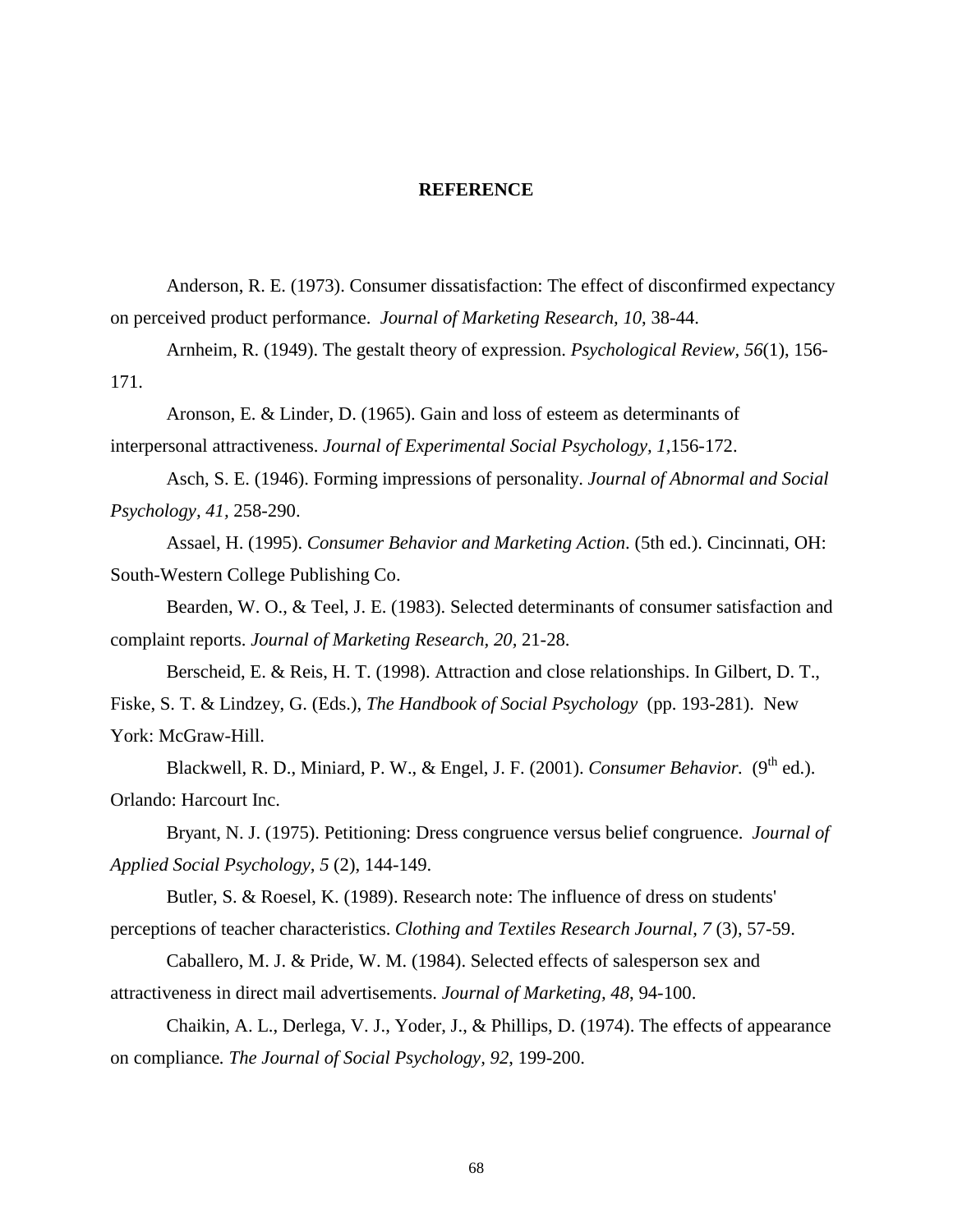# REFERENCE

Anderson, R. E. (1973). Consumer dissatisfaction: The effect of disconfirmed expectancy on perceived product performance. *Journal of Marketing Research, 10*, 38-44.

Arnheim, R. (1949). The gestalt theory of expression. *Psychological Review, 56*(1), 156-171.

Aronson, E. & Linder, D. (1965). Gain and loss of esteem as determinants of interpersonal attractiveness. *Journal of Experimental Social Psychology, 1*,156-172.

Asch, S. E. (1946). Forming impressions of personality. *Journal of Abnormal and Social Psychology, 41,* 258-290.

Assael, H. (1995). *Consumer Behavior and Marketing Action*. (5th ed.). Cincinnati, OH: South-Western College Publishing Co.

Bearden, W. O., & Teel, J. E. (1983). Selected determinants of consumer satisfaction and complaint reports. *Journal of Marketing Research, 20,* 21-28.

Berscheid, E. & Reis, H. T. (1998). Attraction and close relationships. In Gilbert, D. T., Fiske, S. T. & Lindzey, G. (Eds.), *The Handbook of Social Psychology* (pp. 193-281). New York: McGraw-Hill.

Blackwell, R. D., Miniard, P. W., & Engel, J. F. (2001). *Consumer Behavior.* (9th ed.). Orlando: Harcourt Inc.

Bryant, N. J. (1975). Petitioning: Dress congruence versus belief congruence. *Journal of Applied Social Psychology, 5* (2), 144-149.

Butler, S. & Roesel, K. (1989). Research note: The influence of dress on students' perceptions of teacher characteristics. *Clothing and Textiles Research Journal, 7* (3), 57-59.

Caballero, M. J. & Pride, W. M. (1984). Selected effects of salesperson sex and attractiveness in direct mail advertisements. *Journal of Marketing, 48*, 94-100.

Chaikin, A. L., Derlega, V. J., Yoder, J., & Phillips, D. (1974). The effects of appearance on compliance*. The Journal of Social Psychology, 92*, 199-200.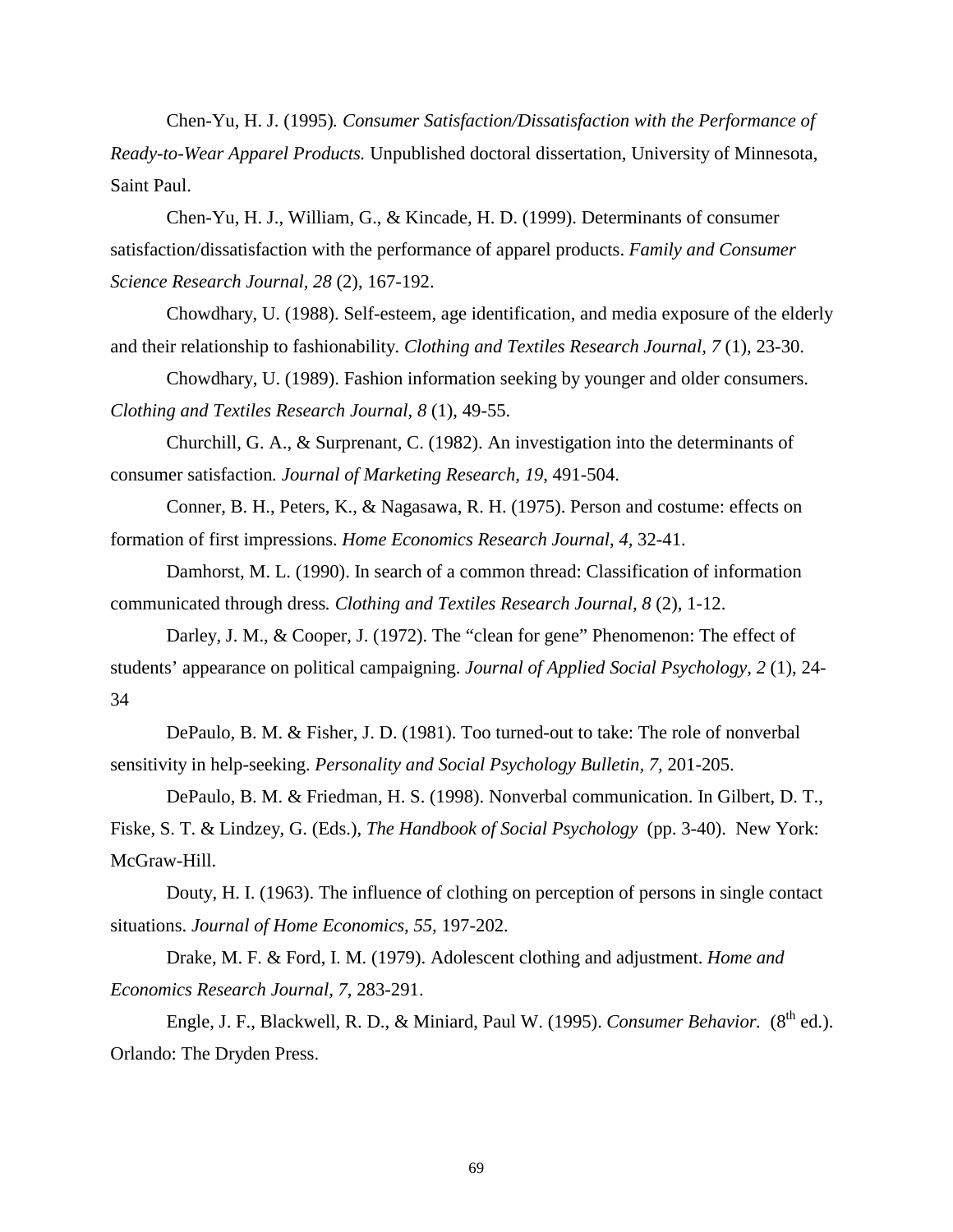Chen-Yu, H. J. (1995). *Consumer Satisfaction/Dissatisfaction with the Performance of Ready-to-Wear Apparel Products.* Unpublished doctoral dissertation, University of Minnesota, Saint Paul.

Chen-Yu, H. J., William, G., & Kincade, H. D. (1999). Determinants of consumer satisfaction/dissatisfaction with the performance of apparel products. *Family and Consumer Science Research Journal, 28* (2), 167-192.

Chowdhary, U. (1988). Self-esteem, age identification, and media exposure of the elderly and their relationship to fashionability. *Clothing and Textiles Research Journal, 7* (1), 23-30.

Chowdhary, U. (1989). Fashion information seeking by younger and older consumers. *Clothing and Textiles Research Journal, 8* (1), 49-55.

Churchill, G. A., & Surprenant, C. (1982). An investigation into the determinants of consumer satisfaction*. Journal of Marketing Research, 19*, 491-504.

Conner, B. H., Peters, K., & Nagasawa, R. H. (1975). Person and costume: effects on formation of first impressions. *Home Economics Research Journal, 4,* 32-41.

Damhorst, M. L. (1990). In search of a common thread: Classification of information communicated through dress*. Clothing and Textiles Research Journal, 8* (2), 1-12.

Darley, J. M., & Cooper, J. (1972). The "clean for gene" Phenomenon: The effect of students' appearance on political campaigning. *Journal of Applied Social Psychology, 2* (1), 24-34

DePaulo, B. M. & Fisher, J. D. (1981). Too turned-out to take: The role of nonverbal sensitivity in help-seeking. *Personality and Social Psychology Bulletin, 7,* 201-205.

DePaulo, B. M. & Friedman, H. S. (1998). Nonverbal communication. In Gilbert, D. T., Fiske, S. T. & Lindzey, G. (Eds.), *The Handbook of Social Psychology* (pp. 3-40). New York: McGraw-Hill.

Douty, H. I. (1963). The influence of clothing on perception of persons in single contact situations. *Journal of Home Economics, 55,* 197-202.

Drake, M. F. & Ford, I. M. (1979). Adolescent clothing and adjustment. *Home and Economics Research Journal, 7*, 283-291.

Engle, J. F., Blackwell, R. D., & Miniard, Paul W. (1995). *Consumer Behavior.* (8th ed.). Orlando: The Dryden Press.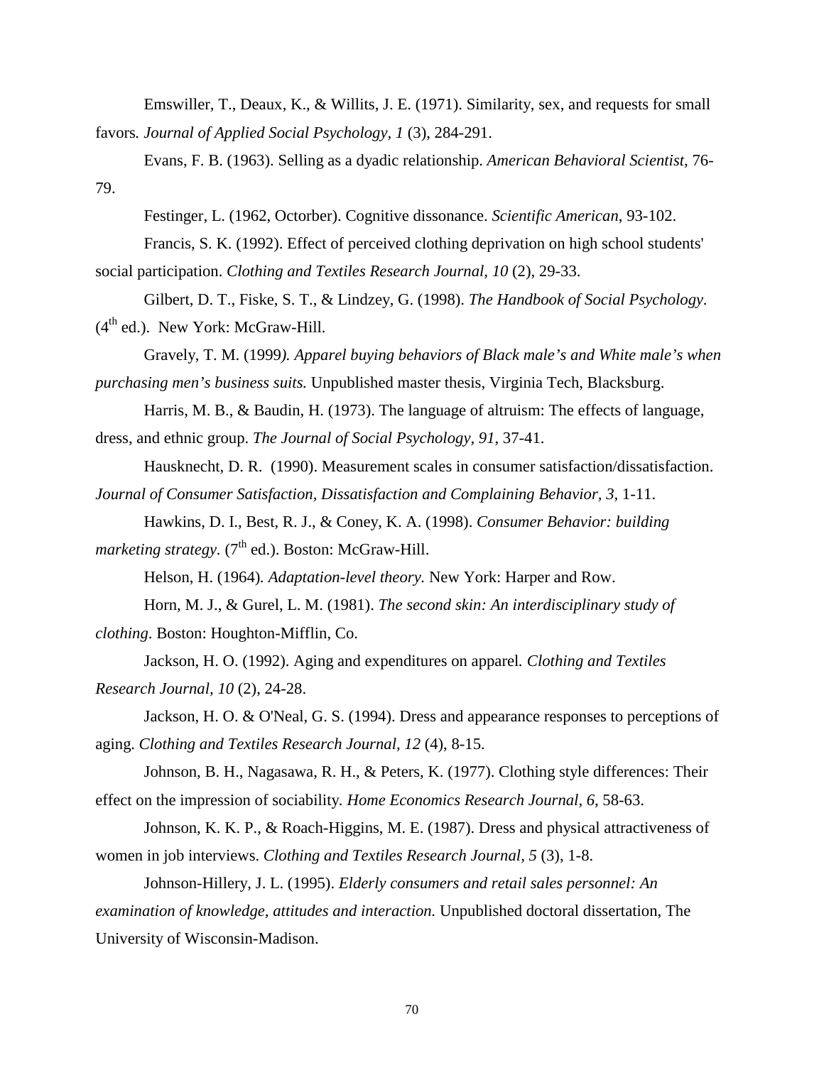Emswiller, T., Deaux, K., & Willits, J. E. (1971). Similarity, sex, and requests for small favors. *Journal of Applied Social Psychology, 1* (3), 284-291.

Evans, F. B. (1963). Selling as a dyadic relationship. *American Behavioral Scientist*, 76-79.

Festinger, L. (1962, Octorber). Cognitive dissonance. *Scientific American*, 93-102.

Francis, S. K. (1992). Effect of perceived clothing deprivation on high school students' social participation. *Clothing and Textiles Research Journal, 10* (2), 29-33.

Gilbert, D. T., Fiske, S. T., & Lindzey, G. (1998). *The Handbook of Social Psychology*. (4th ed.). New York: McGraw-Hill.

Gravely, T. M. (1999*). Apparel buying behaviors of Black male's and White male's when purchasing men's business suits.* Unpublished master thesis, Virginia Tech, Blacksburg.

Harris, M. B., & Baudin, H. (1973). The language of altruism: The effects of language, dress, and ethnic group. *The Journal of Social Psychology, 91*, 37-41.

Hausknecht, D. R. (1990). Measurement scales in consumer satisfaction/dissatisfaction. *Journal of Consumer Satisfaction, Dissatisfaction and Complaining Behavior, 3*, 1-11.

Hawkins, D. I., Best, R. J., & Coney, K. A. (1998). *Consumer Behavior: building marketing strategy*. (7th ed.). Boston: McGraw-Hill.

Helson, H. (1964)*. Adaptation-level theory.* New York: Harper and Row.

Horn, M. J., & Gurel, L. M. (1981). *The second skin: An interdisciplinary study of clothing*. Boston: Houghton-Mifflin, Co.

Jackson, H. O. (1992). Aging and expenditures on apparel*. Clothing and Textiles Research Journal, 10* (2), 24-28.

Jackson, H. O. & O'Neal, G. S. (1994). Dress and appearance responses to perceptions of aging. *Clothing and Textiles Research Journal, 12* (4), 8-15.

Johnson, B. H., Nagasawa, R. H., & Peters, K. (1977). Clothing style differences: Their effect on the impression of sociability*. Home Economics Research Journal, 6*, 58-63.

Johnson, K. K. P., & Roach-Higgins, M. E. (1987). Dress and physical attractiveness of women in job interviews. *Clothing and Textiles Research Journal, 5* (3), 1-8.

Johnson-Hillery, J. L. (1995). *Elderly consumers and retail sales personnel: An examination of knowledge, attitudes and interaction.* Unpublished doctoral dissertation, The University of Wisconsin-Madison.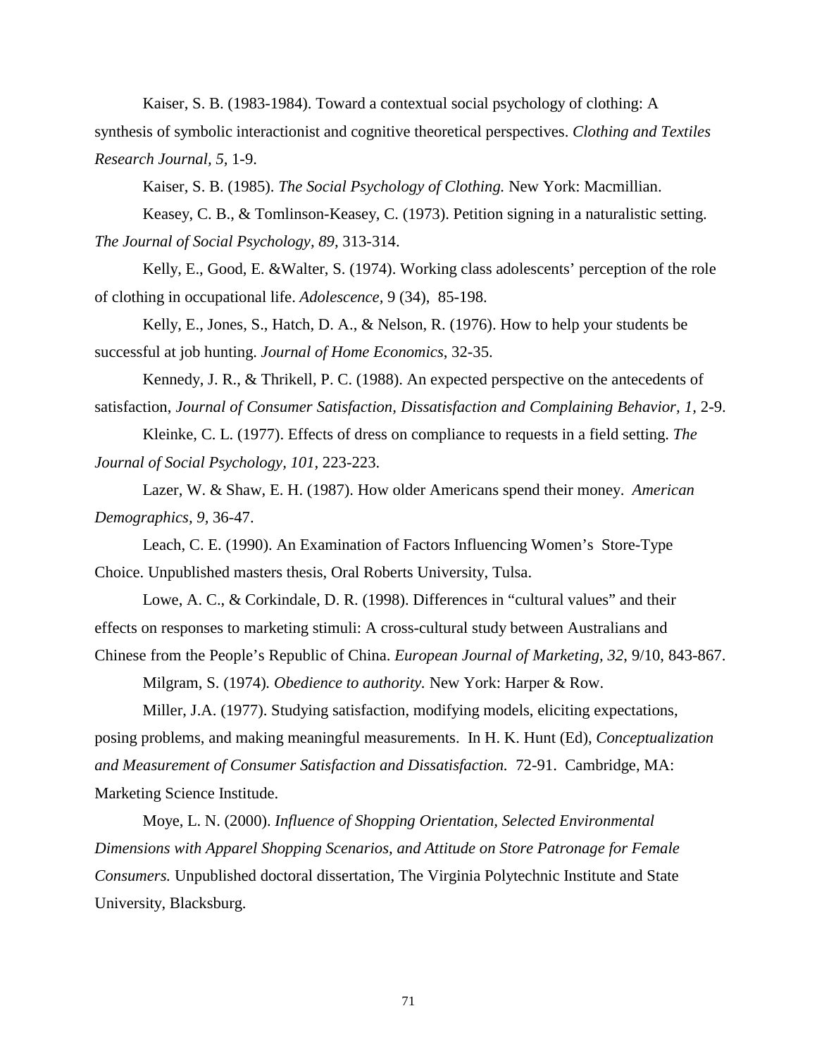Kaiser, S. B. (1983-1984). Toward a contextual social psychology of clothing: A synthesis of symbolic interactionist and cognitive theoretical perspectives. *Clothing and Textiles Research Journal, 5*, 1-9.

Kaiser, S. B. (1985). *The Social Psychology of Clothing.* New York: Macmillian.

Keasey, C. B., & Tomlinson-Keasey, C. (1973). Petition signing in a naturalistic setting. *The Journal of Social Psychology, 89*, 313-314.

Kelly, E., Good, E. &Walter, S. (1974). Working class adolescents' perception of the role of clothing in occupational life. *Adolescence,* 9 (34), 85-198.

Kelly, E., Jones, S., Hatch, D. A., & Nelson, R. (1976). How to help your students be successful at job hunting. *Journal of Home Economics*, 32-35.

Kennedy, J. R., & Thrikell, P. C. (1988). An expected perspective on the antecedents of satisfaction, *Journal of Consumer Satisfaction, Dissatisfaction and Complaining Behavior, 1,* 2-9.

Kleinke, C. L. (1977). Effects of dress on compliance to requests in a field setting. *The Journal of Social Psychology, 101*, 223-223.

Lazer, W. & Shaw, E. H. (1987). How older Americans spend their money. *American Demographics, 9,* 36-47.

Leach, C. E. (1990). An Examination of Factors Influencing Women's Store-Type Choice. Unpublished masters thesis, Oral Roberts University, Tulsa.

Lowe, A. C., & Corkindale, D. R. (1998). Differences in "cultural values" and their effects on responses to marketing stimuli: A cross-cultural study between Australians and Chinese from the People's Republic of China. *European Journal of Marketing, 32,* 9/10, 843-867.

Milgram, S. (1974)*. Obedience to authority.* New York: Harper & Row.

Miller, J.A. (1977). Studying satisfaction, modifying models, eliciting expectations, posing problems, and making meaningful measurements. In H. K. Hunt (Ed), *Conceptualization and Measurement of Consumer Satisfaction and Dissatisfaction.* 72-91. Cambridge, MA: Marketing Science Institude.

Moye, L. N. (2000). *Influence of Shopping Orientation, Selected Environmental Dimensions with Apparel Shopping Scenarios, and Attitude on Store Patronage for Female Consumers.* Unpublished doctoral dissertation, The Virginia Polytechnic Institute and State University, Blacksburg.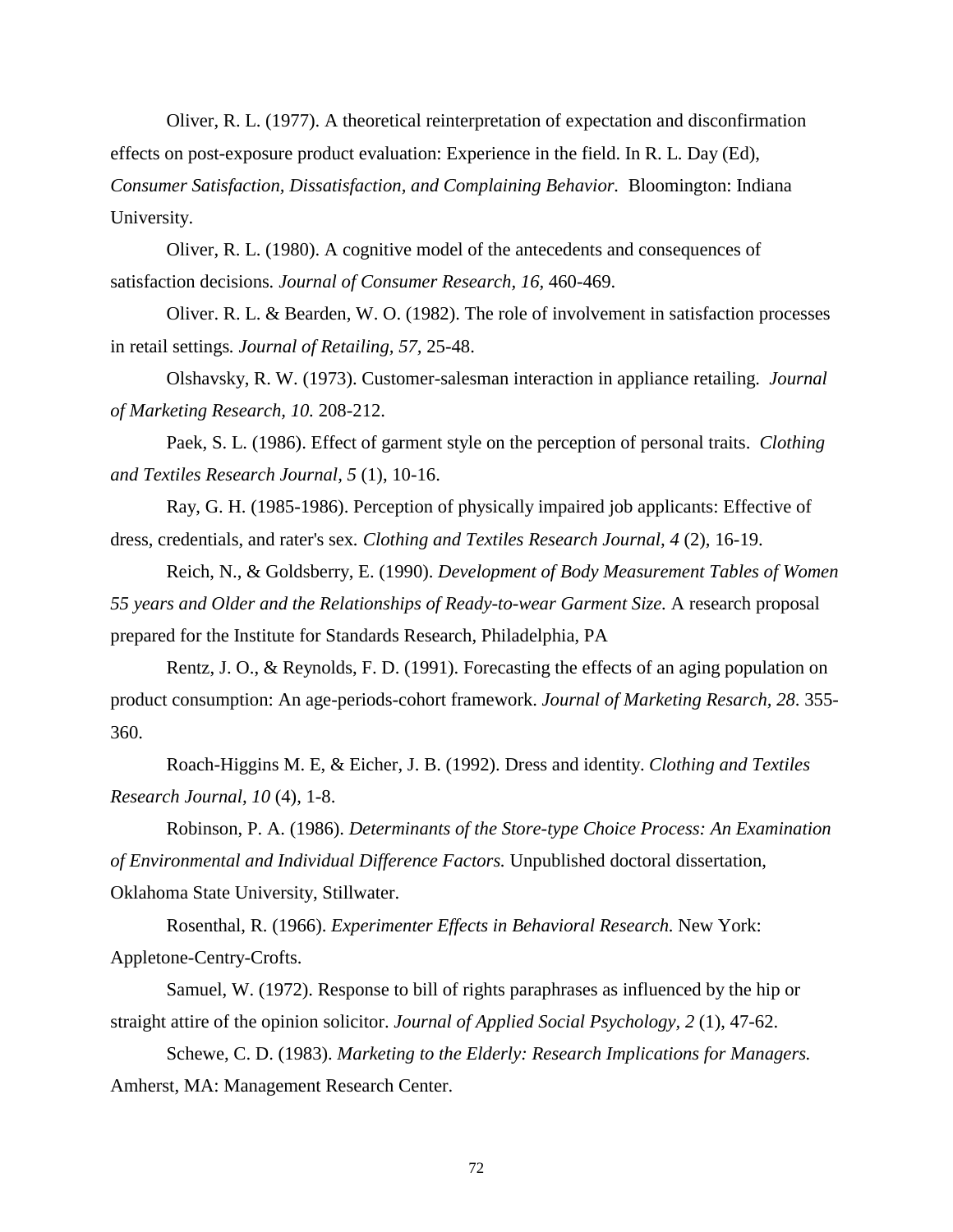Oliver, R. L. (1977). A theoretical reinterpretation of expectation and disconfirmation effects on post-exposure product evaluation: Experience in the field. In R. L. Day (Ed), *Consumer Satisfaction, Dissatisfaction, and Complaining Behavior.* Bloomington: Indiana University.

Oliver, R. L. (1980). A cognitive model of the antecedents and consequences of satisfaction decisions. *Journal of Consumer Research, 16,* 460-469.

Oliver. R. L. & Bearden, W. O. (1982). The role of involvement in satisfaction processes in retail settings. *Journal of Retailing, 57,* 25-48.

Olshavsky, R. W. (1973). Customer-salesman interaction in appliance retailing. *Journal of Marketing Research, 10.* 208-212.

Paek, S. L. (1986). Effect of garment style on the perception of personal traits. *Clothing and Textiles Research Journal, 5* (1), 10-16.

Ray, G. H. (1985-1986). Perception of physically impaired job applicants: Effective of dress, credentials, and rater's sex. *Clothing and Textiles Research Journal, 4* (2), 16-19.

Reich, N., & Goldsberry, E. (1990). *Development of Body Measurement Tables of Women 55 years and Older and the Relationships of Ready-to-wear Garment Size.* A research proposal prepared for the Institute for Standards Research, Philadelphia, PA

Rentz, J. O., & Reynolds, F. D. (1991). Forecasting the effects of an aging population on product consumption: An age-periods-cohort framework. *Journal of Marketing Resarch, 28*. 355-360.

Roach-Higgins M. E, & Eicher, J. B. (1992). Dress and identity. *Clothing and Textiles Research Journal, 10* (4), 1-8.

Robinson, P. A. (1986). *Determinants of the Store-type Choice Process: An Examination of Environmental and Individual Difference Factors.* Unpublished doctoral dissertation, Oklahoma State University, Stillwater.

Rosenthal, R. (1966). *Experimenter Effects in Behavioral Research.* New York: Appletone-Centry-Crofts.

Samuel, W. (1972). Response to bill of rights paraphrases as influenced by the hip or straight attire of the opinion solicitor. *Journal of Applied Social Psychology, 2* (1), 47-62.

Schewe, C. D. (1983). *Marketing to the Elderly: Research Implications for Managers.* Amherst, MA: Management Research Center.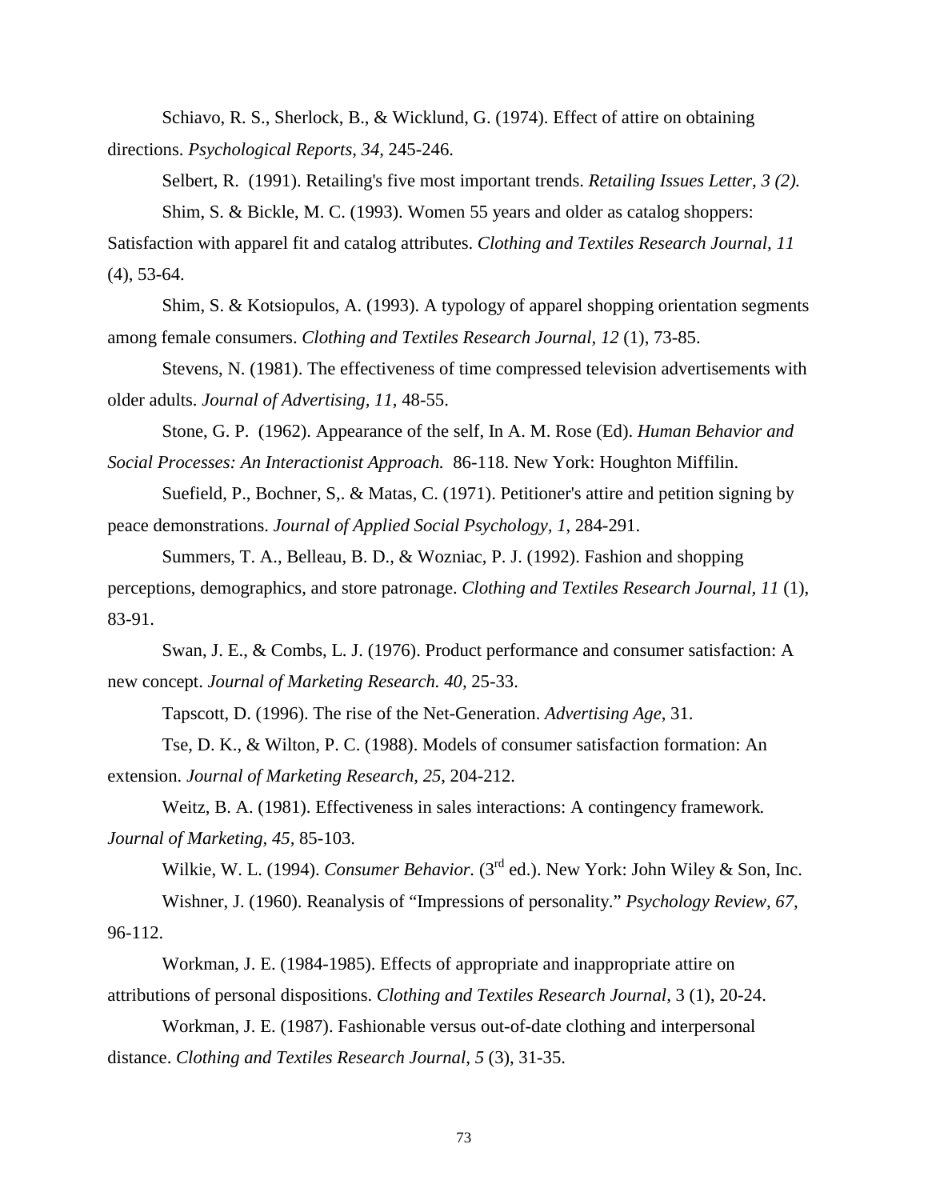Schiavo, R. S., Sherlock, B., & Wicklund, G. (1974). Effect of attire on obtaining directions. *Psychological Reports, 34,* 245-246.

Selbert, R. (1991). Retailing's five most important trends. *Retailing Issues Letter, 3 (2).*

Shim, S. & Bickle, M. C. (1993). Women 55 years and older as catalog shoppers: Satisfaction with apparel fit and catalog attributes. *Clothing and Textiles Research Journal, 11* (4), 53-64.

Shim, S. & Kotsiopulos, A. (1993). A typology of apparel shopping orientation segments among female consumers. *Clothing and Textiles Research Journal, 12* (1), 73-85.

Stevens, N. (1981). The effectiveness of time compressed television advertisements with older adults. *Journal of Advertising, 11,* 48-55.

Stone, G. P. (1962). Appearance of the self, In A. M. Rose (Ed). *Human Behavior and Social Processes: An Interactionist Approach.* 86-118. New York: Houghton Miffilin.

Suefield, P., Bochner, S,. & Matas, C. (1971). Petitioner's attire and petition signing by peace demonstrations. *Journal of Applied Social Psychology, 1*, 284-291.

Summers, T. A., Belleau, B. D., & Wozniac, P. J. (1992). Fashion and shopping perceptions, demographics, and store patronage. *Clothing and Textiles Research Journal, 11* (1), 83-91.

Swan, J. E., & Combs, L. J. (1976). Product performance and consumer satisfaction: A new concept. *Journal of Marketing Research. 40,* 25-33.

Tapscott, D. (1996). The rise of the Net-Generation. *Advertising Age,* 31.

Tse, D. K., & Wilton, P. C. (1988). Models of consumer satisfaction formation: An extension. *Journal of Marketing Research, 25*, 204-212.

Weitz, B. A. (1981). Effectiveness in sales interactions: A contingency framework*.* *Journal of Marketing, 45,* 85-103.

Wilkie, W. L. (1994). *Consumer Behavior.* (3rd ed.). New York: John Wiley & Son, Inc.

Wishner, J. (1960). Reanalysis of "Impressions of personality." *Psychology Review, 67,* 96-112.

Workman, J. E. (1984-1985). Effects of appropriate and inappropriate attire on attributions of personal dispositions. *Clothing and Textiles Research Journal,* 3 (1), 20-24.

Workman, J. E. (1987). Fashionable versus out-of-date clothing and interpersonal distance. *Clothing and Textiles Research Journal, 5* (3), 31-35.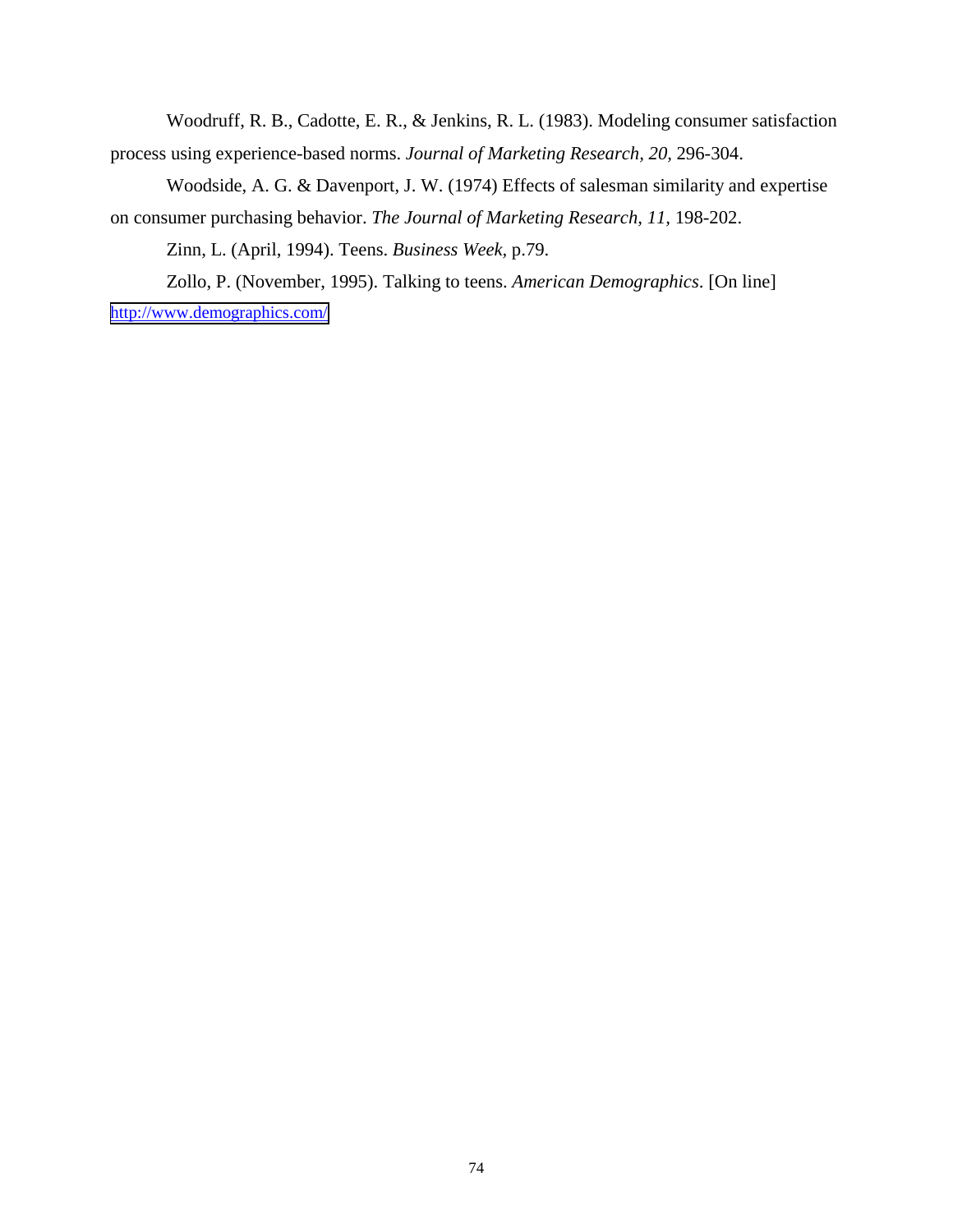Woodruff, R. B., Cadotte, E. R., & Jenkins, R. L. (1983). Modeling consumer satisfaction process using experience-based norms. *Journal of Marketing Research, 20,* 296-304.

Woodside, A. G. & Davenport, J. W. (1974) Effects of salesman similarity and expertise on consumer purchasing behavior. *The Journal of Marketing Research, 11,* 198-202.

Zinn, L. (April, 1994). Teens. *Business Week,* p.79.

Zollo, P. (November, 1995). Talking to teens. *American Demographics.* [On line] http://www.demographics.com/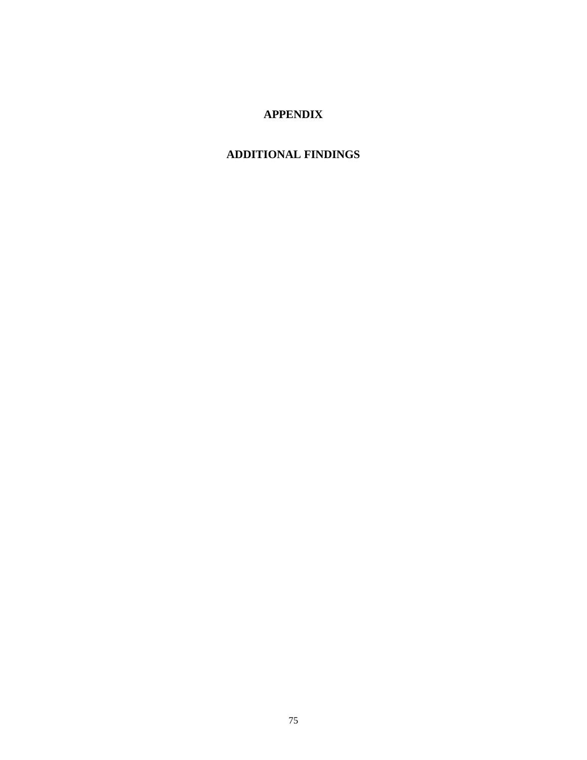# APPENDIX

# ADDITIONAL FINDINGS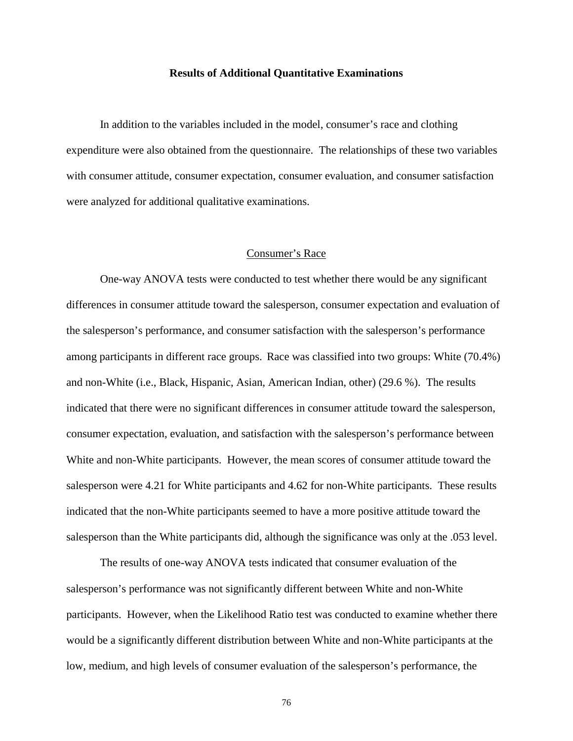## Results of Additional Quantitative Examinations

In addition to the variables included in the model, consumer's race and clothing expenditure were also obtained from the questionnaire. The relationships of these two variables with consumer attitude, consumer expectation, consumer evaluation, and consumer satisfaction were analyzed for additional qualitative examinations.

### Consumer's Race

One-way ANOVA tests were conducted to test whether there would be any significant differences in consumer attitude toward the salesperson, consumer expectation and evaluation of the salesperson's performance, and consumer satisfaction with the salesperson's performance among participants in different race groups. Race was classified into two groups: White (70.4%) and non-White (i.e., Black, Hispanic, Asian, American Indian, other) (29.6 %). The results indicated that there were no significant differences in consumer attitude toward the salesperson, consumer expectation, evaluation, and satisfaction with the salesperson's performance between White and non-White participants. However, the mean scores of consumer attitude toward the salesperson were 4.21 for White participants and 4.62 for non-White participants. These results indicated that the non-White participants seemed to have a more positive attitude toward the salesperson than the White participants did, although the significance was only at the .053 level.

The results of one-way ANOVA tests indicated that consumer evaluation of the salesperson's performance was not significantly different between White and non-White participants. However, when the Likelihood Ratio test was conducted to examine whether there would be a significantly different distribution between White and non-White participants at the low, medium, and high levels of consumer evaluation of the salesperson's performance, the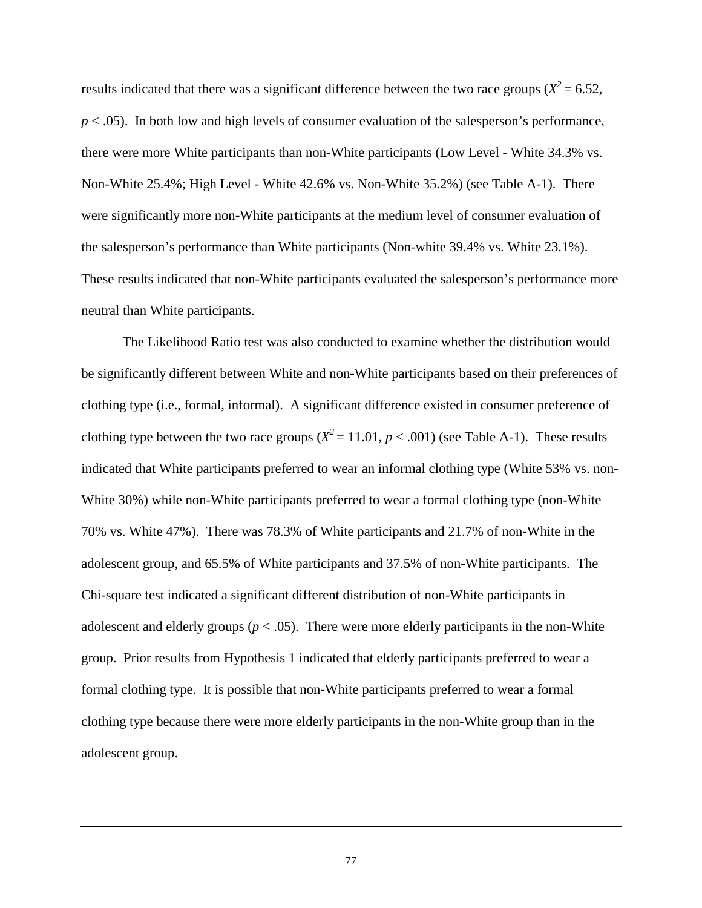results indicated that there was a significant difference between the two race groups ($X^2 = 6.52$, $p < .05$). In both low and high levels of consumer evaluation of the salesperson's performance, there were more White participants than non-White participants (Low Level - White 34.3% vs. Non-White 25.4%; High Level - White 42.6% vs. Non-White 35.2%) (see Table A-1). There were significantly more non-White participants at the medium level of consumer evaluation of the salesperson's performance than White participants (Non-white 39.4% vs. White 23.1%). These results indicated that non-White participants evaluated the salesperson's performance more neutral than White participants.

The Likelihood Ratio test was also conducted to examine whether the distribution would be significantly different between White and non-White participants based on their preferences of clothing type (i.e., formal, informal). A significant difference existed in consumer preference of clothing type between the two race groups ($X^2 = 11.01$, $p < .001$) (see Table A-1). These results indicated that White participants preferred to wear an informal clothing type (White 53% vs. non-White 30%) while non-White participants preferred to wear a formal clothing type (non-White 70% vs. White 47%). There was 78.3% of White participants and 21.7% of non-White in the adolescent group, and 65.5% of White participants and 37.5% of non-White participants. The Chi-square test indicated a significant different distribution of non-White participants in adolescent and elderly groups ($p < .05$). There were more elderly participants in the non-White group. Prior results from Hypothesis 1 indicated that elderly participants preferred to wear a formal clothing type. It is possible that non-White participants preferred to wear a formal clothing type because there were more elderly participants in the non-White group than in the adolescent group.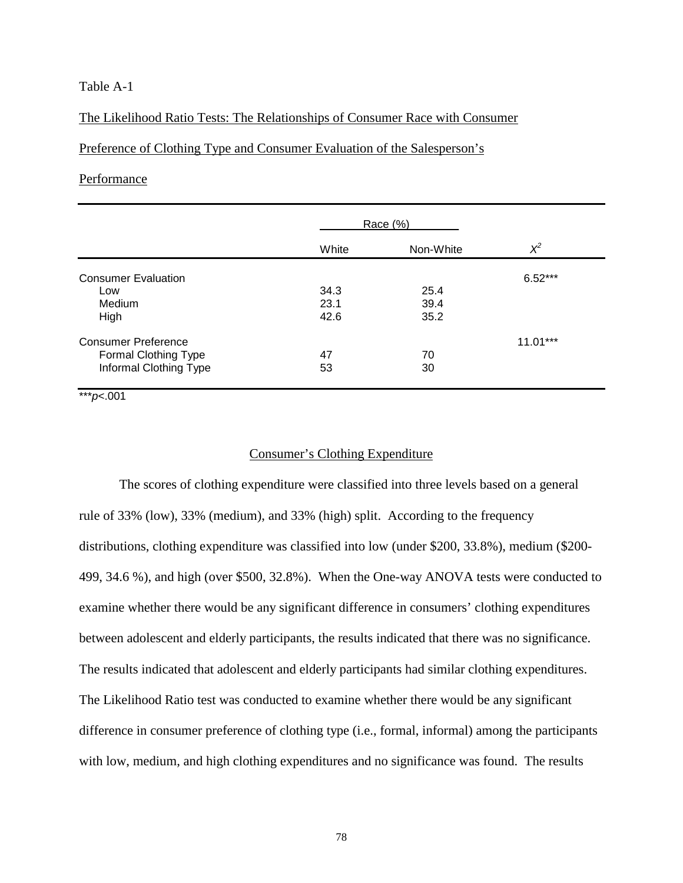Table A-1

The Likelihood Ratio Tests: The Relationships of Consumer Race with Consumer Preference of Clothing Type and Consumer Evaluation of the Salesperson's Performance

| | Race (%) | | |
|---|---|---|---|
| | White | Non-White | $X^2$ |
| Consumer Evaluation | | | 6.52*** |
| Low | 34.3 | 25.4 | |
| Medium | 23.1 | 39.4 | |
| High | 42.6 | 35.2 | |
| Consumer Preference | | | 11.01*** |
| Formal Clothing Type | 47 | 70 | |
| Informal Clothing Type | 53 | 30 | |

***$p$<.001

## Consumer's Clothing Expenditure

The scores of clothing expenditure were classified into three levels based on a general rule of 33% (low), 33% (medium), and 33% (high) split. According to the frequency distributions, clothing expenditure was classified into low (under $200, 33.8%), medium ($200-499, 34.6 %), and high (over $500, 32.8%). When the One-way ANOVA tests were conducted to examine whether there would be any significant difference in consumers' clothing expenditures between adolescent and elderly participants, the results indicated that there was no significance. The results indicated that adolescent and elderly participants had similar clothing expenditures. The Likelihood Ratio test was conducted to examine whether there would be any significant difference in consumer preference of clothing type (i.e., formal, informal) among the participants with low, medium, and high clothing expenditures and no significance was found. The results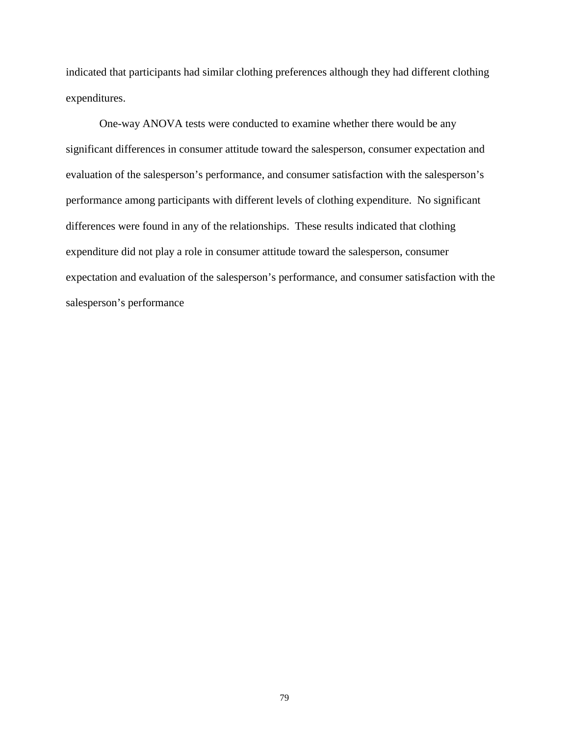indicated that participants had similar clothing preferences although they had different clothing expenditures.

One-way ANOVA tests were conducted to examine whether there would be any significant differences in consumer attitude toward the salesperson, consumer expectation and evaluation of the salesperson's performance, and consumer satisfaction with the salesperson's performance among participants with different levels of clothing expenditure. No significant differences were found in any of the relationships. These results indicated that clothing expenditure did not play a role in consumer attitude toward the salesperson, consumer expectation and evaluation of the salesperson's performance, and consumer satisfaction with the salesperson's performance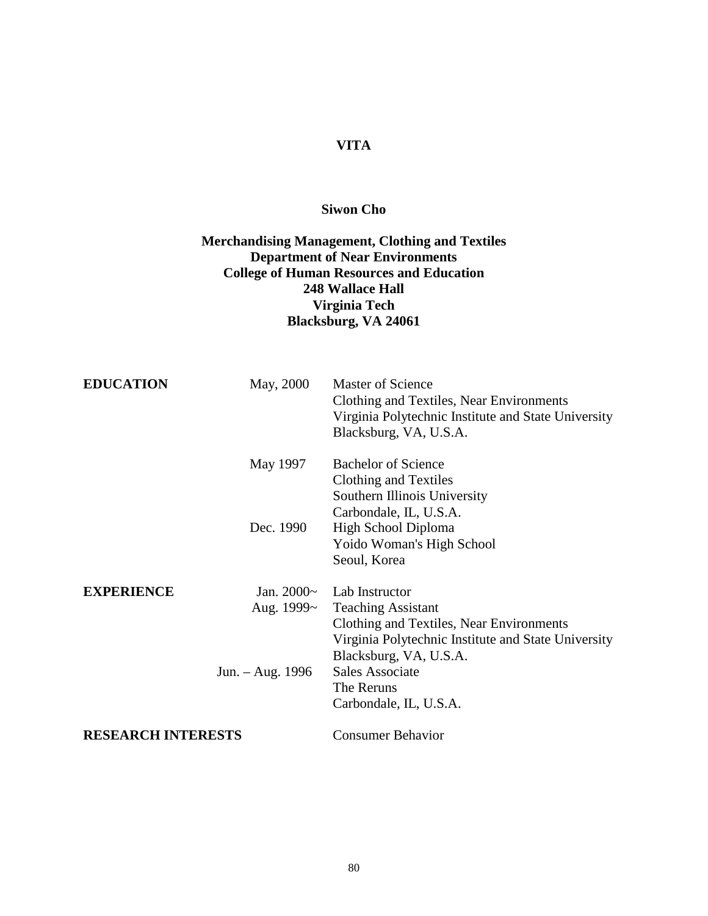# VITA

**Siwon Cho**

**Merchandising Management, Clothing and Textiles**
**Department of Near Environments**
**College of Human Resources and Education**
**248 Wallace Hall**
**Virginia Tech**
**Blacksburg, VA 24061**

| | | |
|---|---|---|
| **EDUCATION** | May, 2000 | Master of Science<br>Clothing and Textiles, Near Environments<br>Virginia Polytechnic Institute and State University<br>Blacksburg, VA, U.S.A. |
| | May 1997 | Bachelor of Science<br>Clothing and Textiles<br>Southern Illinois University<br>Carbondale, IL, U.S.A. |
| | Dec. 1990 | High School Diploma<br>Yoido Woman's High School<br>Seoul, Korea |
| **EXPERIENCE** | Jan. 2000~<br>Aug. 1999~ | Lab Instructor<br>Teaching Assistant<br>Clothing and Textiles, Near Environments<br>Virginia Polytechnic Institute and State University<br>Blacksburg, VA, U.S.A. |
| | Jun. – Aug. 1996 | Sales Associate<br>The Reruns<br>Carbondale, IL, U.S.A. |
| **RESEARCH INTERESTS** | | Consumer Behavior |